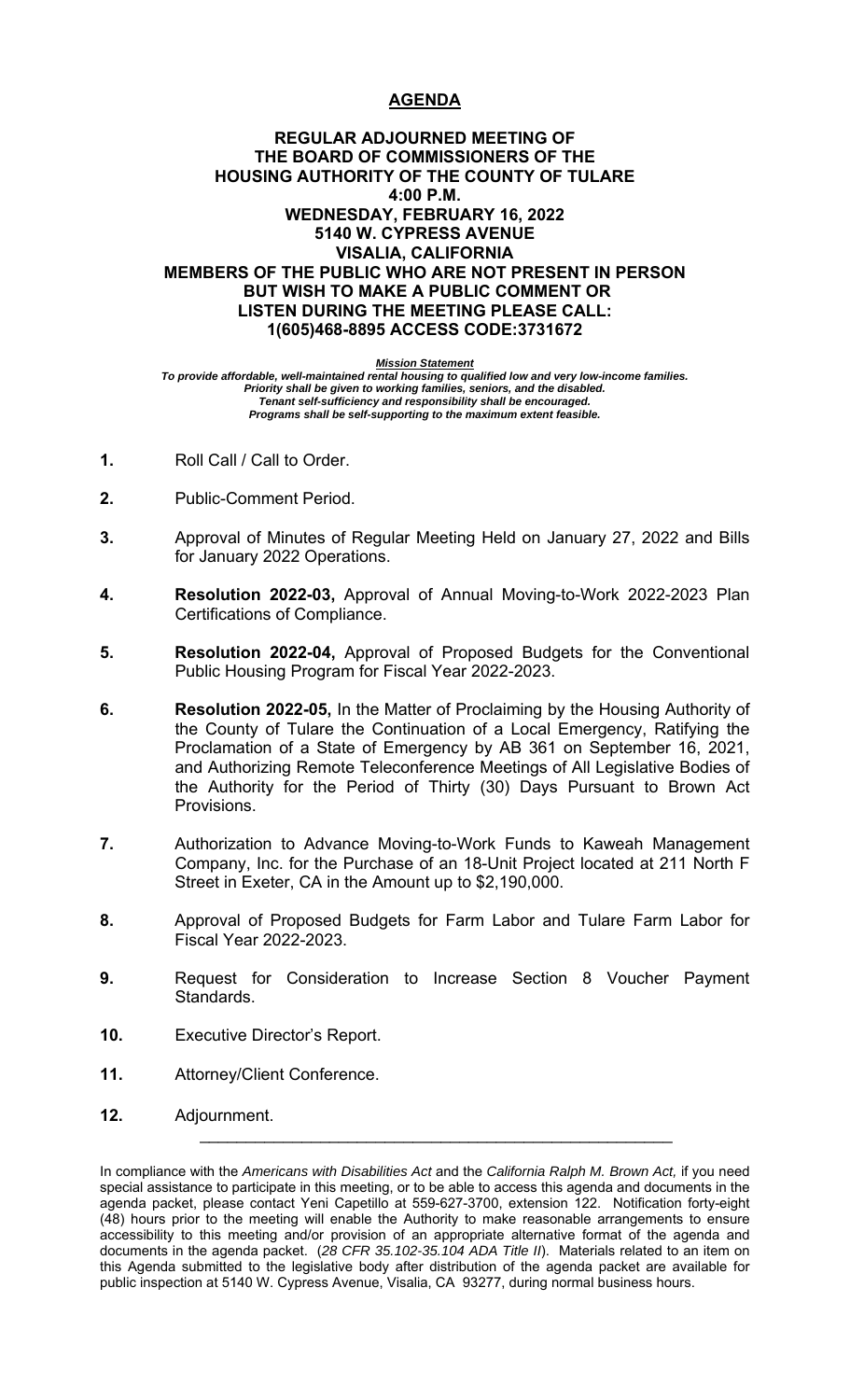# AGENDA

**REGULAR ADJOURNED MEETING OF**
**THE BOARD OF COMMISSIONERS OF THE**
**HOUSING AUTHORITY OF THE COUNTY OF TULARE**
**4:00 P.M.**
**WEDNESDAY, FEBRUARY 16, 2022**
**5140 W. CYPRESS AVENUE**
**VISALIA, CALIFORNIA**
**MEMBERS OF THE PUBLIC WHO ARE NOT PRESENT IN PERSON**
**BUT WISH TO MAKE A PUBLIC COMMENT OR**
**LISTEN DURING THE MEETING PLEASE CALL:**
**1(605)468-8895 ACCESS CODE:3731672**

***Mission Statement***
***To provide affordable, well-maintained rental housing to qualified low and very low-income families.***
***Priority shall be given to working families, seniors, and the disabled.***
***Tenant self-sufficiency and responsibility shall be encouraged.***
***Programs shall be self-supporting to the maximum extent feasible.***

**1.** Roll Call / Call to Order.

**2.** Public-Comment Period.

**3.** Approval of Minutes of Regular Meeting Held on January 27, 2022 and Bills for January 2022 Operations.

**4.** **Resolution 2022-03,** Approval of Annual Moving-to-Work 2022-2023 Plan Certifications of Compliance.

**5.** **Resolution 2022-04,** Approval of Proposed Budgets for the Conventional Public Housing Program for Fiscal Year 2022-2023.

**6.** **Resolution 2022-05,** In the Matter of Proclaiming by the Housing Authority of the County of Tulare the Continuation of a Local Emergency, Ratifying the Proclamation of a State of Emergency by AB 361 on September 16, 2021, and Authorizing Remote Teleconference Meetings of All Legislative Bodies of the Authority for the Period of Thirty (30) Days Pursuant to Brown Act Provisions.

**7.** Authorization to Advance Moving-to-Work Funds to Kaweah Management Company, Inc. for the Purchase of an 18-Unit Project located at 211 North F Street in Exeter, CA in the Amount up to $2,190,000.

**8.** Approval of Proposed Budgets for Farm Labor and Tulare Farm Labor for Fiscal Year 2022-2023.

**9.** Request for Consideration to Increase Section 8 Voucher Payment Standards.

**10.** Executive Director's Report.

**11.** Attorney/Client Conference.

**12.** Adjournment.

---

In compliance with the *Americans with Disabilities Act* and the *California Ralph M. Brown Act,* if you need special assistance to participate in this meeting, or to be able to access this agenda and documents in the agenda packet, please contact Yeni Capetillo at 559-627-3700, extension 122. Notification forty-eight (48) hours prior to the meeting will enable the Authority to make reasonable arrangements to ensure accessibility to this meeting and/or provision of an appropriate alternative format of the agenda and documents in the agenda packet. (*28 CFR 35.102-35.104 ADA Title II*). Materials related to an item on this Agenda submitted to the legislative body after distribution of the agenda packet are available for public inspection at 5140 W. Cypress Avenue, Visalia, CA 93277, during normal business hours.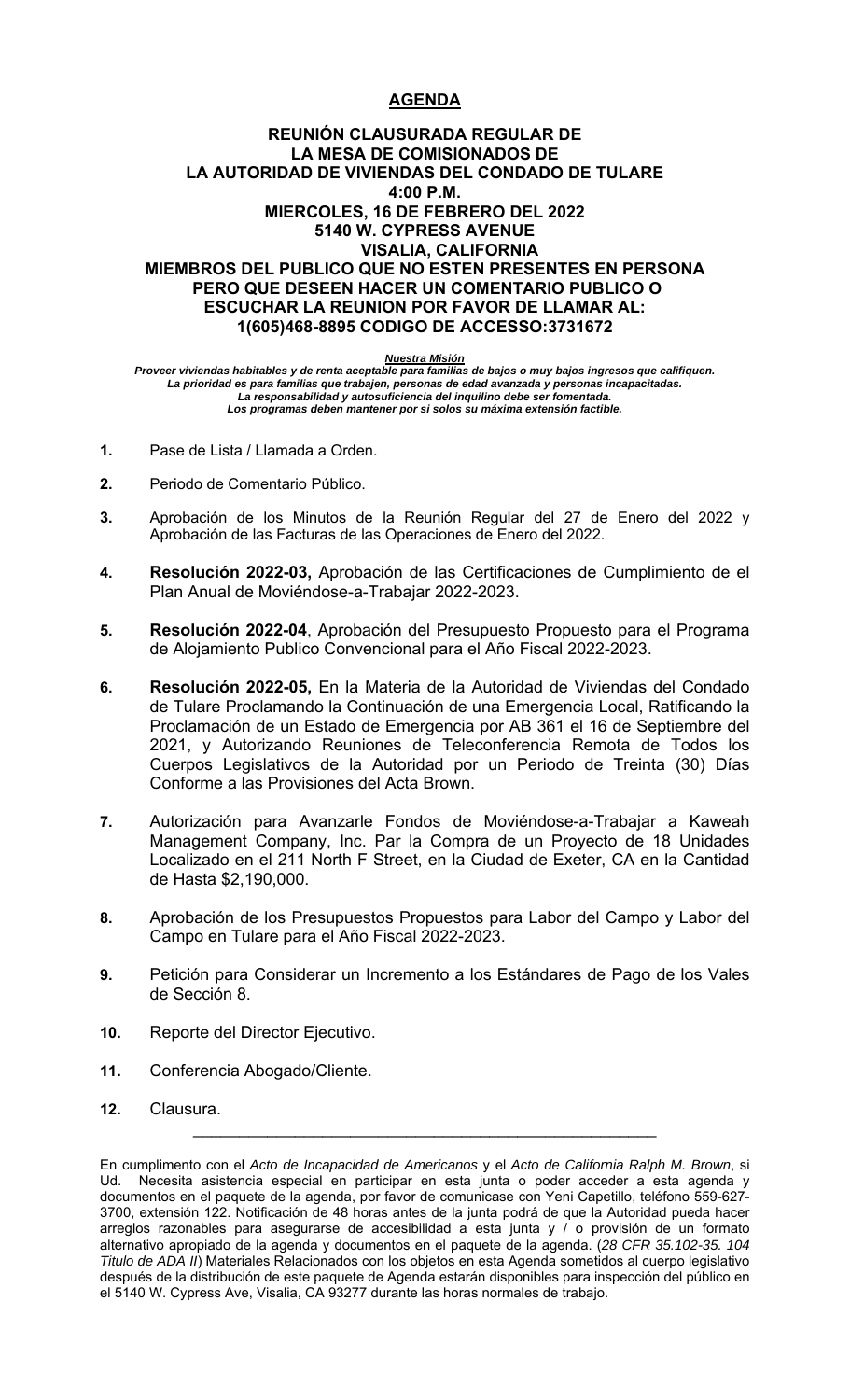# AGENDA

**REUNIÓN CLAUSURADA REGULAR DE**
**LA MESA DE COMISIONADOS DE**
**LA AUTORIDAD DE VIVIENDAS DEL CONDADO DE TULARE**
**4:00 P.M.**
**MIERCOLES, 16 DE FEBRERO DEL 2022**
**5140 W. CYPRESS AVENUE**
**VISALIA, CALIFORNIA**
**MIEMBROS DEL PUBLICO QUE NO ESTEN PRESENTES EN PERSONA PERO QUE DESEEN HACER UN COMENTARIO PUBLICO O ESCUCHAR LA REUNION POR FAVOR DE LLAMAR AL: 1(605)468-8895 CODIGO DE ACCESSO:3731672**

***Nuestra Misión***
***Proveer viviendas habitables y de renta aceptable para familias de bajos o muy bajos ingresos que califiquen.***
***La prioridad es para familias que trabajen, personas de edad avanzada y personas incapacitadas.***
***La responsabilidad y autosuficiencia del inquilino debe ser fomentada.***
***Los programas deben mantener por si solos su máxima extensión factible.***

1. Pase de Lista / Llamada a Orden.
2. Periodo de Comentario Público.
3. Aprobación de los Minutos de la Reunión Regular del 27 de Enero del 2022 y Aprobación de las Facturas de las Operaciones de Enero del 2022.
4. **Resolución 2022-03,** Aprobación de las Certificaciones de Cumplimiento de el Plan Anual de Moviéndose-a-Trabajar 2022-2023.
5. **Resolución 2022-04**, Aprobación del Presupuesto Propuesto para el Programa de Alojamiento Publico Convencional para el Año Fiscal 2022-2023.
6. **Resolución 2022-05,** En la Materia de la Autoridad de Viviendas del Condado de Tulare Proclamando la Continuación de una Emergencia Local, Ratificando la Proclamación de un Estado de Emergencia por AB 361 el 16 de Septiembre del 2021, y Autorizando Reuniones de Teleconferencia Remota de Todos los Cuerpos Legislativos de la Autoridad por un Periodo de Treinta (30) Días Conforme a las Provisiones del Acta Brown.
7. Autorización para Avanzarle Fondos de Moviéndose-a-Trabajar a Kaweah Management Company, Inc. Par la Compra de un Proyecto de 18 Unidades Localizado en el 211 North F Street, en la Ciudad de Exeter, CA en la Cantidad de Hasta $2,190,000.
8. Aprobación de los Presupuestos Propuestos para Labor del Campo y Labor del Campo en Tulare para el Año Fiscal 2022-2023.
9. Petición para Considerar un Incremento a los Estándares de Pago de los Vales de Sección 8.
10. Reporte del Director Ejecutivo.
11. Conferencia Abogado/Cliente.
12. Clausura.

---

En cumplimiento con el *Acto de Incapacidad de Americanos* y el *Acto de California Ralph M. Brown*, si Ud. Necesita asistencia especial en participar en esta junta o poder acceder a esta agenda y documentos en el paquete de la agenda, por favor de comunicase con Yeni Capetillo, teléfono 559-627-3700, extensión 122. Notificación de 48 horas antes de la junta podrá de que la Autoridad pueda hacer arreglos razonables para asegurarse de accesibilidad a esta junta y / o provisión de un formato alternativo apropiado de la agenda y documentos en el paquete de la agenda. (*28 CFR 35.102-35. 104 Titulo de ADA II*) Materiales Relacionados con los objetos en esta Agenda sometidos al cuerpo legislativo después de la distribución de este paquete de Agenda estarán disponibles para inspección del público en el 5140 W. Cypress Ave, Visalia, CA 93277 durante las horas normales de trabajo.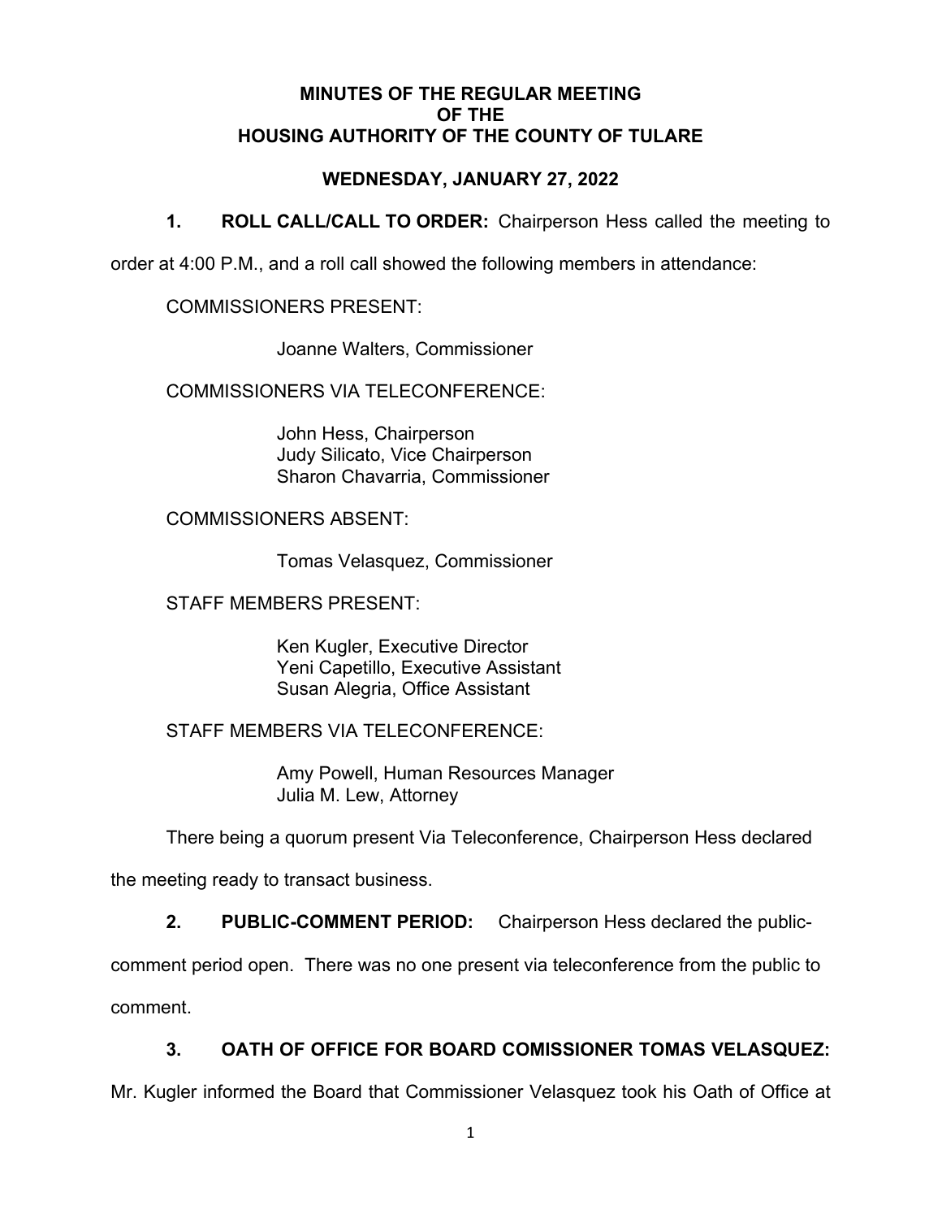**MINUTES OF THE REGULAR MEETING OF THE HOUSING AUTHORITY OF THE COUNTY OF TULARE**

**WEDNESDAY, JANUARY 27, 2022**

**1. ROLL CALL/CALL TO ORDER:** Chairperson Hess called the meeting to order at 4:00 P.M., and a roll call showed the following members in attendance:

COMMISSIONERS PRESENT:

Joanne Walters, Commissioner

COMMISSIONERS VIA TELECONFERENCE:

John Hess, Chairperson
Judy Silicato, Vice Chairperson
Sharon Chavarria, Commissioner

COMMISSIONERS ABSENT:

Tomas Velasquez, Commissioner

STAFF MEMBERS PRESENT:

Ken Kugler, Executive Director
Yeni Capetillo, Executive Assistant
Susan Alegria, Office Assistant

STAFF MEMBERS VIA TELECONFERENCE:

Amy Powell, Human Resources Manager
Julia M. Lew, Attorney

There being a quorum present Via Teleconference, Chairperson Hess declared the meeting ready to transact business.

**2. PUBLIC-COMMENT PERIOD:** Chairperson Hess declared the public-comment period open. There was no one present via teleconference from the public to comment.

**3. OATH OF OFFICE FOR BOARD COMISSIONER TOMAS VELASQUEZ:** Mr. Kugler informed the Board that Commissioner Velasquez took his Oath of Office at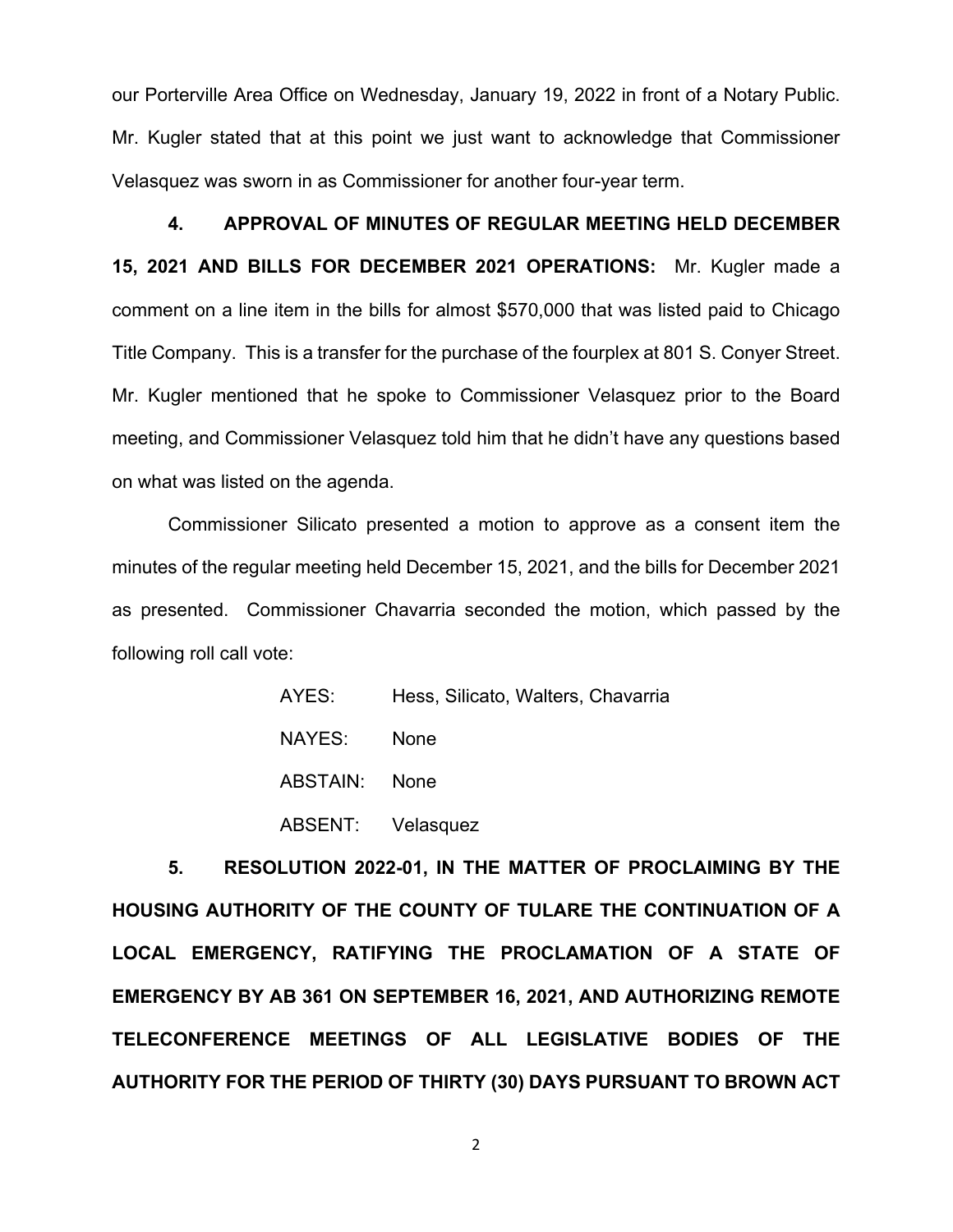our Porterville Area Office on Wednesday, January 19, 2022 in front of a Notary Public. Mr. Kugler stated that at this point we just want to acknowledge that Commissioner Velasquez was sworn in as Commissioner for another four-year term.

**4. APPROVAL OF MINUTES OF REGULAR MEETING HELD DECEMBER 15, 2021 AND BILLS FOR DECEMBER 2021 OPERATIONS:** Mr. Kugler made a comment on a line item in the bills for almost $570,000 that was listed paid to Chicago Title Company. This is a transfer for the purchase of the fourplex at 801 S. Conyer Street. Mr. Kugler mentioned that he spoke to Commissioner Velasquez prior to the Board meeting, and Commissioner Velasquez told him that he didn't have any questions based on what was listed on the agenda.

Commissioner Silicato presented a motion to approve as a consent item the minutes of the regular meeting held December 15, 2021, and the bills for December 2021 as presented. Commissioner Chavarria seconded the motion, which passed by the following roll call vote:

AYES: Hess, Silicato, Walters, Chavarria

NAYES: None

ABSTAIN: None

ABSENT: Velasquez

**5. RESOLUTION 2022-01, IN THE MATTER OF PROCLAIMING BY THE HOUSING AUTHORITY OF THE COUNTY OF TULARE THE CONTINUATION OF A LOCAL EMERGENCY, RATIFYING THE PROCLAMATION OF A STATE OF EMERGENCY BY AB 361 ON SEPTEMBER 16, 2021, AND AUTHORIZING REMOTE TELECONFERENCE MEETINGS OF ALL LEGISLATIVE BODIES OF THE AUTHORITY FOR THE PERIOD OF THIRTY (30) DAYS PURSUANT TO BROWN ACT**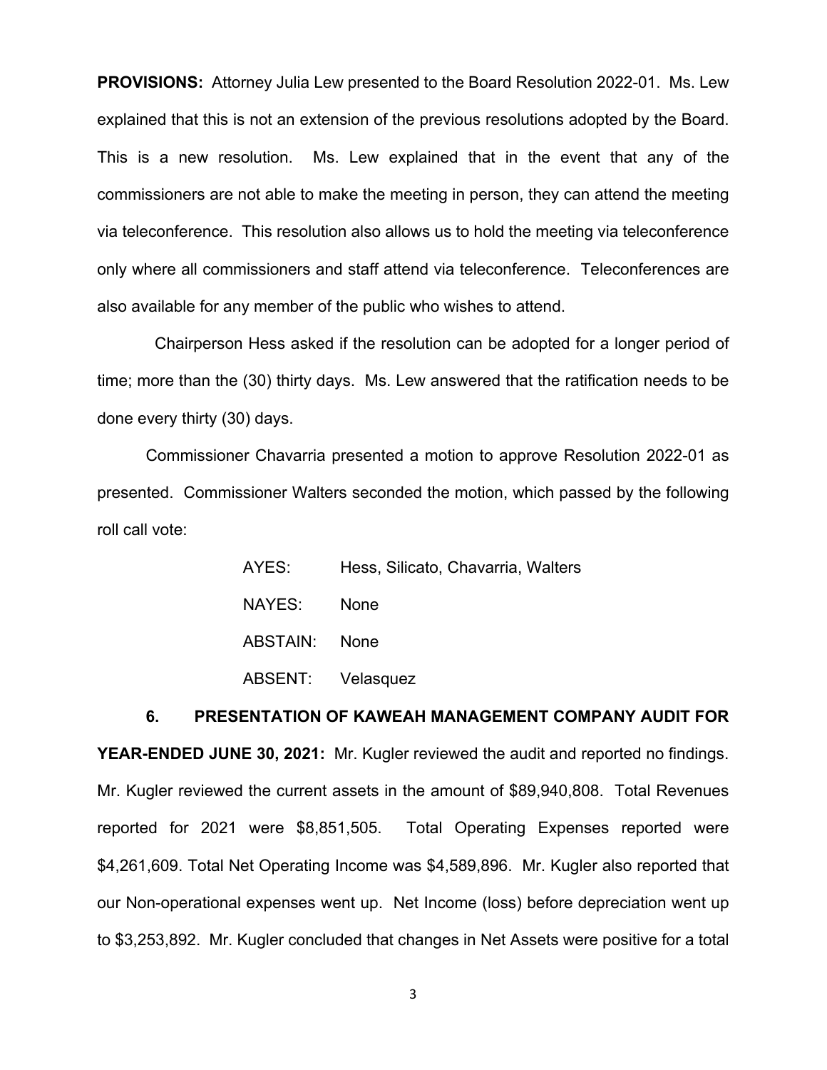**PROVISIONS:** Attorney Julia Lew presented to the Board Resolution 2022-01. Ms. Lew explained that this is not an extension of the previous resolutions adopted by the Board. This is a new resolution. Ms. Lew explained that in the event that any of the commissioners are not able to make the meeting in person, they can attend the meeting via teleconference. This resolution also allows us to hold the meeting via teleconference only where all commissioners and staff attend via teleconference. Teleconferences are also available for any member of the public who wishes to attend.

Chairperson Hess asked if the resolution can be adopted for a longer period of time; more than the (30) thirty days. Ms. Lew answered that the ratification needs to be done every thirty (30) days.

Commissioner Chavarria presented a motion to approve Resolution 2022-01 as presented. Commissioner Walters seconded the motion, which passed by the following roll call vote:

AYES: Hess, Silicato, Chavarria, Walters

NAYES: None

ABSTAIN: None

ABSENT: Velasquez

**6. PRESENTATION OF KAWEAH MANAGEMENT COMPANY AUDIT FOR YEAR-ENDED JUNE 30, 2021:** Mr. Kugler reviewed the audit and reported no findings. Mr. Kugler reviewed the current assets in the amount of $89,940,808. Total Revenues reported for 2021 were $8,851,505. Total Operating Expenses reported were $4,261,609. Total Net Operating Income was $4,589,896. Mr. Kugler also reported that our Non-operational expenses went up. Net Income (loss) before depreciation went up to $3,253,892. Mr. Kugler concluded that changes in Net Assets were positive for a total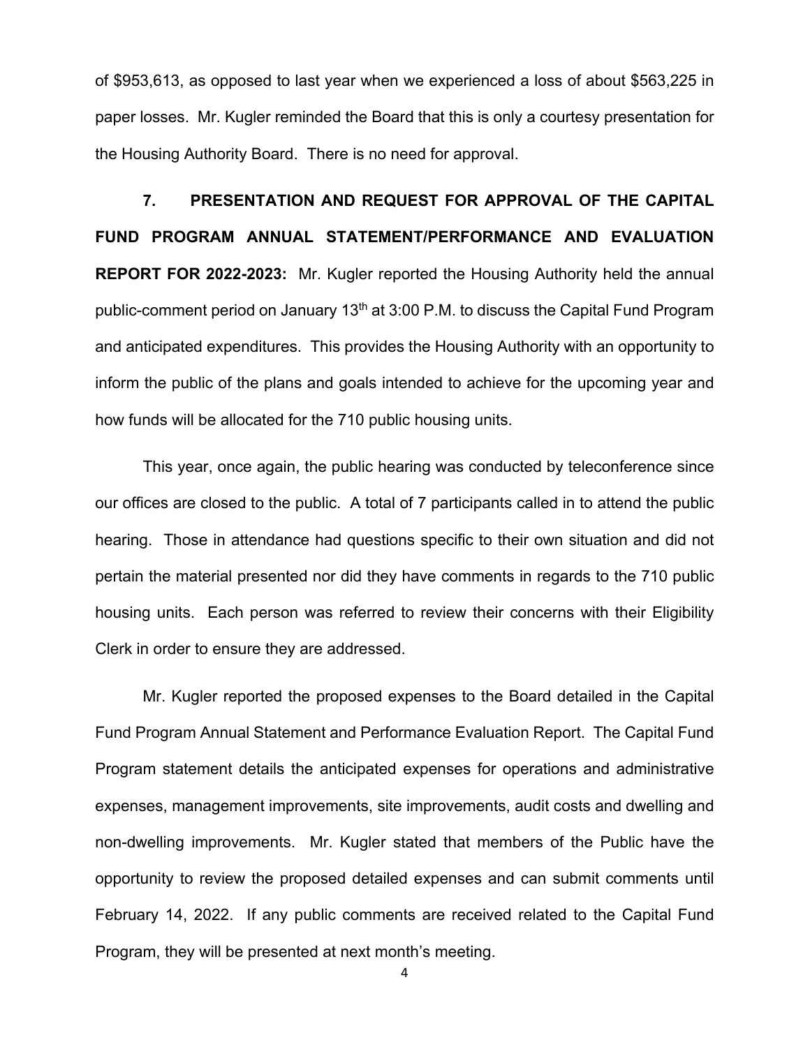of $953,613, as opposed to last year when we experienced a loss of about $563,225 in paper losses. Mr. Kugler reminded the Board that this is only a courtesy presentation for the Housing Authority Board. There is no need for approval.

**7. PRESENTATION AND REQUEST FOR APPROVAL OF THE CAPITAL FUND PROGRAM ANNUAL STATEMENT/PERFORMANCE AND EVALUATION REPORT FOR 2022-2023:** Mr. Kugler reported the Housing Authority held the annual public-comment period on January 13th at 3:00 P.M. to discuss the Capital Fund Program and anticipated expenditures. This provides the Housing Authority with an opportunity to inform the public of the plans and goals intended to achieve for the upcoming year and how funds will be allocated for the 710 public housing units.

This year, once again, the public hearing was conducted by teleconference since our offices are closed to the public. A total of 7 participants called in to attend the public hearing. Those in attendance had questions specific to their own situation and did not pertain the material presented nor did they have comments in regards to the 710 public housing units. Each person was referred to review their concerns with their Eligibility Clerk in order to ensure they are addressed.

Mr. Kugler reported the proposed expenses to the Board detailed in the Capital Fund Program Annual Statement and Performance Evaluation Report. The Capital Fund Program statement details the anticipated expenses for operations and administrative expenses, management improvements, site improvements, audit costs and dwelling and non-dwelling improvements. Mr. Kugler stated that members of the Public have the opportunity to review the proposed detailed expenses and can submit comments until February 14, 2022. If any public comments are received related to the Capital Fund Program, they will be presented at next month's meeting.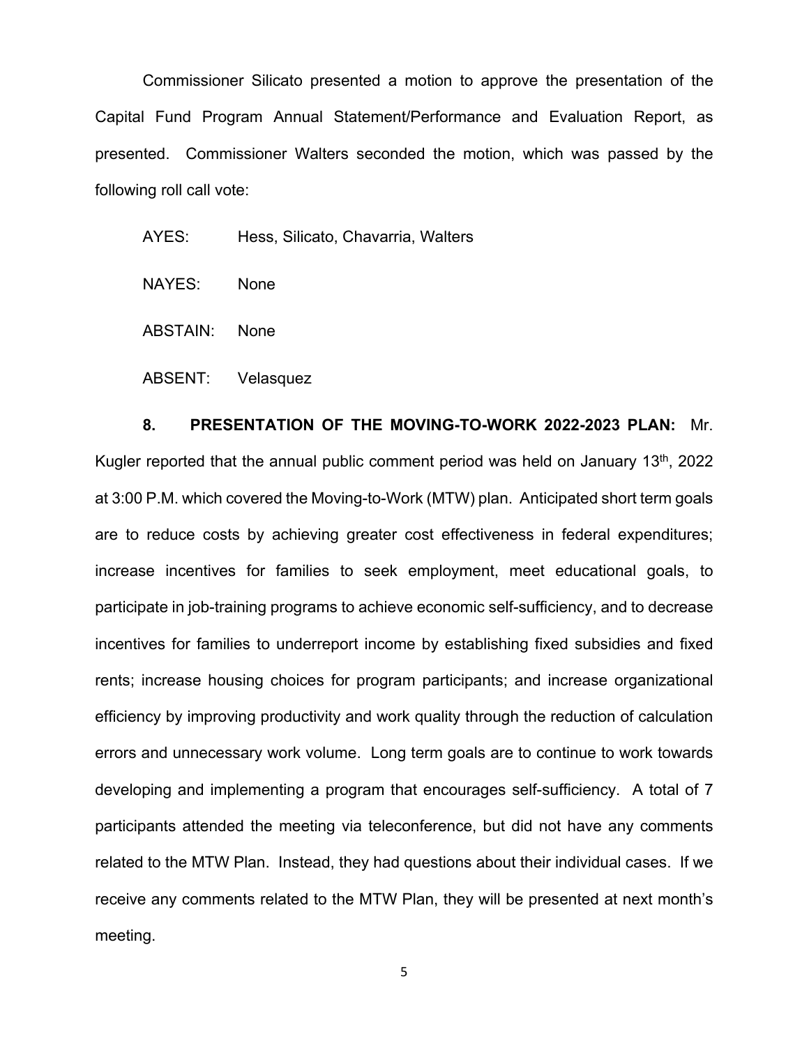Commissioner Silicato presented a motion to approve the presentation of the Capital Fund Program Annual Statement/Performance and Evaluation Report, as presented. Commissioner Walters seconded the motion, which was passed by the following roll call vote:

AYES: Hess, Silicato, Chavarria, Walters

NAYES: None

ABSTAIN: None

ABSENT: Velasquez

**8. PRESENTATION OF THE MOVING-TO-WORK 2022-2023 PLAN:** Mr. Kugler reported that the annual public comment period was held on January 13th, 2022 at 3:00 P.M. which covered the Moving-to-Work (MTW) plan. Anticipated short term goals are to reduce costs by achieving greater cost effectiveness in federal expenditures; increase incentives for families to seek employment, meet educational goals, to participate in job-training programs to achieve economic self-sufficiency, and to decrease incentives for families to underreport income by establishing fixed subsidies and fixed rents; increase housing choices for program participants; and increase organizational efficiency by improving productivity and work quality through the reduction of calculation errors and unnecessary work volume. Long term goals are to continue to work towards developing and implementing a program that encourages self-sufficiency. A total of 7 participants attended the meeting via teleconference, but did not have any comments related to the MTW Plan. Instead, they had questions about their individual cases. If we receive any comments related to the MTW Plan, they will be presented at next month's meeting.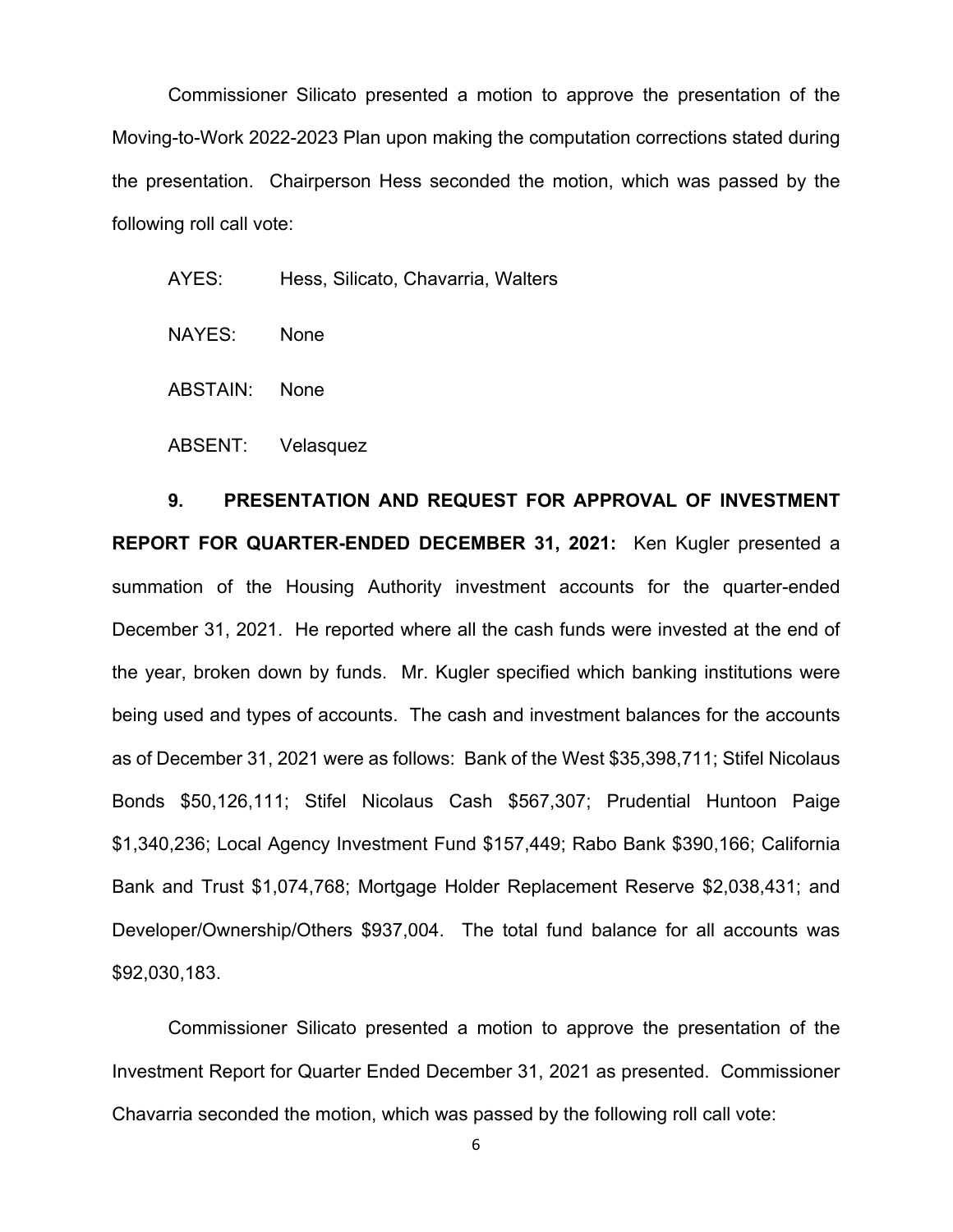Commissioner Silicato presented a motion to approve the presentation of the Moving-to-Work 2022-2023 Plan upon making the computation corrections stated during the presentation. Chairperson Hess seconded the motion, which was passed by the following roll call vote:

AYES: Hess, Silicato, Chavarria, Walters

NAYES: None

ABSTAIN: None

ABSENT: Velasquez

**9. PRESENTATION AND REQUEST FOR APPROVAL OF INVESTMENT REPORT FOR QUARTER-ENDED DECEMBER 31, 2021:** Ken Kugler presented a summation of the Housing Authority investment accounts for the quarter-ended December 31, 2021. He reported where all the cash funds were invested at the end of the year, broken down by funds. Mr. Kugler specified which banking institutions were being used and types of accounts. The cash and investment balances for the accounts as of December 31, 2021 were as follows: Bank of the West $35,398,711; Stifel Nicolaus Bonds $50,126,111; Stifel Nicolaus Cash $567,307; Prudential Huntoon Paige $1,340,236; Local Agency Investment Fund $157,449; Rabo Bank $390,166; California Bank and Trust $1,074,768; Mortgage Holder Replacement Reserve $2,038,431; and Developer/Ownership/Others $937,004. The total fund balance for all accounts was $92,030,183.

Commissioner Silicato presented a motion to approve the presentation of the Investment Report for Quarter Ended December 31, 2021 as presented. Commissioner Chavarria seconded the motion, which was passed by the following roll call vote: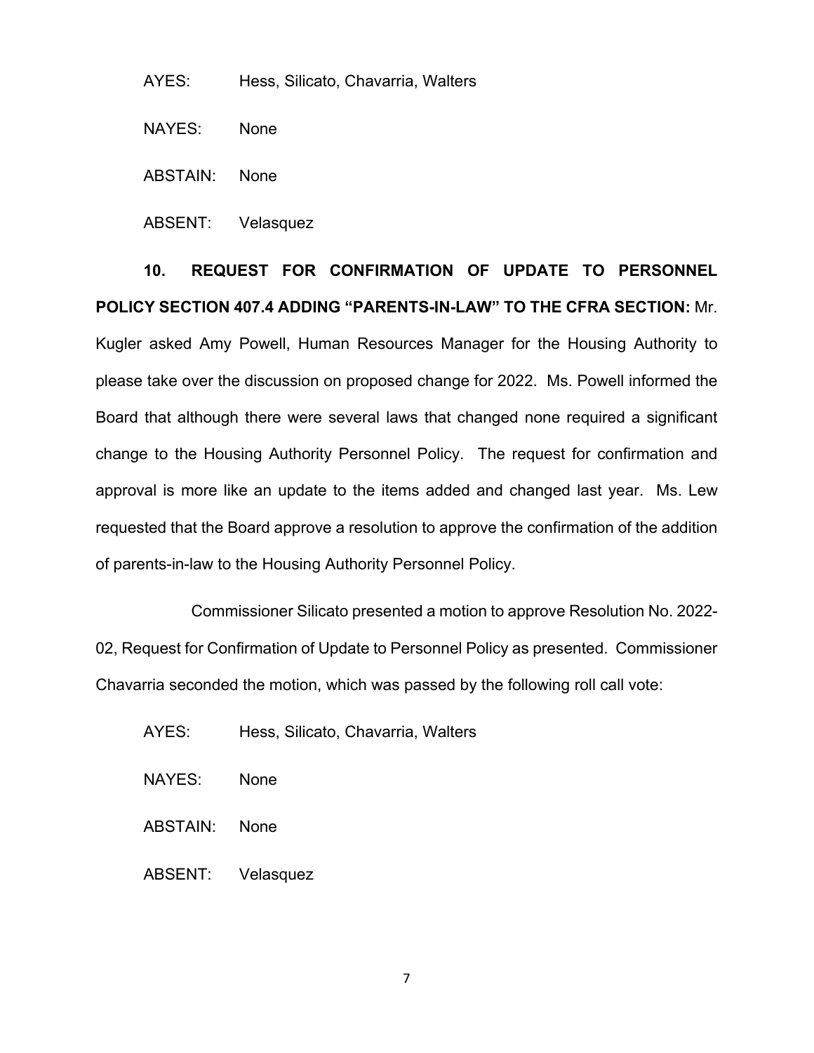AYES: Hess, Silicato, Chavarria, Walters

NAYES: None

ABSTAIN: None

ABSENT: Velasquez

**10. REQUEST FOR CONFIRMATION OF UPDATE TO PERSONNEL POLICY SECTION 407.4 ADDING "PARENTS-IN-LAW" TO THE CFRA SECTION:** Mr. Kugler asked Amy Powell, Human Resources Manager for the Housing Authority to please take over the discussion on proposed change for 2022. Ms. Powell informed the Board that although there were several laws that changed none required a significant change to the Housing Authority Personnel Policy. The request for confirmation and approval is more like an update to the items added and changed last year. Ms. Lew requested that the Board approve a resolution to approve the confirmation of the addition of parents-in-law to the Housing Authority Personnel Policy.

Commissioner Silicato presented a motion to approve Resolution No. 2022-02, Request for Confirmation of Update to Personnel Policy as presented. Commissioner Chavarria seconded the motion, which was passed by the following roll call vote:

AYES: Hess, Silicato, Chavarria, Walters

NAYES: None

ABSTAIN: None

ABSENT: Velasquez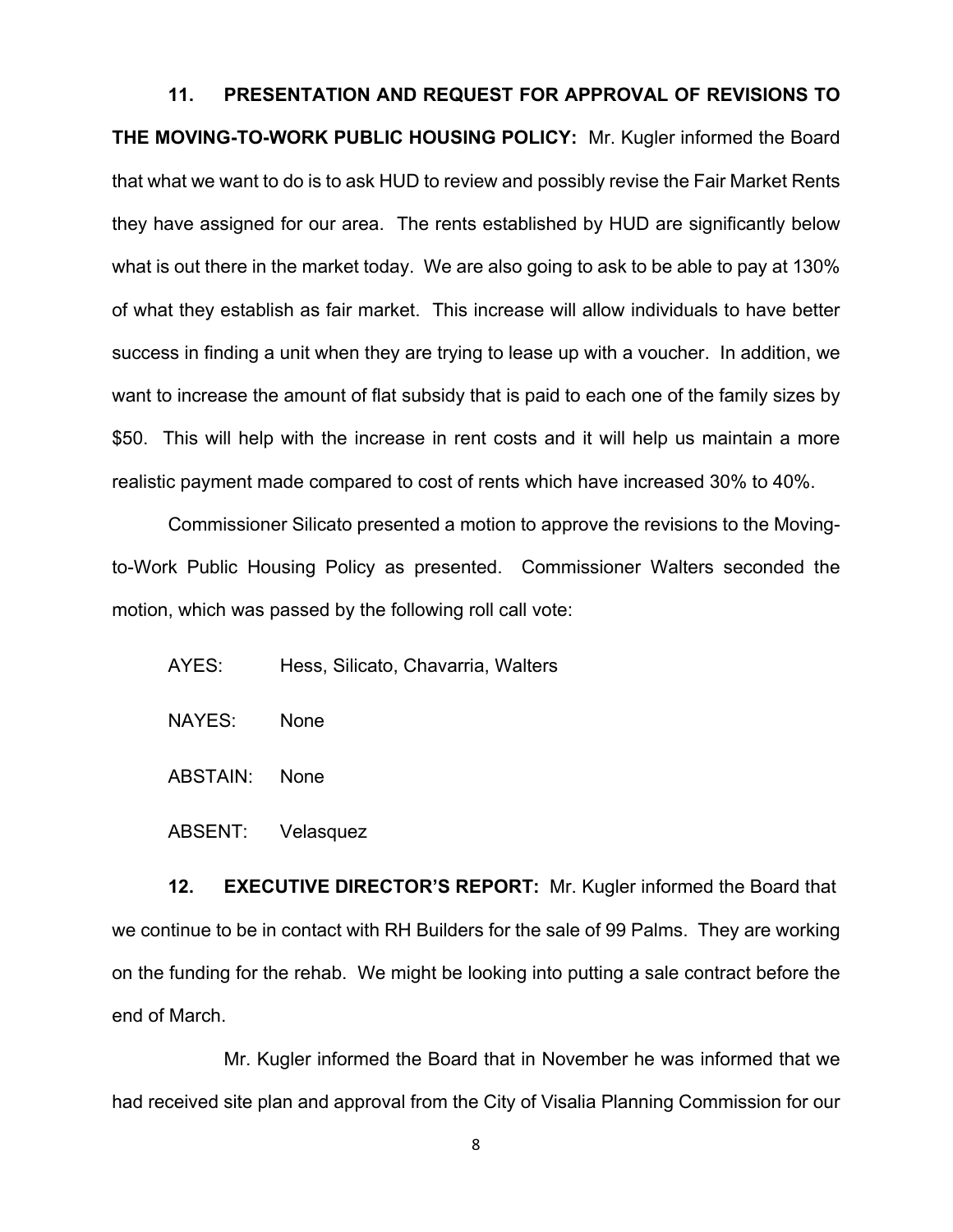**11. PRESENTATION AND REQUEST FOR APPROVAL OF REVISIONS TO THE MOVING-TO-WORK PUBLIC HOUSING POLICY:** Mr. Kugler informed the Board that what we want to do is to ask HUD to review and possibly revise the Fair Market Rents they have assigned for our area. The rents established by HUD are significantly below what is out there in the market today. We are also going to ask to be able to pay at 130% of what they establish as fair market. This increase will allow individuals to have better success in finding a unit when they are trying to lease up with a voucher. In addition, we want to increase the amount of flat subsidy that is paid to each one of the family sizes by $50. This will help with the increase in rent costs and it will help us maintain a more realistic payment made compared to cost of rents which have increased 30% to 40%.

Commissioner Silicato presented a motion to approve the revisions to the Moving-to-Work Public Housing Policy as presented. Commissioner Walters seconded the motion, which was passed by the following roll call vote:

AYES: Hess, Silicato, Chavarria, Walters

NAYES: None

ABSTAIN: None

ABSENT: Velasquez

**12. EXECUTIVE DIRECTOR'S REPORT:** Mr. Kugler informed the Board that we continue to be in contact with RH Builders for the sale of 99 Palms. They are working on the funding for the rehab. We might be looking into putting a sale contract before the end of March.

Mr. Kugler informed the Board that in November he was informed that we had received site plan and approval from the City of Visalia Planning Commission for our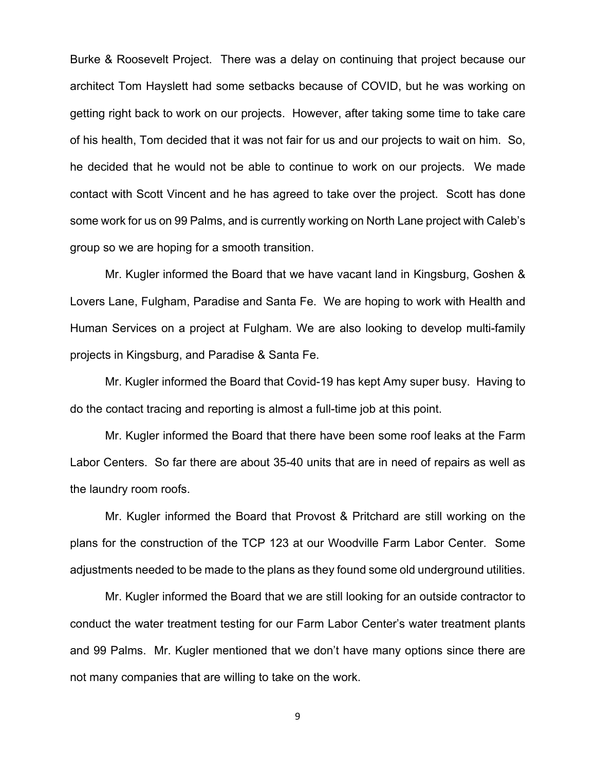Burke & Roosevelt Project. There was a delay on continuing that project because our architect Tom Hayslett had some setbacks because of COVID, but he was working on getting right back to work on our projects. However, after taking some time to take care of his health, Tom decided that it was not fair for us and our projects to wait on him. So, he decided that he would not be able to continue to work on our projects. We made contact with Scott Vincent and he has agreed to take over the project. Scott has done some work for us on 99 Palms, and is currently working on North Lane project with Caleb's group so we are hoping for a smooth transition.

Mr. Kugler informed the Board that we have vacant land in Kingsburg, Goshen & Lovers Lane, Fulgham, Paradise and Santa Fe. We are hoping to work with Health and Human Services on a project at Fulgham. We are also looking to develop multi-family projects in Kingsburg, and Paradise & Santa Fe.

Mr. Kugler informed the Board that Covid-19 has kept Amy super busy. Having to do the contact tracing and reporting is almost a full-time job at this point.

Mr. Kugler informed the Board that there have been some roof leaks at the Farm Labor Centers. So far there are about 35-40 units that are in need of repairs as well as the laundry room roofs.

Mr. Kugler informed the Board that Provost & Pritchard are still working on the plans for the construction of the TCP 123 at our Woodville Farm Labor Center. Some adjustments needed to be made to the plans as they found some old underground utilities.

Mr. Kugler informed the Board that we are still looking for an outside contractor to conduct the water treatment testing for our Farm Labor Center's water treatment plants and 99 Palms. Mr. Kugler mentioned that we don't have many options since there are not many companies that are willing to take on the work.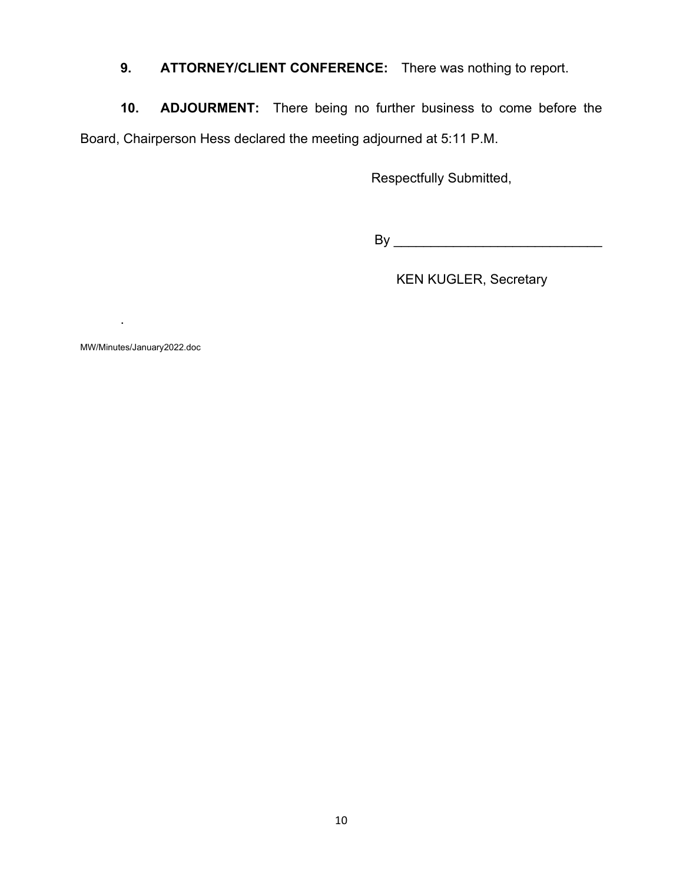**9. ATTORNEY/CLIENT CONFERENCE:** There was nothing to report.

**10. ADJOURMENT:** There being no further business to come before the Board, Chairperson Hess declared the meeting adjourned at 5:11 P.M.

Respectfully Submitted,

By ____________________________

KEN KUGLER, Secretary

.

MW/Minutes/January2022.doc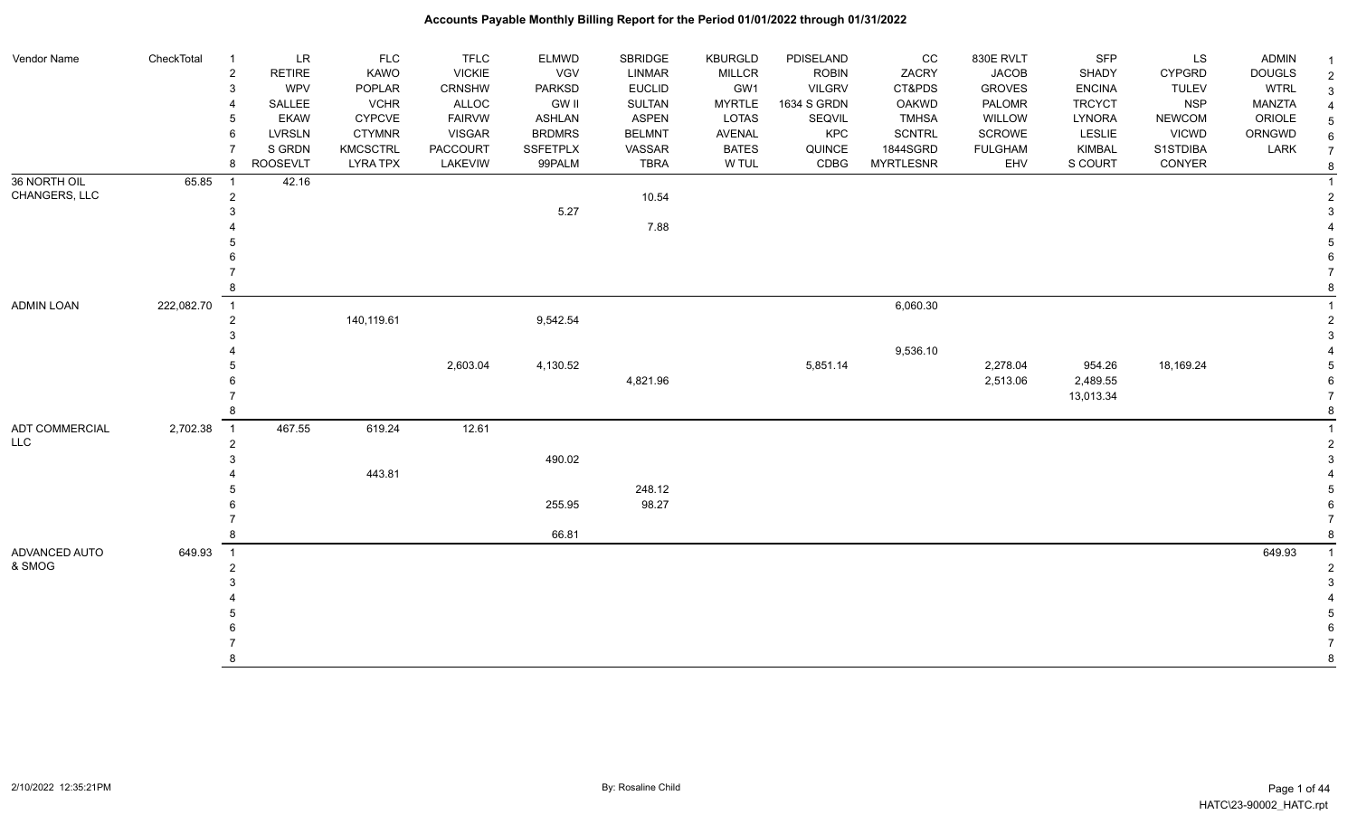# Accounts Payable Monthly Billing Report for the Period 01/01/2022 through 01/31/2022

| Vendor Name | CheckTotal | | | | | | | | | | | | | |
|---|---|---|---|---|---|---|---|---|---|---|---|---|---|---|
| | | 1 | LR | FLC | TFLC | ELMWD | SBRIDGE | KBURGLD | PDISELAND | CC | 830E RVLT | SFP | LS | ADMIN |
| | | 2 | RETIRE | KAWO | VICKIE | VGV | LINMAR | MILLCR | ROBIN | ZACRY | JACOB | SHADY | CYPGRD | DOUGLS |
| | | 3 | WPV | POPLAR | CRNSHW | PARKSD | EUCLID | GW1 | VILGRV | CT&PDS | GROVES | ENCINA | TULEV | WTRL |
| | | 4 | SALLEE | VCHR | ALLOC | GW II | SULTAN | MYRTLE | 1634 S GRDN | OAKWD | PALOMR | TRCYCT | NSP | MANZTA |
| | | 5 | EKAW | CYPCVE | FAIRVW | ASHLAN | ASPEN | LOTAS | SEQVIL | TMHSA | WILLOW | LYNORA | NEWCOM | ORIOLE |
| | | 6 | LVRSLN | CTYMNR | VISGAR | BRDMRS | BELMNT | AVENAL | KPC | SCNTRL | SCROWE | LESLIE | VICWD | ORNGWD |
| | | 7 | S GRDN | KMCSCTRL | PACCOURT | SSFETPLX | VASSAR | BATES | QUINCE | 1844SGRD | FULGHAM | KIMBAL | S1STDIBA | LARK |
| | | 8 | ROOSEVLT | LYRA TPX | LAKEVIW | 99PALM | TBRA | W TUL | CDBG | MYRTLESNR | EHV | S COURT | CONYER | |
| 36 NORTH OIL CHANGERS, LLC | 65.85 | 1 | 42.16 | | | | | | | | | | | |
| | | 2 | | | | | 10.54 | | | | | | | |
| | | 3 | | | | 5.27 | | | | | | | | |
| | | 4 | | | | | 7.88 | | | | | | | |
| | | 5 | | | | | | | | | | | | |
| | | 6 | | | | | | | | | | | | |
| | | 7 | | | | | | | | | | | | |
| | | 8 | | | | | | | | | | | | |
| ADMIN LOAN | 222,082.70 | 1 | | | | | | | | 6,060.30 | | | | |
| | | 2 | | 140,119.61 | | 9,542.54 | | | | | | | | |
| | | 3 | | | | | | | | | | | | |
| | | 4 | | | | | | | | 9,536.10 | | | | |
| | | 5 | | | 2,603.04 | 4,130.52 | | | 5,851.14 | | 2,278.04 | 954.26 | 18,169.24 | |
| | | 6 | | | | | 4,821.96 | | | | 2,513.06 | 2,489.55 | | |
| | | 7 | | | | | | | | | | 13,013.34 | | |
| | | 8 | | | | | | | | | | | | |
| ADT COMMERCIAL LLC | 2,702.38 | 1 | 467.55 | 619.24 | 12.61 | | | | | | | | | |
| | | 2 | | | | | | | | | | | | |
| | | 3 | | | | 490.02 | | | | | | | | |
| | | 4 | | 443.81 | | | | | | | | | | |
| | | 5 | | | | | 248.12 | | | | | | | |
| | | 6 | | | | 255.95 | 98.27 | | | | | | | |
| | | 7 | | | | | | | | | | | | |
| | | 8 | | | | 66.81 | | | | | | | | |
| ADVANCED AUTO & SMOG | 649.93 | 1 | | | | | | | | | | | | 649.93 |
| | | 2 | | | | | | | | | | | | |
| | | 3 | | | | | | | | | | | | |
| | | 4 | | | | | | | | | | | | |
| | | 5 | | | | | | | | | | | | |
| | | 6 | | | | | | | | | | | | |
| | | 7 | | | | | | | | | | | | |
| | | 8 | | | | | | | | | | | | |

2/10/2022 12:35:21PM

By: Rosaline Child

HATC\23-90002_HATC.rpt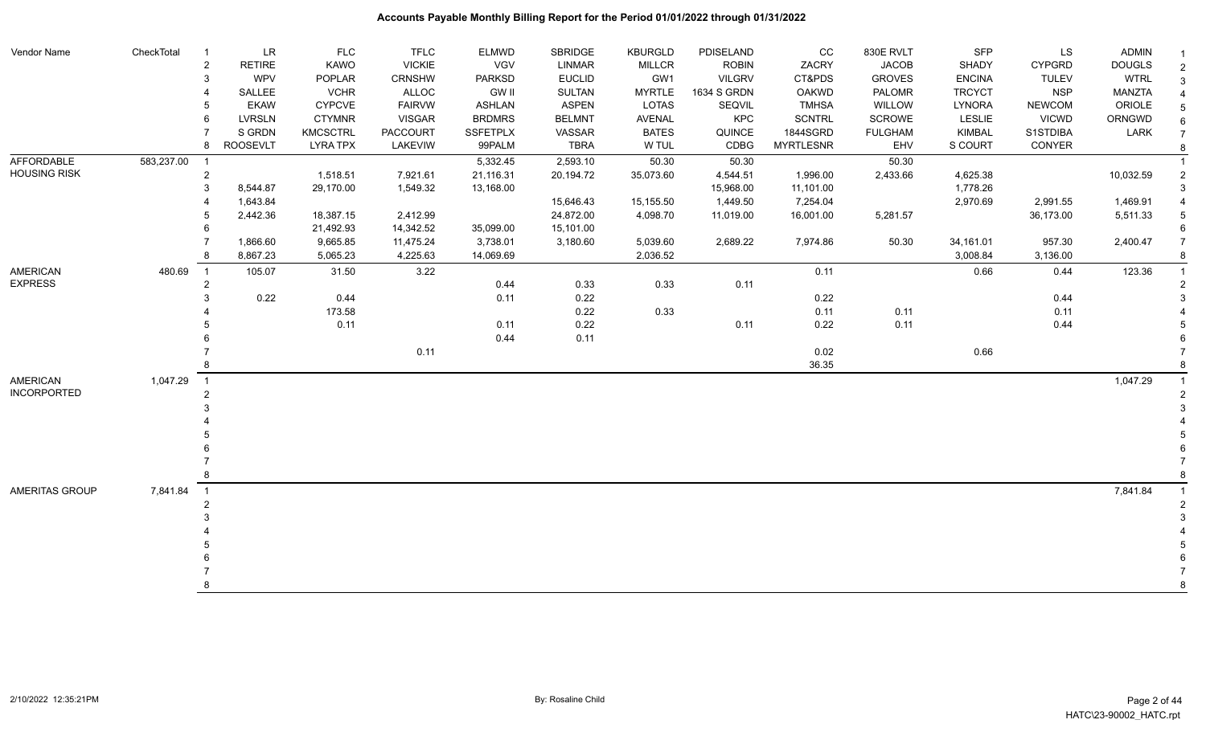# Accounts Payable Monthly Billing Report for the Period 01/01/2022 through 01/31/2022

| Vendor Name | CheckTotal | | | | | | | | | | | | | | |
|---|---|---|---|---|---|---|---|---|---|---|---|---|---|---|---|
| | | 1 | LR | FLC | TFLC | ELMWD | SBRIDGE | KBURGLD | PDISELAND | CC | 830E RVLT | SFP | LS | ADMIN | 1 |
| | | 2 | RETIRE | KAWO | VICKIE | VGV | LINMAR | MILLCR | ROBIN | ZACRY | JACOB | SHADY | CYPGRD | DOUGLS | 2 |
| | | 3 | WPV | POPLAR | CRNSHW | PARKSD | EUCLID | GW1 | VILGRV | CT&PDS | GROVES | ENCINA | TULEV | WTRL | 3 |
| | | 4 | SALLEE | VCHR | ALLOC | GW II | SULTAN | MYRTLE | 1634 S GRDN | OAKWD | PALOMR | TRCYCT | NSP | MANZTA | 4 |
| | | 5 | EKAW | CYPCVE | FAIRVW | ASHLAN | ASPEN | LOTAS | SEQVIL | TMHSA | WILLOW | LYNORA | NEWCOM | ORIOLE | 5 |
| | | 6 | LVRSLN | CTYMNR | VISGAR | BRDMRS | BELMNT | AVENAL | KPC | SCNTRL | SCROWE | LESLIE | VICWD | ORNGWD | 6 |
| | | 7 | S GRDN | KMCSCTRL | PACCOURT | SSFETPLX | VASSAR | BATES | QUINCE | 1844SGRDN | FULGHAM | KIMBAL | S1STDIBA | LARK | 7 |
| | | 8 | ROOSEVLT | LYRA TPX | LAKEVIW | 99PALM | TBRA | W TUL | CDBG | MYRTLESNR | EHV | S COURT | CONYER | | 8 |
| AFFORDABLE HOUSING RISK | 583,237.00 | 1 | | | | 5,332.45 | 2,593.10 | 50.30 | 50.30 | | 50.30 | | | | 1 |
| | | 2 | | 1,518.51 | 7,921.61 | 21,116.31 | 20,194.72 | 35,073.60 | 4,544.51 | 1,996.00 | 2,433.66 | 4,625.38 | | 10,032.59 | 2 |
| | | 3 | 8,544.87 | 29,170.00 | 1,549.32 | 13,168.00 | | | 15,968.00 | 11,101.00 | | 1,778.26 | | | 3 |
| | | 4 | 1,643.84 | | | | 15,646.43 | 15,155.50 | 1,449.50 | 7,254.04 | | 2,970.69 | 2,991.55 | 1,469.91 | 4 |
| | | 5 | 2,442.36 | 18,387.15 | 2,412.99 | | 24,872.00 | 4,098.70 | 11,019.00 | 16,001.00 | 5,281.57 | | 36,173.00 | 5,511.33 | 5 |
| | | 6 | | 21,492.93 | 14,342.52 | 35,099.00 | 15,101.00 | | | | | | | | 6 |
| | | 7 | 1,866.60 | 9,665.85 | 11,475.24 | 3,738.01 | 3,180.60 | 5,039.60 | 2,689.22 | 7,974.86 | 50.30 | 34,161.01 | 957.30 | 2,400.47 | 7 |
| | | 8 | 8,867.23 | 5,065.23 | 4,225.63 | 14,069.69 | | 2,036.52 | | | | 3,008.84 | 3,136.00 | | 8 |
| AMERICAN EXPRESS | 480.69 | 1 | 105.07 | 31.50 | 3.22 | | | | | 0.11 | | 0.66 | 0.44 | 123.36 | 1 |
| | | 2 | | | | 0.44 | 0.33 | 0.33 | 0.11 | | | | | | 2 |
| | | 3 | 0.22 | 0.44 | | 0.11 | 0.22 | | | 0.22 | | | 0.44 | | 3 |
| | | 4 | | 173.58 | | | 0.22 | 0.33 | | 0.11 | 0.11 | | 0.11 | | 4 |
| | | 5 | | 0.11 | | 0.11 | 0.22 | | 0.11 | 0.22 | 0.11 | | 0.44 | | 5 |
| | | 6 | | | | 0.44 | 0.11 | | | | | | | | 6 |
| | | 7 | | | 0.11 | | | | | 0.02 | | 0.66 | | | 7 |
| | | 8 | | | | | | | | 36.35 | | | | | 8 |
| AMERICAN INCORPORATED | 1,047.29 | 1 | | | | | | | | | | | | 1,047.29 | 1 |
| | | 2 | | | | | | | | | | | | | 2 |
| | | 3 | | | | | | | | | | | | | 3 |
| | | 4 | | | | | | | | | | | | | 4 |
| | | 5 | | | | | | | | | | | | | 5 |
| | | 6 | | | | | | | | | | | | | 6 |
| | | 7 | | | | | | | | | | | | | 7 |
| | | 8 | | | | | | | | | | | | | 8 |
| AMERITAS GROUP | 7,841.84 | 1 | | | | | | | | | | | | 7,841.84 | 1 |
| | | 2 | | | | | | | | | | | | | 2 |
| | | 3 | | | | | | | | | | | | | 3 |
| | | 4 | | | | | | | | | | | | | 4 |
| | | 5 | | | | | | | | | | | | | 5 |
| | | 6 | | | | | | | | | | | | | 6 |
| | | 7 | | | | | | | | | | | | | 7 |
| | | 8 | | | | | | | | | | | | | 8 |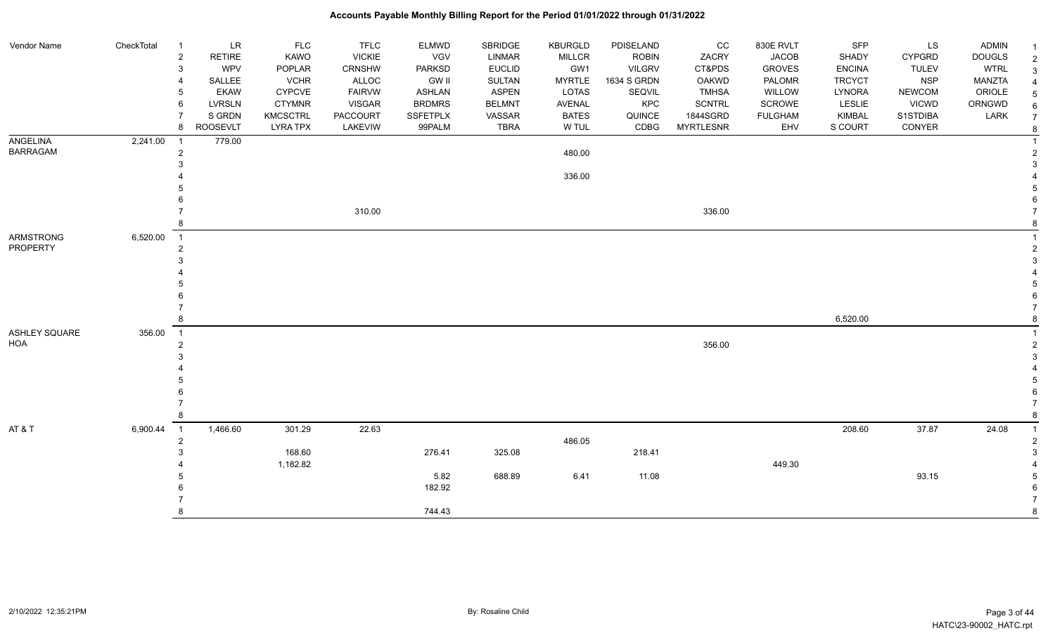# Accounts Payable Monthly Billing Report for the Period 01/01/2022 through 01/31/2022

| Vendor Name | CheckTotal | | | | | | | | | | | | | | |
|---|---|---|---|---|---|---|---|---|---|---|---|---|---|---|---|
| | | 1 | LR | FLC | TFLC | ELMWD | SBRIDGE | KBURGLD | PDISELAND | CC | 830E RVLT | SFP | LS | ADMIN | 1 |
| | | 2 | RETIRE | KAWO | VICKIE | VGV | LINMAR | MILLCR | ROBIN | ZACRY | JACOB | SHADY | CYPGRD | DOUGLS | 2 |
| | | 3 | WPV | POPLAR | CRNSHW | PARKSD | EUCLID | GW1 | VILGRV | CT&PDS | GROVES | ENCINA | TULEV | WTRL | 3 |
| | | 4 | SALLEE | VCHR | ALLOC | GW II | SULTAN | MYRTLE | 1634 S GRDN | OAKWD | PALOMR | TRCYCT | NSP | MANZTA | 4 |
| | | 5 | EKAW | CYPCVE | FAIRVW | ASHLAN | ASPEN | LOTAS | SEQVIL | TMHSA | WILLOW | LYNORA | NEWCOM | ORIOLE | 5 |
| | | 6 | LVRSLN | CTYMNR | VISGAR | BRDMRS | BELMNT | AVENAL | KPC | SCNTRL | SCROWE | LESLIE | VICWD | ORNGWD | 6 |
| | | 7 | S GRDN | KMCSCTRL | PACCOURT | SSFETPLX | VASSAR | BATES | QUINCE | 1844SGRD | FULGHAM | KIMBAL | S1STDIBA | LARK | 7 |
| | | 8 | ROOSEVLT | LYRA TPX | LAKEVIW | 99PALM | TBRA | W TUL | CDBG | MYRTLESNR | EHV | S COURT | CONYER | | 8 |
| ANGELINA BARRAGAM | 2,241.00 | 1 | 779.00 | | | | | | | | | | | | 1 |
| | | 2 | | | | | | 480.00 | | | | | | | 2 |
| | | 3 | | | | | | | | | | | | | 3 |
| | | 4 | | | | | | 336.00 | | | | | | | 4 |
| | | 5 | | | | | | | | | | | | | 5 |
| | | 6 | | | | | | | | | | | | | 6 |
| | | 7 | | | 310.00 | | | | | 336.00 | | | | | 7 |
| | | 8 | | | | | | | | | | | | | 8 |
| ARMSTRONG PROPERTY | 6,520.00 | 1 | | | | | | | | | | | | | 1 |
| | | 2 | | | | | | | | | | | | | 2 |
| | | 3 | | | | | | | | | | | | | 3 |
| | | 4 | | | | | | | | | | | | | 4 |
| | | 5 | | | | | | | | | | | | | 5 |
| | | 6 | | | | | | | | | | | | | 6 |
| | | 7 | | | | | | | | | | | | | 7 |
| | | 8 | | | | | | | | | | 6,520.00 | | | 8 |
| ASHLEY SQUARE HOA | 356.00 | 1 | | | | | | | | | | | | | 1 |
| | | 2 | | | | | | | | 356.00 | | | | | 2 |
| | | 3 | | | | | | | | | | | | | 3 |
| | | 4 | | | | | | | | | | | | | 4 |
| | | 5 | | | | | | | | | | | | | 5 |
| | | 6 | | | | | | | | | | | | | 6 |
| | | 7 | | | | | | | | | | | | | 7 |
| | | 8 | | | | | | | | | | | | | 8 |
| AT & T | 6,900.44 | 1 | 1,466.60 | 301.29 | 22.63 | | | | | | | 208.60 | 37.87 | 24.08 | 1 |
| | | 2 | | | | | | 486.05 | | | | | | | 2 |
| | | 3 | | 168.60 | | 276.41 | 325.08 | | 218.41 | | | | | | 3 |
| | | 4 | | 1,182.82 | | | | | | | 449.30 | | | | 4 |
| | | 5 | | | | 5.82 | 688.89 | 6.41 | 11.08 | | | | 93.15 | | 5 |
| | | 6 | | | | 182.92 | | | | | | | | | 6 |
| | | 7 | | | | | | | | | | | | | 7 |
| | | 8 | | | | 744.43 | | | | | | | | | 8 |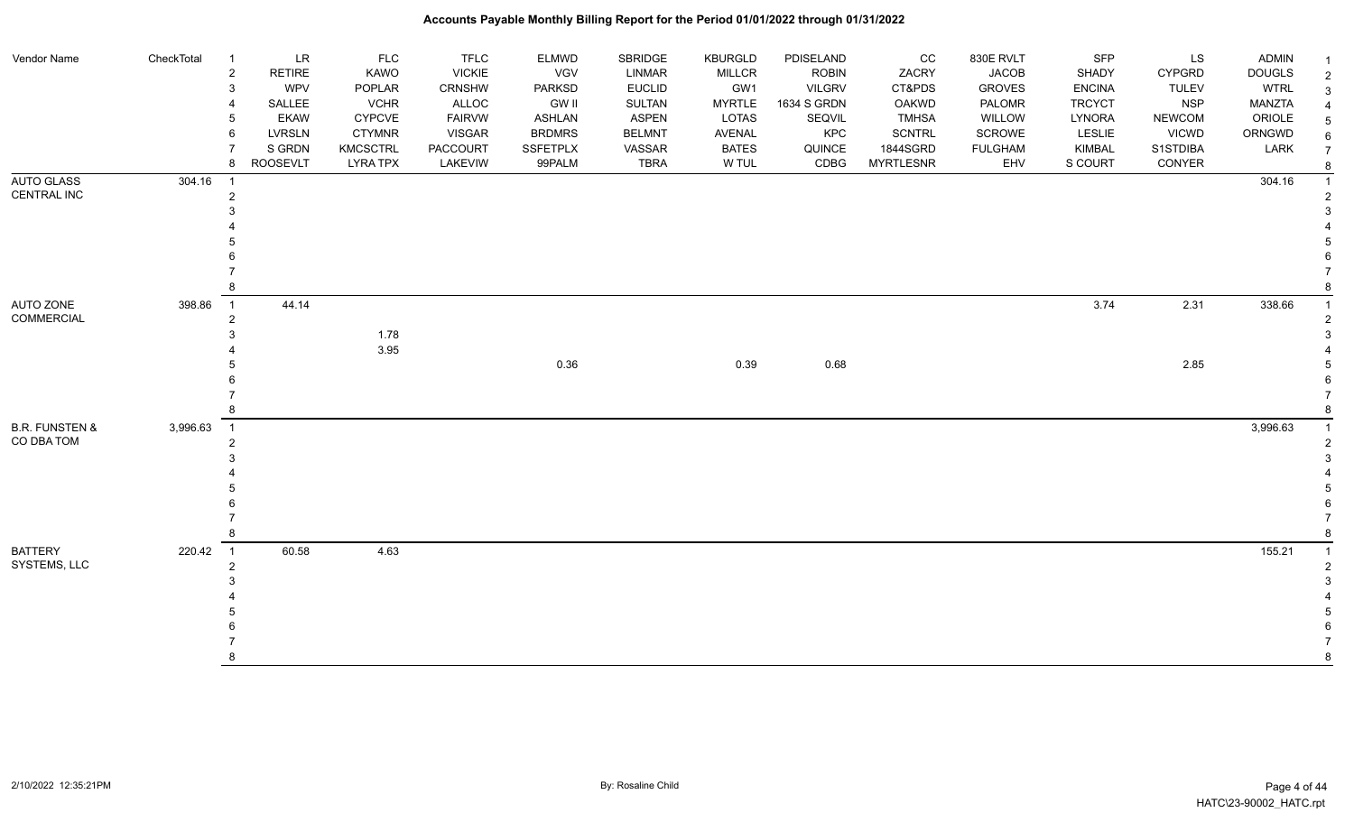# Accounts Payable Monthly Billing Report for the Period 01/01/2022 through 01/31/2022

| Vendor Name | CheckTotal | # | LR | FLC | TFLC | ELMWD | SBRIDGE | KBURGLD | PDISELAND | CC | 830E RVLT | SFP | LS | ADMIN |
|---|---|---|---|---|---|---|---|---|---|---|---|---|---|---|
| | | 2 | RETIRE | KAWO | VICKIE | VGV | LINMAR | MILLCR | ROBIN | ZACRY | JACOB | SHADY | CYPGRD | DOUGLS |
| | | 3 | WPV | POPLAR | CRNSHW | PARKSD | EUCLID | GW1 | VILGRV | CT&PDS | GROVES | ENCINA | TULEV | WTRL |
| | | 4 | SALLEE | VCHR | ALLOC | GW II | SULTAN | MYRTLE | 1634 S GRDN | OAKWD | PALOMR | TRCYCT | NSP | MANZTA |
| | | 5 | EKAW | CYPCVE | FAIRVW | ASHLAN | ASPEN | LOTAS | SEQVIL | TMHSA | WILLOW | LYNORA | NEWCOM | ORIOLE |
| | | 6 | LVRSLN | CTYMNR | VISGAR | BRDMRS | BELMNT | AVENAL | KPC | SCNTRL | SCROWE | LESLIE | VICWD | ORNGWD |
| | | 7 | S GRDN | KMCSCTRL | PACCOURT | SSFETPLX | VASSAR | BATES | QUINCE | 1844SGRD | FULGHAM | KIMBAL | S1STDIBA | LARK |
| | | 8 | ROOSEVLT | LYRA TPX | LAKEVIW | 99PALM | TBRA | W TUL | CDBG | MYRTLESNR | EHV | S COURT | CONYER | |
| AUTO GLASS CENTRAL INC | 304.16 | 1 | | | | | | | | | | | | 304.16 |
| | | 2 | | | | | | | | | | | | |
| | | 3 | | | | | | | | | | | | |
| | | 4 | | | | | | | | | | | | |
| | | 5 | | | | | | | | | | | | |
| | | 6 | | | | | | | | | | | | |
| | | 7 | | | | | | | | | | | | |
| | | 8 | | | | | | | | | | | | |
| AUTO ZONE COMMERCIAL | 398.86 | 1 | 44.14 | | | | | | | | | 3.74 | 2.31 | 338.66 |
| | | 2 | | | | | | | | | | | | |
| | | 3 | | 1.78 | | | | | | | | | | |
| | | 4 | | 3.95 | | | | | | | | | | |
| | | 5 | | | | 0.36 | | 0.39 | 0.68 | | | | 2.85 | |
| | | 6 | | | | | | | | | | | | |
| | | 7 | | | | | | | | | | | | |
| | | 8 | | | | | | | | | | | | |
| B.R. FUNSTEN & CO DBA TOM | 3,996.63 | 1 | | | | | | | | | | | | 3,996.63 |
| | | 2 | | | | | | | | | | | | |
| | | 3 | | | | | | | | | | | | |
| | | 4 | | | | | | | | | | | | |
| | | 5 | | | | | | | | | | | | |
| | | 6 | | | | | | | | | | | | |
| | | 7 | | | | | | | | | | | | |
| | | 8 | | | | | | | | | | | | |
| BATTERY SYSTEMS, LLC | 220.42 | 1 | 60.58 | 4.63 | | | | | | | | | | 155.21 |
| | | 2 | | | | | | | | | | | | |
| | | 3 | | | | | | | | | | | | |
| | | 4 | | | | | | | | | | | | |
| | | 5 | | | | | | | | | | | | |
| | | 6 | | | | | | | | | | | | |
| | | 7 | | | | | | | | | | | | |
| | | 8 | | | | | | | | | | | | |

2/10/2022 12:35:21PM By: Rosaline Child HATC\23-90002_HATC.rpt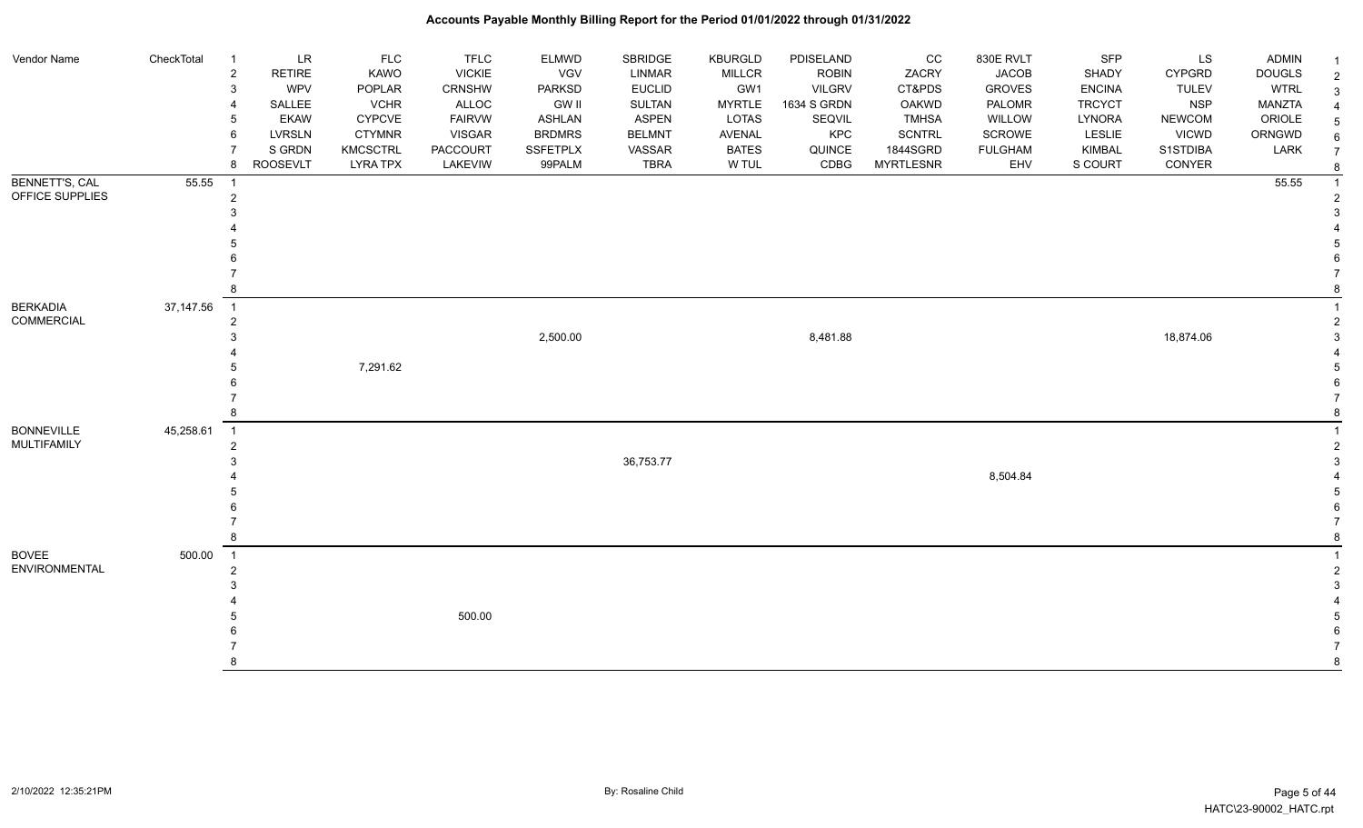# Accounts Payable Monthly Billing Report for the Period 01/01/2022 through 01/31/2022

| Vendor Name | CheckTotal | | | | | | | | | | | | | | |
|---|---|---|---|---|---|---|---|---|---|---|---|---|---|---|---|
| | | 1 | LR | FLC | TFLC | ELMWD | SBRIDGE | KBURGLD | PDISELAND | CC | 830E RVLT | SFP | LS | ADMIN | 1 |
| | | 2 | RETIRE | KAWO | VICKIE | VGV | LINMAR | MILLCR | ROBIN | ZACRY | JACOB | SHADY | CYPGRD | DOUGLS | 2 |
| | | 3 | WPV | POPLAR | CRNSHW | PARKSD | EUCLID | GW1 | VILGRV | CT&PDS | GROVES | ENCINA | TULEV | WTRL | 3 |
| | | 4 | SALLEE | VCHR | ALLOC | GW II | SULTAN | MYRTLE | 1634 S GRDN | OAKWD | PALOMR | TRCYCT | NSP | MANZTA | 4 |
| | | 5 | EKAW | CYPCVE | FAIRVW | ASHLAN | ASPEN | LOTAS | SEQVIL | TMHSA | WILLOW | LYNORA | NEWCOM | ORIOLE | 5 |
| | | 6 | LVRSLN | CTYMNR | VISGAR | BRDMRS | BELMNT | AVENAL | KPC | SCNTRL | SCROWE | LESLIE | VICWD | ORNGWD | 6 |
| | | 7 | S GRDN | KMCSCTRL | PACCOURT | SSFETPLX | VASSAR | BATES | QUINCE | 1844SGRDN | FULGHAM | KIMBAL | S1STDIBA | LARK | 7 |
| | | 8 | ROOSEVLT | LYRA TPX | LAKEVIW | 99PALM | TBRA | W TUL | CDBG | MYRTLESNR | EHV | S COURT | CONYER | | 8 |
| BENNETT'S, CAL OFFICE SUPPLIES | 55.55 | 1 | | | | | | | | | | | | 55.55 | 1 |
| | | 2 | | | | | | | | | | | | | 2 |
| | | 3 | | | | | | | | | | | | | 3 |
| | | 4 | | | | | | | | | | | | | 4 |
| | | 5 | | | | | | | | | | | | | 5 |
| | | 6 | | | | | | | | | | | | | 6 |
| | | 7 | | | | | | | | | | | | | 7 |
| | | 8 | | | | | | | | | | | | | 8 |
| BERKADIA COMMERCIAL | 37,147.56 | 1 | | | | | | | | | | | | | 1 |
| | | 2 | | | | | | | | | | | | | 2 |
| | | 3 | | | | 2,500.00 | | | 8,481.88 | | | | 18,874.06 | | 3 |
| | | 4 | | | | | | | | | | | | | 4 |
| | | 5 | | 7,291.62 | | | | | | | | | | | 5 |
| | | 6 | | | | | | | | | | | | | 6 |
| | | 7 | | | | | | | | | | | | | 7 |
| | | 8 | | | | | | | | | | | | | 8 |
| BONNEVILLE MULTIFAMILY | 45,258.61 | 1 | | | | | | | | | | | | | 1 |
| | | 2 | | | | | | | | | | | | | 2 |
| | | 3 | | | | | 36,753.77 | | | | | | | | 3 |
| | | 4 | | | | | | | | | 8,504.84 | | | | 4 |
| | | 5 | | | | | | | | | | | | | 5 |
| | | 6 | | | | | | | | | | | | | 6 |
| | | 7 | | | | | | | | | | | | | 7 |
| | | 8 | | | | | | | | | | | | | 8 |
| BOVEE ENVIRONMENTAL | 500.00 | 1 | | | | | | | | | | | | | 1 |
| | | 2 | | | | | | | | | | | | | 2 |
| | | 3 | | | | | | | | | | | | | 3 |
| | | 4 | | | | | | | | | | | | | 4 |
| | | 5 | | | 500.00 | | | | | | | | | | 5 |
| | | 6 | | | | | | | | | | | | | 6 |
| | | 7 | | | | | | | | | | | | | 7 |
| | | 8 | | | | | | | | | | | | | 8 |

2/10/2022 12:35:21PM

By: Rosaline Child

HATC\23-90002_HATC.rpt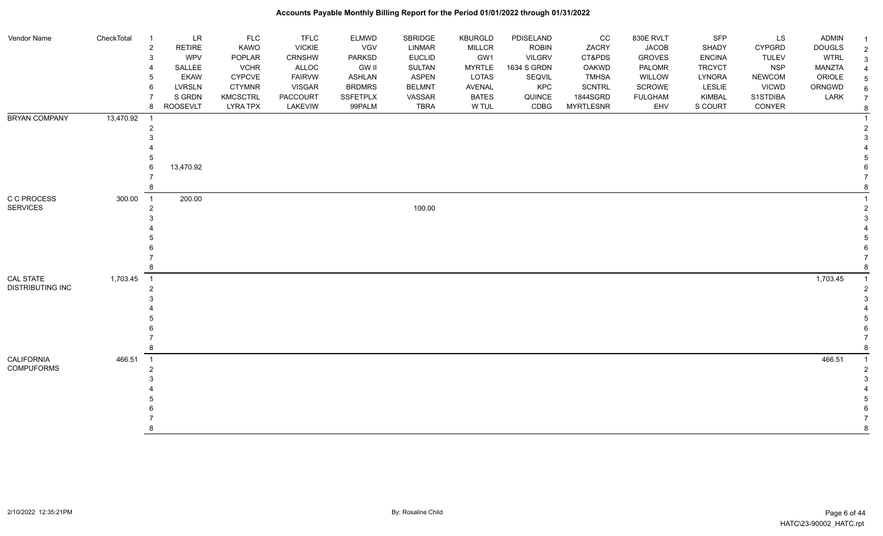# Accounts Payable Monthly Billing Report for the Period 01/01/2022 through 01/31/2022

| Vendor Name | CheckTotal | | LR | FLC | TFLC | ELMWD | SBRIDGE | KBURGLD | PDISELAND | CC | 830E RVLT | SFP | LS | ADMIN |
|---|---|---|---|---|---|---|---|---|---|---|---|---|---|---|
| | | 1 | LR | FLC | TFLC | ELMWD | SBRIDGE | KBURGLD | PDISELAND | CC | 830E RVLT | SFP | LS | ADMIN |
| | | 2 | RETIRE | KAWO | VICKIE | VGV | LINMAR | MILLCR | ROBIN | ZACRY | JACOB | SHADY | CYPGRD | DOUGLS |
| | | 3 | WPV | POPLAR | CRNSHW | PARKSD | EUCLID | GW1 | VILGRV | CT&PDS | GROVES | ENCINA | TULEV | WTRL |
| | | 4 | SALLEE | VCHR | ALLOC | GW II | SULTAN | MYRTLE | 1634 S GRDN | OAKWD | PALOMR | TRCYCT | NSP | MANZTA |
| | | 5 | EKAW | CYPCVE | FAIRVW | ASHLAN | ASPEN | LOTAS | SEQVIL | TMHSA | WILLOW | LYNORA | NEWCOM | ORIOLE |
| | | 6 | LVRSLN | CTYMNR | VISGAR | BRDMRS | BELMNT | AVENAL | KPC | SCNTRL | SCROWE | LESLIE | VICWD | ORNGWD |
| | | 7 | S GRDN | KMCSCTRL | PACCOURT | SSFETPLX | VASSAR | BATES | QUINCE | 1844SGRD | FULGHAM | KIMBAL | S1STDIBA | LARK |
| | | 8 | ROOSEVLT | LYRA TPX | LAKEVIW | 99PALM | TBRA | W TUL | CDBG | MYRTLESNR | EHV | S COURT | CONYER | |
| BRYAN COMPANY | 13,470.92 | 1 | | | | | | | | | | | | |
| | | 2 | | | | | | | | | | | | |
| | | 3 | | | | | | | | | | | | |
| | | 4 | | | | | | | | | | | | |
| | | 5 | | | | | | | | | | | | |
| | | 6 | 13,470.92 | | | | | | | | | | | |
| | | 7 | | | | | | | | | | | | |
| | | 8 | | | | | | | | | | | | |
| C C PROCESS SERVICES | 300.00 | 1 | 200.00 | | | | | | | | | | | |
| | | 2 | | | | | 100.00 | | | | | | | |
| | | 3 | | | | | | | | | | | | |
| | | 4 | | | | | | | | | | | | |
| | | 5 | | | | | | | | | | | | |
| | | 6 | | | | | | | | | | | | |
| | | 7 | | | | | | | | | | | | |
| | | 8 | | | | | | | | | | | | |
| CAL STATE DISTRIBUTING INC | 1,703.45 | 1 | | | | | | | | | | | | 1,703.45 |
| | | 2 | | | | | | | | | | | | |
| | | 3 | | | | | | | | | | | | |
| | | 4 | | | | | | | | | | | | |
| | | 5 | | | | | | | | | | | | |
| | | 6 | | | | | | | | | | | | |
| | | 7 | | | | | | | | | | | | |
| | | 8 | | | | | | | | | | | | |
| CALIFORNIA COMPUFORMS | 466.51 | 1 | | | | | | | | | | | | 466.51 |
| | | 2 | | | | | | | | | | | | |
| | | 3 | | | | | | | | | | | | |
| | | 4 | | | | | | | | | | | | |
| | | 5 | | | | | | | | | | | | |
| | | 6 | | | | | | | | | | | | |
| | | 7 | | | | | | | | | | | | |
| | | 8 | | | | | | | | | | | | |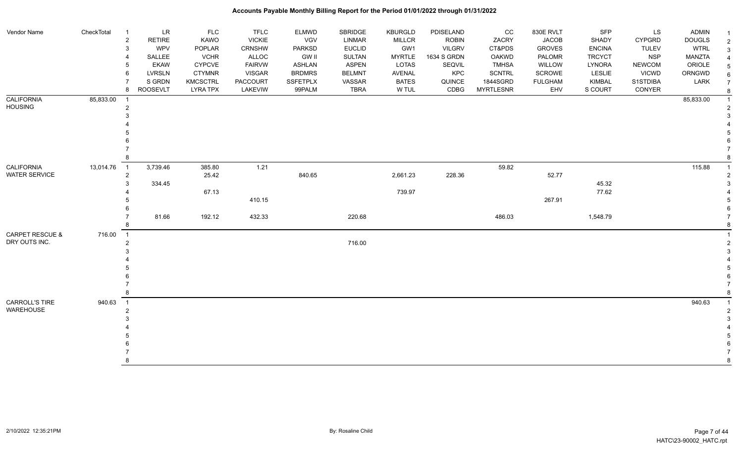# Accounts Payable Monthly Billing Report for the Period 01/01/2022 through 01/31/2022

| Vendor Name | CheckTotal | | | | | | | | | | | | | | |
|---|---|---|---|---|---|---|---|---|---|---|---|---|---|---|---|
| | | 1 | LR | FLC | TFLC | ELMWD | SBRIDGE | KBURGLD | PDISELAND | CC | 830E RVLT | SFP | LS | ADMIN | 1 |
| | | 2 | RETIRE | KAWO | VICKIE | VGV | LINMAR | MILLCR | ROBIN | ZACRY | JACOB | SHADY | CYPGRD | DOUGLS | 2 |
| | | 3 | WPV | POPLAR | CRNSHW | PARKSD | EUCLID | GW1 | VILGRV | CT&PDS | GROVES | ENCINA | TULEV | WTRL | 3 |
| | | 4 | SALLEE | VCHR | ALLOC | GW II | SULTAN | MYRTLE | 1634 S GRDN | OAKWD | PALOMR | TRCYCT | NSP | MANZTA | 4 |
| | | 5 | EKAW | CYPCVE | FAIRVW | ASHLAN | ASPEN | LOTAS | SEQVIL | TMHSA | WILLOW | LYNORA | NEWCOM | ORIOLE | 5 |
| | | 6 | LVRSLN | CTYMNR | VISGAR | BRDMRS | BELMNT | AVENAL | KPC | SCNTRL | SCROWE | LESLIE | VICWD | ORNGWD | 6 |
| | | 7 | S GRDN | KMCSCTRL | PACCOURT | SSFETPLX | VASSAR | BATES | QUINCE | 1844SGRD | FULGHAM | KIMBAL | S1STDIBA | LARK | 7 |
| | | 8 | ROOSEVLT | LYRA TPX | LAKEVIW | 99PALM | TBRA | W TUL | CDBG | MYRTLESNR | EHV | S COURT | CONYER | | 8 |
| CALIFORNIA HOUSING | 85,833.00 | 1 | | | | | | | | | | | | 85,833.00 | 1 |
| | | 2 | | | | | | | | | | | | | 2 |
| | | 3 | | | | | | | | | | | | | 3 |
| | | 4 | | | | | | | | | | | | | 4 |
| | | 5 | | | | | | | | | | | | | 5 |
| | | 6 | | | | | | | | | | | | | 6 |
| | | 7 | | | | | | | | | | | | | 7 |
| | | 8 | | | | | | | | | | | | | 8 |
| CALIFORNIA WATER SERVICE | 13,014.76 | 1 | 3,739.46 | 385.80 | 1.21 | | | | | 59.82 | | | | 115.88 | 1 |
| | | 2 | | 25.42 | | 840.65 | | 2,661.23 | 228.36 | | 52.77 | | | | 2 |
| | | 3 | 334.45 | | | | | | | | | 45.32 | | | 3 |
| | | 4 | | 67.13 | | | | 739.97 | | | | 77.62 | | | 4 |
| | | 5 | | | 410.15 | | | | | | 267.91 | | | | 5 |
| | | 6 | | | | | | | | | | | | | 6 |
| | | 7 | 81.66 | 192.12 | 432.33 | | 220.68 | | | 486.03 | | 1,548.79 | | | 7 |
| | | 8 | | | | | | | | | | | | | 8 |
| CARPET RESCUE & DRY OUTS INC. | 716.00 | 1 | | | | | | | | | | | | | 1 |
| | | 2 | | | | | 716.00 | | | | | | | | 2 |
| | | 3 | | | | | | | | | | | | | 3 |
| | | 4 | | | | | | | | | | | | | 4 |
| | | 5 | | | | | | | | | | | | | 5 |
| | | 6 | | | | | | | | | | | | | 6 |
| | | 7 | | | | | | | | | | | | | 7 |
| | | 8 | | | | | | | | | | | | | 8 |
| CARROLL'S TIRE WAREHOUSE | 940.63 | 1 | | | | | | | | | | | | 940.63 | 1 |
| | | 2 | | | | | | | | | | | | | 2 |
| | | 3 | | | | | | | | | | | | | 3 |
| | | 4 | | | | | | | | | | | | | 4 |
| | | 5 | | | | | | | | | | | | | 5 |
| | | 6 | | | | | | | | | | | | | 6 |
| | | 7 | | | | | | | | | | | | | 7 |
| | | 8 | | | | | | | | | | | | | 8 |

2/10/2022 12:35:21PM By: Rosaline Child HATC\23-90002_HATC.rpt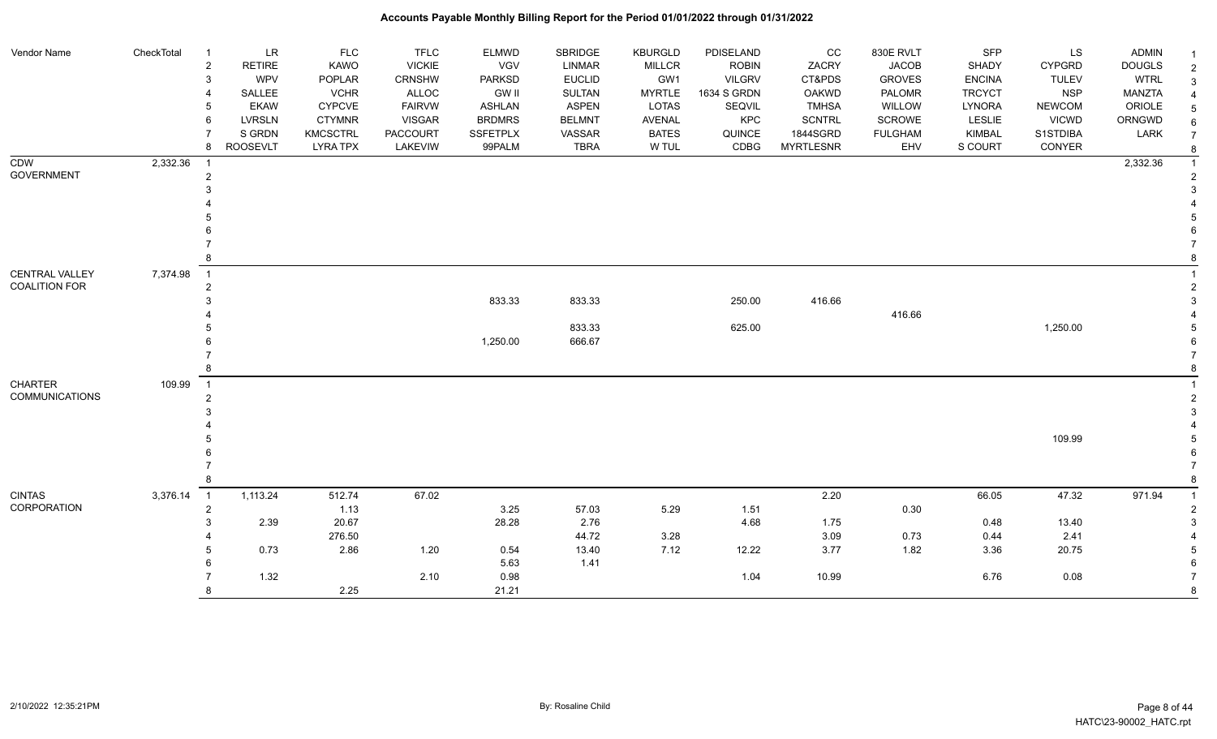# Accounts Payable Monthly Billing Report for the Period 01/01/2022 through 01/31/2022

| Vendor Name | CheckTotal | | | | | | | | | | | | | | |
|---|---|---|---|---|---|---|---|---|---|---|---|---|---|---|---|
| | | 1 | LR | FLC | TFLC | ELMWD | SBRIDGE | KBURGLD | PDISELAND | CC | 830E RVLT | SFP | LS | ADMIN | 1 |
| | | 2 | RETIRE | KAWO | VICKIE | VGV | LINMAR | MILLCR | ROBIN | ZACRY | JACOB | SHADY | CYPGRD | DOUGLS | 2 |
| | | 3 | WPV | POPLAR | CRNSHW | PARKSD | EUCLID | GW1 | VILGRV | CT&PDS | GROVES | ENCINA | TULEV | WTRL | 3 |
| | | 4 | SALLEE | VCHR | ALLOC | GW II | SULTAN | MYRTLE | 1634 S GRDN | OAKWD | PALOMR | TRCYCT | NSP | MANZTA | 4 |
| | | 5 | EKAW | CYPCVE | FAIRVW | ASHLAN | ASPEN | LOTAS | SEQVIL | TMHSA | WILLOW | LYNORA | NEWCOM | ORIOLE | 5 |
| | | 6 | LVRSLN | CTYMNR | VISGAR | BRDMRS | BELMNT | AVENAL | KPC | SCNTRL | SCROWE | LESLIE | VICWD | ORNGWD | 6 |
| | | 7 | S GRDN | KMCSCTRL | PACCOURT | SSFETPLX | VASSAR | BATES | QUINCE | 1844SGRDN | FULGHAM | KIMBAL | S1STDIBA | LARK | 7 |
| | | 8 | ROOSEVLT | LYRA TPX | LAKEVIEW | 99PALM | TBRA | W TUL | CDBG | MYRTLESNR | EHV | S COURT | CONYER | | 8 |
| CDW GOVERNMENT | 2,332.36 | 1 | | | | | | | | | | | | 2,332.36 | 1 |
| | | 2 | | | | | | | | | | | | | 2 |
| | | 3 | | | | | | | | | | | | | 3 |
| | | 4 | | | | | | | | | | | | | 4 |
| | | 5 | | | | | | | | | | | | | 5 |
| | | 6 | | | | | | | | | | | | | 6 |
| | | 7 | | | | | | | | | | | | | 7 |
| | | 8 | | | | | | | | | | | | | 8 |
| CENTRAL VALLEY COALITION FOR | 7,374.98 | 1 | | | | | | | | | | | | | 1 |
| | | 2 | | | | | | | | | | | | | 2 |
| | | 3 | | | | 833.33 | 833.33 | | 250.00 | 416.66 | | | | | 3 |
| | | 4 | | | | | | | | | 416.66 | | | | 4 |
| | | 5 | | | | | 833.33 | | 625.00 | | | | 1,250.00 | | 5 |
| | | 6 | | | | 1,250.00 | 666.67 | | | | | | | | 6 |
| | | 7 | | | | | | | | | | | | | 7 |
| | | 8 | | | | | | | | | | | | | 8 |
| CHARTER COMMUNICATIONS | 109.99 | 1 | | | | | | | | | | | | | 1 |
| | | 2 | | | | | | | | | | | | | 2 |
| | | 3 | | | | | | | | | | | | | 3 |
| | | 4 | | | | | | | | | | | | | 4 |
| | | 5 | | | | | | | | | | | 109.99 | | 5 |
| | | 6 | | | | | | | | | | | | | 6 |
| | | 7 | | | | | | | | | | | | | 7 |
| | | 8 | | | | | | | | | | | | | 8 |
| CINTAS CORPORATION | 3,376.14 | 1 | 1,113.24 | 512.74 | 67.02 | | | | | 2.20 | | 66.05 | 47.32 | 971.94 | 1 |
| | | 2 | | 1.13 | | 3.25 | 57.03 | 5.29 | 1.51 | | 0.30 | | | | 2 |
| | | 3 | 2.39 | 20.67 | | 28.28 | 2.76 | | 4.68 | 1.75 | | 0.48 | 13.40 | | 3 |
| | | 4 | | 276.50 | | | 44.72 | 3.28 | | 3.09 | 0.73 | 0.44 | 2.41 | | 4 |
| | | 5 | 0.73 | 2.86 | 1.20 | 0.54 | 13.40 | 7.12 | 12.22 | 3.77 | 1.82 | 3.36 | 20.75 | | 5 |
| | | 6 | | | | 5.63 | 1.41 | | | | | | | | 6 |
| | | 7 | 1.32 | | 2.10 | 0.98 | | | 1.04 | 10.99 | | 6.76 | 0.08 | | 7 |
| | | 8 | | 2.25 | | 21.21 | | | | | | | | | 8 |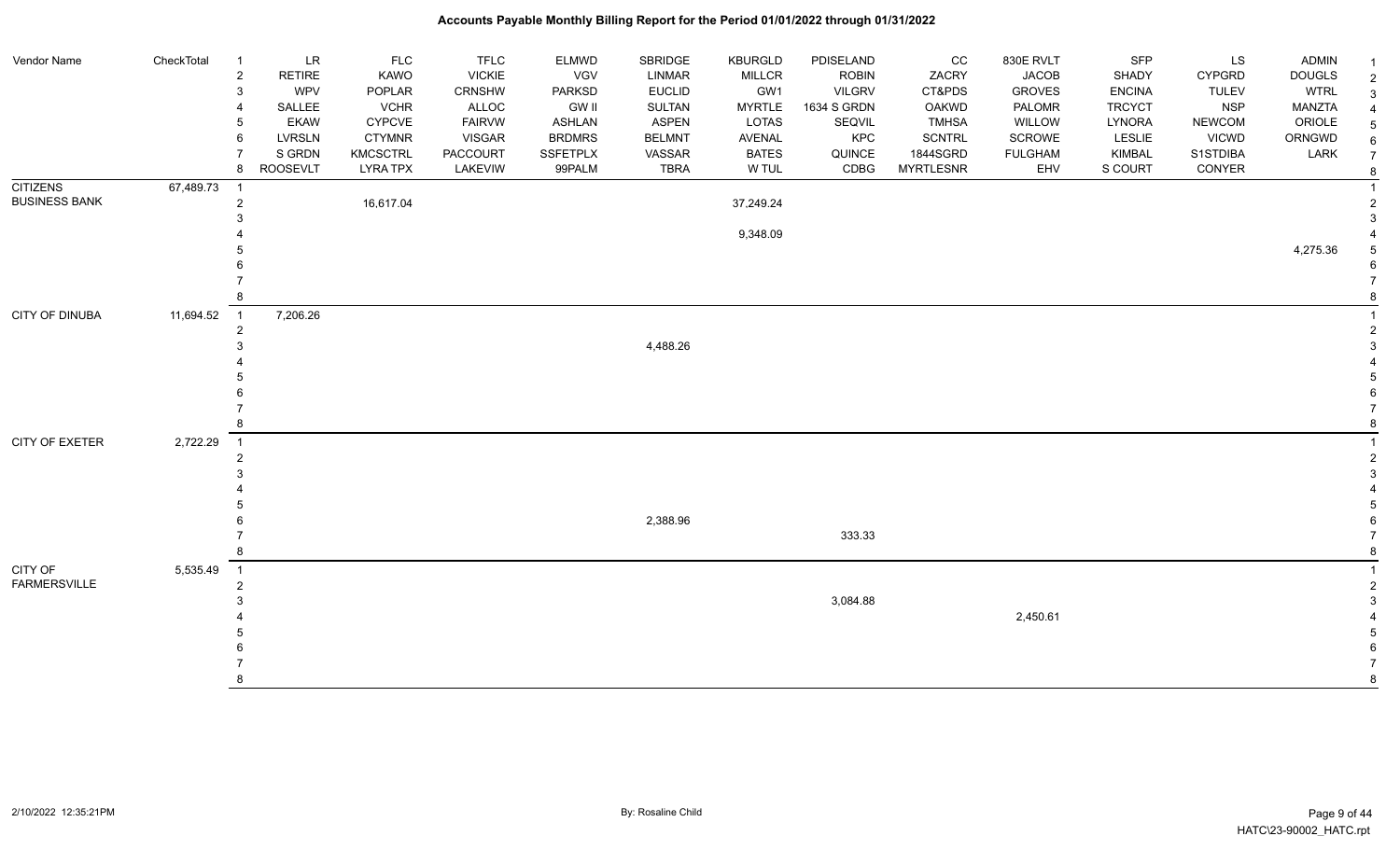# Accounts Payable Monthly Billing Report for the Period 01/01/2022 through 01/31/2022

| Vendor Name | CheckTotal | | | | | | | | | | | | | | |
|---|---|---|---|---|---|---|---|---|---|---|---|---|---|---|---|
| | | 1 | LR | FLC | TFLC | ELMWD | SBRIDGE | KBURGLD | PDISELAND | CC | 830E RVLT | SFP | LS | ADMIN | 1 |
| | | 2 | RETIRE | KAWO | VICKIE | VGV | LINMAR | MILLCR | ROBIN | ZACRY | JACOB | SHADY | CYPGRD | DOUGLS | 2 |
| | | 3 | WPV | POPLAR | CRNSHW | PARKSD | EUCLID | GW1 | VILGRV | CT&PDS | GROVES | ENCINA | TULEV | WTRL | 3 |
| | | 4 | SALLEE | VCHR | ALLOC | GW II | SULTAN | MYRTLE | 1634 S GRDN | OAKWD | PALOMR | TRCYCT | NSP | MANZTA | 4 |
| | | 5 | EKAW | CYPCVE | FAIRVW | ASHLAN | ASPEN | LOTAS | SEQVIL | TMHSA | WILLOW | LYNORA | NEWCOM | ORIOLE | 5 |
| | | 6 | LVRSLN | CTYMNR | VISGAR | BRDMRS | BELMNT | AVENAL | KPC | SCNTRL | SCROWE | LESLIE | VICWD | ORNGWD | 6 |
| | | 7 | S GRDN | KMCSCTRL | PACCOURT | SSFETPLX | VASSAR | BATES | QUINCE | 1844SGRD | FULGHAM | KIMBAL | S1STDIBA | LARK | 7 |
| | | 8 | ROOSEVLT | LYRA TPX | LAKEVIW | 99PALM | TBRA | W TUL | CDBG | MYRTLESNR | EHV | S COURT | CONYER | | 8 |
| CITIZENS BUSINESS BANK | 67,489.73 | 1 | | | | | | | | | | | | | 1 |
| | | 2 | | 16,617.04 | | | | 37,249.24 | | | | | | | 2 |
| | | 3 | | | | | | | | | | | | | 3 |
| | | 4 | | | | | | 9,348.09 | | | | | | | 4 |
| | | 5 | | | | | | | | | | | | 4,275.36 | 5 |
| | | 6 | | | | | | | | | | | | | 6 |
| | | 7 | | | | | | | | | | | | | 7 |
| | | 8 | | | | | | | | | | | | | 8 |
| CITY OF DINUBA | 11,694.52 | 1 | 7,206.26 | | | | | | | | | | | | 1 |
| | | 2 | | | | | | | | | | | | | 2 |
| | | 3 | | | | | 4,488.26 | | | | | | | | 3 |
| | | 4 | | | | | | | | | | | | | 4 |
| | | 5 | | | | | | | | | | | | | 5 |
| | | 6 | | | | | | | | | | | | | 6 |
| | | 7 | | | | | | | | | | | | | 7 |
| | | 8 | | | | | | | | | | | | | 8 |
| CITY OF EXETER | 2,722.29 | 1 | | | | | | | | | | | | | 1 |
| | | 2 | | | | | | | | | | | | | 2 |
| | | 3 | | | | | | | | | | | | | 3 |
| | | 4 | | | | | | | | | | | | | 4 |
| | | 5 | | | | | | | | | | | | | 5 |
| | | 6 | | | | | 2,388.96 | | | | | | | | 6 |
| | | 7 | | | | | | | 333.33 | | | | | | 7 |
| | | 8 | | | | | | | | | | | | | 8 |
| CITY OF FARMERSVILLE | 5,535.49 | 1 | | | | | | | | | | | | | 1 |
| | | 2 | | | | | | | | | | | | | 2 |
| | | 3 | | | | | | | 3,084.88 | | | | | | 3 |
| | | 4 | | | | | | | | | 2,450.61 | | | | 4 |
| | | 5 | | | | | | | | | | | | | 5 |
| | | 6 | | | | | | | | | | | | | 6 |
| | | 7 | | | | | | | | | | | | | 7 |
| | | 8 | | | | | | | | | | | | | 8 |

2/10/2022 12:35:21PM By: Rosaline Child HATC\23-90002_HATC.rpt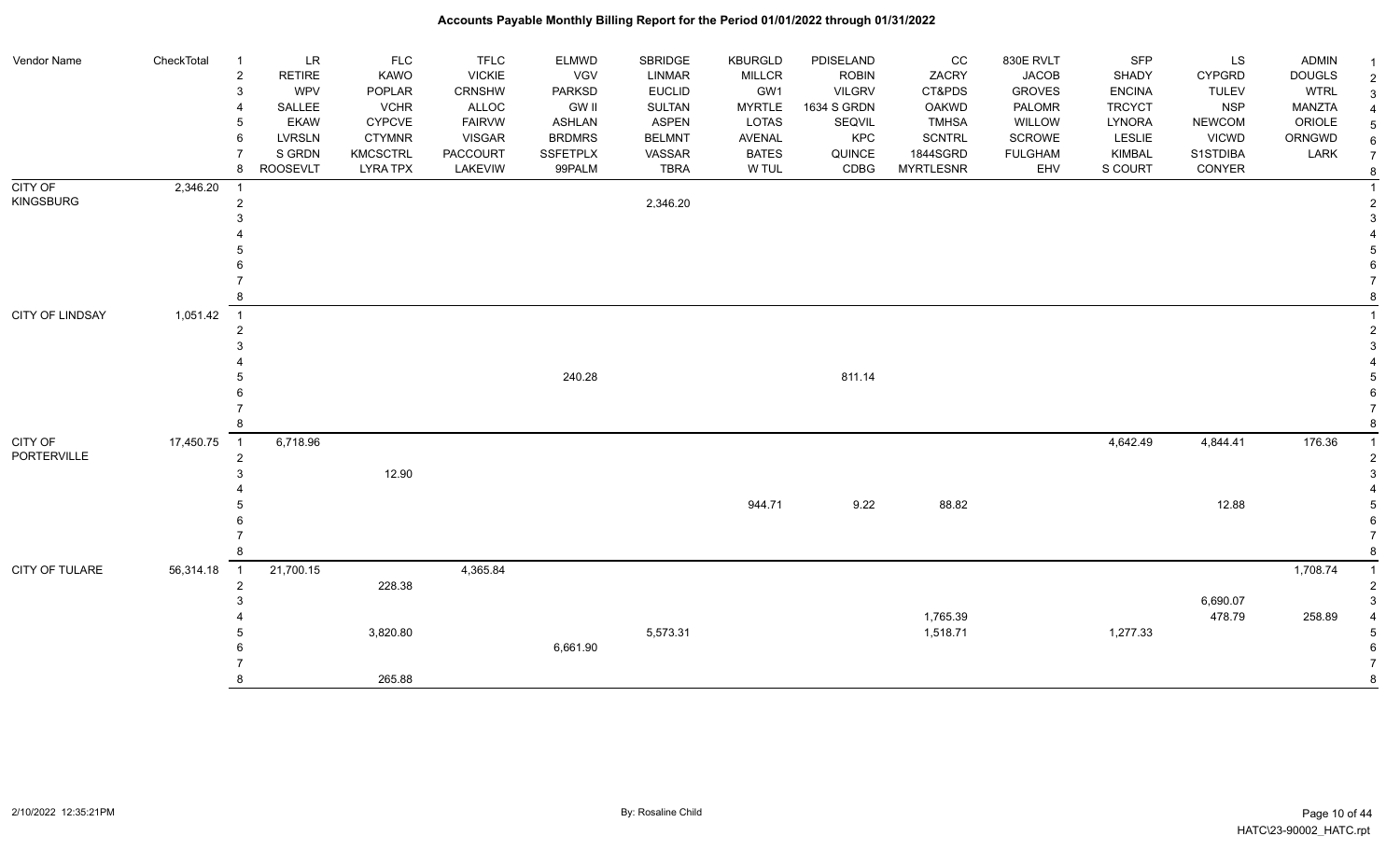| Vendor Name | CheckTotal | | LR / RETIRE / WPV / SALLEE / EKAW / LVRSLN / S GRDN / ROOSEVLT | FLC / KAWO / POPLAR / VCHR / CYPCVE / CTYMNR / KMCSCTRL / LYRA TPX | TFLC / VICKIE / CRNSHW / ALLOC / FAIRVW / VISGAR / PACCOURT / LAKEVIW | ELMWD / VGV / PARKSD / GW II / ASHLAN / BRDMRS / SSFETPLX / 99PALM | SBRIDGE / LINMAR / EUCLID / SULTAN / ASPEN / BELMNT / VASSAR / TBRA | KBURGLD / MILLCR / GW1 / MYRTLE / LOTAS / AVENAL / BATES / W TUL | PDISELAND / ROBIN / VILGRV / 1634 S GRDN / SEQVIL / KPC / QUINCE / CDBG | CC / ZACRY / CT&PDS / OAKWD / TMHSA / SCNTRL / 1844SGRD / MYRTLESNR | 830E RVLT / JACOB / GROVES / PALOMR / WILLOW / SCROWE / FULGHAM / EHV | SFP / SHADY / ENCINA / TRCYCT / LYNORA / LESLIE / KIMBAL / S COURT | LS / CYPGRD / TULEV / NSP / NEWCOM / VICWD / S1STDIBA / CONYER | ADMIN / DOUGLS / WTRL / MANZTA / ORIOLE / ORNGWD / LARK |
|---|---|---|---|---|---|---|---|---|---|---|---|---|---|---|
| CITY OF KINGSBURG | 2,346.20 | 1 | | | | | | | | | | | | |
| | | 2 | | | | | 2,346.20 | | | | | | | |
| | | 3 | | | | | | | | | | | | |
| | | 4 | | | | | | | | | | | | |
| | | 5 | | | | | | | | | | | | |
| | | 6 | | | | | | | | | | | | |
| | | 7 | | | | | | | | | | | | |
| | | 8 | | | | | | | | | | | | |
| CITY OF LINDSAY | 1,051.42 | 1 | | | | | | | | | | | | |
| | | 2 | | | | | | | | | | | | |
| | | 3 | | | | | | | | | | | | |
| | | 4 | | | | | | | | | | | | |
| | | 5 | | | | 240.28 | | | 811.14 | | | | | |
| | | 6 | | | | | | | | | | | | |
| | | 7 | | | | | | | | | | | | |
| | | 8 | | | | | | | | | | | | |
| CITY OF PORTERVILLE | 17,450.75 | 1 | 6,718.96 | | | | | | | | | 4,642.49 | 4,844.41 | 176.36 |
| | | 2 | | | | | | | | | | | | |
| | | 3 | | 12.90 | | | | | | | | | | |
| | | 4 | | | | | | | | | | | | |
| | | 5 | | | | | | 944.71 | 9.22 | 88.82 | | | 12.88 | |
| | | 6 | | | | | | | | | | | | |
| | | 7 | | | | | | | | | | | | |
| | | 8 | | | | | | | | | | | | |
| CITY OF TULARE | 56,314.18 | 1 | 21,700.15 | | 4,365.84 | | | | | | | | | 1,708.74 |
| | | 2 | | 228.38 | | | | | | | | | | |
| | | 3 | | | | | | | | | | | 6,690.07 | |
| | | 4 | | | | | | | | 1,765.39 | | | 478.79 | 258.89 |
| | | 5 | | 3,820.80 | | | 5,573.31 | | | 1,518.71 | | 1,277.33 | | |
| | | 6 | | | | 6,661.90 | | | | | | | | |
| | | 7 | | | | | | | | | | | | |
| | | 8 | | 265.88 | | | | | | | | | | |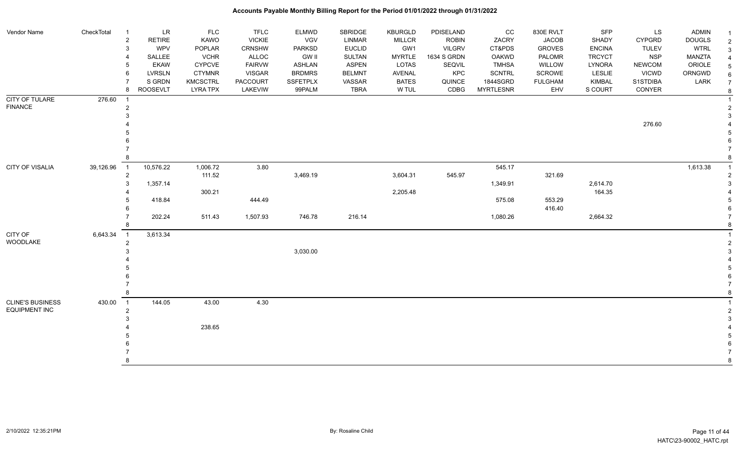# Accounts Payable Monthly Billing Report for the Period 01/01/2022 through 01/31/2022

| Vendor Name | CheckTotal | | | | | | | | | | | | | | |
|---|---|---|---|---|---|---|---|---|---|---|---|---|---|---|---|
| | | 1 | LR | FLC | TFLC | ELMWD | SBRIDGE | KBURGLD | PDISELAND | CC | 830E RVLT | SFP | LS | ADMIN | 1 |
| | | 2 | RETIRE | KAWO | VICKIE | VGV | LINMAR | MILLCR | ROBIN | ZACRY | JACOB | SHADY | CYPGRD | DOUGLS | 2 |
| | | 3 | WPV | POPLAR | CRNSHW | PARKSD | EUCLID | GW1 | VILGRV | CT&PDS | GROVES | ENCINA | TULEV | WTRL | 3 |
| | | 4 | SALLEE | VCHR | ALLOC | GW II | SULTAN | MYRTLE | 1634 S GRDN | OAKWD | PALOMR | TRCYCT | NSP | MANZTA | 4 |
| | | 5 | EKAW | CYPCVE | FAIRVW | ASHLAN | ASPEN | LOTAS | SEQVIL | TMHSA | WILLOW | LYNORA | NEWCOM | ORIOLE | 5 |
| | | 6 | LVRSLN | CTYMNR | VISGAR | BRDMRS | BELMNT | AVENAL | KPC | SCNTRL | SCROWE | LESLIE | VICWD | ORNGWD | 6 |
| | | 7 | S GRDN | KMCSCTRL | PACCOURT | SSFETPLX | VASSAR | BATES | QUINCE | 1844SGRD | FULGHAM | KIMBAL | S1STDIBA | LARK | 7 |
| | | 8 | ROOSEVLT | LYRA TPX | LAKEVIW | 99PALM | TBRA | W TUL | CDBG | MYRTLESNR | EHV | S COURT | CONYER | | 8 |
| CITY OF TULARE FINANCE | 276.60 | 1 | | | | | | | | | | | | | 1 |
| | | 2 | | | | | | | | | | | | | 2 |
| | | 3 | | | | | | | | | | | | | 3 |
| | | 4 | | | | | | | | | | | 276.60 | | 4 |
| | | 5 | | | | | | | | | | | | | 5 |
| | | 6 | | | | | | | | | | | | | 6 |
| | | 7 | | | | | | | | | | | | | 7 |
| | | 8 | | | | | | | | | | | | | 8 |
| CITY OF VISALIA | 39,126.96 | 1 | 10,576.22 | 1,006.72 | 3.80 | | | | | 545.17 | | | | 1,613.38 | 1 |
| | | 2 | | 111.52 | | 3,469.19 | | 3,604.31 | 545.97 | | 321.69 | | | | 2 |
| | | 3 | 1,357.14 | | | | | | | 1,349.91 | | 2,614.70 | | | 3 |
| | | 4 | | 300.21 | | | | 2,205.48 | | | | 164.35 | | | 4 |
| | | 5 | 418.84 | | 444.49 | | | | | 575.08 | 553.29 | | | | 5 |
| | | 6 | | | | | | | | | 416.40 | | | | 6 |
| | | 7 | 202.24 | 511.43 | 1,507.93 | 746.78 | 216.14 | | | 1,080.26 | | 2,664.32 | | | 7 |
| | | 8 | | | | | | | | | | | | | 8 |
| CITY OF WOODLAKE | 6,643.34 | 1 | 3,613.34 | | | | | | | | | | | | 1 |
| | | 2 | | | | | | | | | | | | | 2 |
| | | 3 | | | | 3,030.00 | | | | | | | | | 3 |
| | | 4 | | | | | | | | | | | | | 4 |
| | | 5 | | | | | | | | | | | | | 5 |
| | | 6 | | | | | | | | | | | | | 6 |
| | | 7 | | | | | | | | | | | | | 7 |
| | | 8 | | | | | | | | | | | | | 8 |
| CLINE'S BUSINESS EQUIPMENT INC | 430.00 | 1 | 144.05 | 43.00 | 4.30 | | | | | | | | | | 1 |
| | | 2 | | | | | | | | | | | | | 2 |
| | | 3 | | | | | | | | | | | | | 3 |
| | | 4 | | 238.65 | | | | | | | | | | | 4 |
| | | 5 | | | | | | | | | | | | | 5 |
| | | 6 | | | | | | | | | | | | | 6 |
| | | 7 | | | | | | | | | | | | | 7 |
| | | 8 | | | | | | | | | | | | | 8 |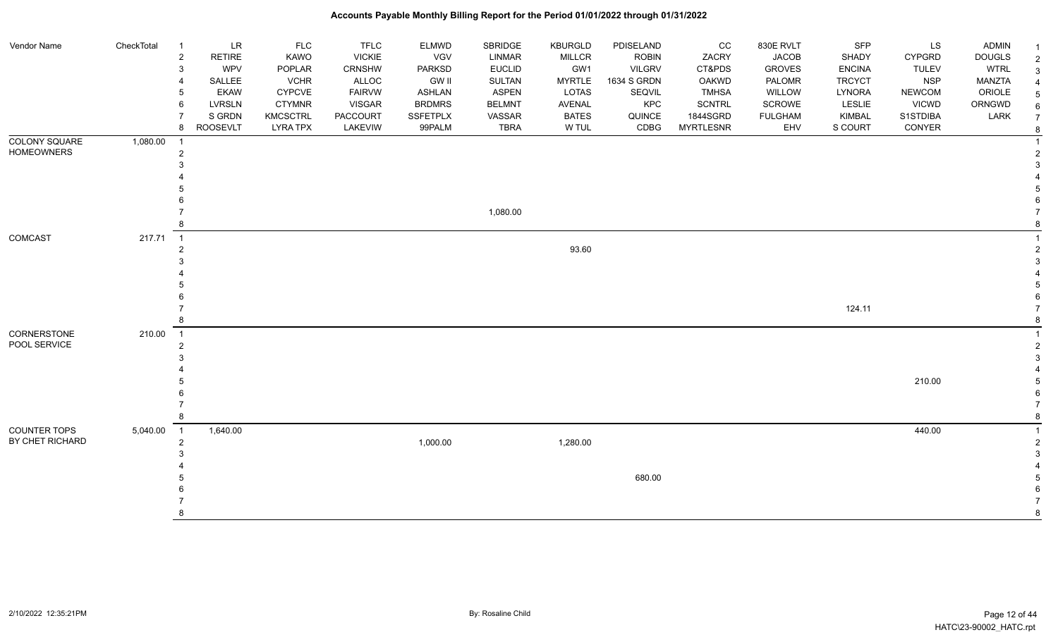# Accounts Payable Monthly Billing Report for the Period 01/01/2022 through 01/31/2022

| Vendor Name | CheckTotal | | | | | | | | | | | | | | |
|---|---|---|---|---|---|---|---|---|---|---|---|---|---|---|---|
| | | 1 | LR | FLC | TFLC | ELMWD | SBRIDGE | KBURGLD | PDISELAND | CC | 830E RVLT | SFP | LS | ADMIN | 1 |
| | | 2 | RETIRE | KAWO | VICKIE | VGV | LINMAR | MILLCR | ROBIN | ZACRY | JACOB | SHADY | CYPGRD | DOUGLS | 2 |
| | | 3 | WPV | POPLAR | CRNSHW | PARKSD | EUCLID | GW1 | VILGRV | CT&PDS | GROVES | ENCINA | TULEV | WTRL | 3 |
| | | 4 | SALLEE | VCHR | ALLOC | GW II | SULTAN | MYRTLE | 1634 S GRDN | OAKWD | PALOMR | TRCYCT | NSP | MANZTA | 4 |
| | | 5 | EKAW | CYPCVE | FAIRVW | ASHLAN | ASPEN | LOTAS | SEQVIL | TMHSA | WILLOW | LYNORA | NEWCOM | ORIOLE | 5 |
| | | 6 | LVRSLN | CTYMNR | VISGAR | BRDMRS | BELMNT | AVENAL | KPC | SCNTRL | SCROWE | LESLIE | VICWD | ORNGWD | 6 |
| | | 7 | S GRDN | KMCSCTRL | PACCOURT | SSFETPLX | VASSAR | BATES | QUINCE | 1844SGRD | FULGHAM | KIMBAL | S1STDIBA | LARK | 7 |
| | | 8 | ROOSEVLT | LYRA TPX | LAKEVIW | 99PALM | TBRA | W TUL | CDBG | MYRTLESNR | EHV | S COURT | CONYER | | 8 |
| COLONY SQUARE HOMEOWNERS | 1,080.00 | 1 | | | | | | | | | | | | | 1 |
| | | 2 | | | | | | | | | | | | | 2 |
| | | 3 | | | | | | | | | | | | | 3 |
| | | 4 | | | | | | | | | | | | | 4 |
| | | 5 | | | | | | | | | | | | | 5 |
| | | 6 | | | | | | | | | | | | | 6 |
| | | 7 | | | | | 1,080.00 | | | | | | | | 7 |
| | | 8 | | | | | | | | | | | | | 8 |
| COMCAST | 217.71 | 1 | | | | | | | | | | | | | 1 |
| | | 2 | | | | | | 93.60 | | | | | | | 2 |
| | | 3 | | | | | | | | | | | | | 3 |
| | | 4 | | | | | | | | | | | | | 4 |
| | | 5 | | | | | | | | | | | | | 5 |
| | | 6 | | | | | | | | | | | | | 6 |
| | | 7 | | | | | | | | | | 124.11 | | | 7 |
| | | 8 | | | | | | | | | | | | | 8 |
| CORNERSTONE POOL SERVICE | 210.00 | 1 | | | | | | | | | | | | | 1 |
| | | 2 | | | | | | | | | | | | | 2 |
| | | 3 | | | | | | | | | | | | | 3 |
| | | 4 | | | | | | | | | | | | | 4 |
| | | 5 | | | | | | | | | | | 210.00 | | 5 |
| | | 6 | | | | | | | | | | | | | 6 |
| | | 7 | | | | | | | | | | | | | 7 |
| | | 8 | | | | | | | | | | | | | 8 |
| COUNTER TOPS BY CHET RICHARD | 5,040.00 | 1 | 1,640.00 | | | | | | | | | | 440.00 | | 1 |
| | | 2 | | | | 1,000.00 | | 1,280.00 | | | | | | | 2 |
| | | 3 | | | | | | | | | | | | | 3 |
| | | 4 | | | | | | | | | | | | | 4 |
| | | 5 | | | | | | | 680.00 | | | | | | 5 |
| | | 6 | | | | | | | | | | | | | 6 |
| | | 7 | | | | | | | | | | | | | 7 |
| | | 8 | | | | | | | | | | | | | 8 |

2/10/2022 12:35:21PM

By: Rosaline Child

HATC\23-90002_HATC.rpt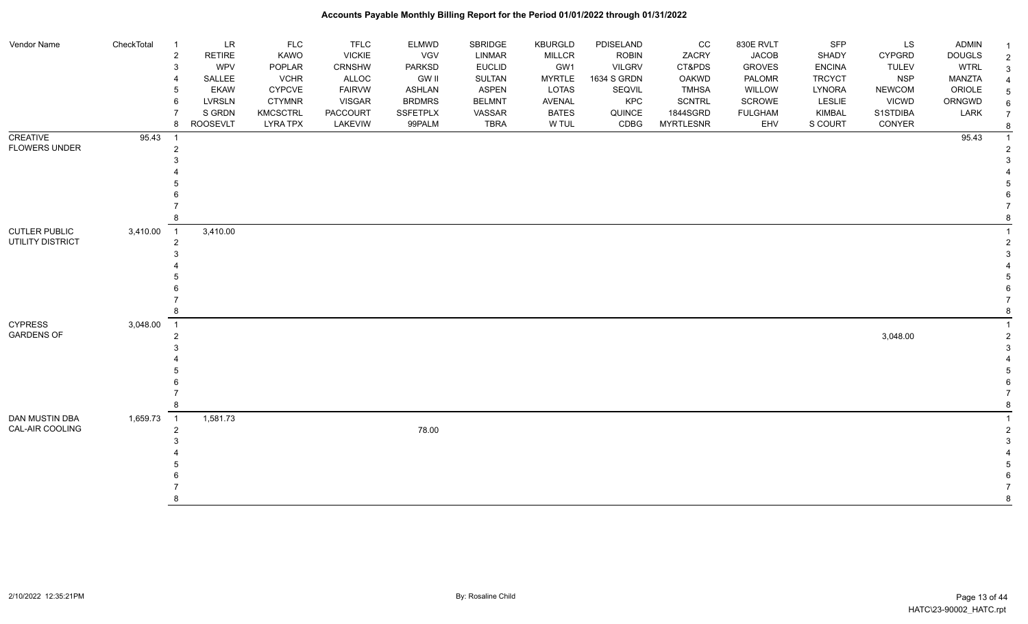# Accounts Payable Monthly Billing Report for the Period 01/01/2022 through 01/31/2022

| Vendor Name | CheckTotal | | | | | | | | | | | | | | | |
|---|---|---|---|---|---|---|---|---|---|---|---|---|---|---|---|---|
| | | 1 | LR | FLC | TFLC | ELMWD | SBRIDGE | KBURGLD | PDISELAND | CC | 830E RVLT | SFP | LS | ADMIN | 1 |
| | | 2 | RETIRE | KAWO | VICKIE | VGV | LINMAR | MILLCR | ROBIN | ZACRY | JACOB | SHADY | CYPGRD | DOUGLS | 2 |
| | | 3 | WPV | POPLAR | CRNSHW | PARKSD | EUCLID | GW1 | VILGRV | CT&PDS | GROVES | ENCINA | TULEV | WTRL | 3 |
| | | 4 | SALLEE | VCHR | ALLOC | GW II | SULTAN | MYRTLE | 1634 S GRDN | OAKWD | PALOMR | TRCYCT | NSP | MANZTA | 4 |
| | | 5 | EKAW | CYPCVE | FAIRVW | ASHLAN | ASPEN | LOTAS | SEQVIL | TMHSA | WILLOW | LYNORA | NEWCOM | ORIOLE | 5 |
| | | 6 | LVRSLN | CTYMNR | VISGAR | BRDMRS | BELMNT | AVENAL | KPC | SCNTRL | SCROWE | LESLIE | VICWD | ORNGWD | 6 |
| | | 7 | S GRDN | KMCSCTRL | PACCOURT | SSFETPLX | VASSAR | BATES | QUINCE | 1844SGRD | FULGHAM | KIMBAL | S1STDIBA | LARK | 7 |
| | | 8 | ROOSEVLT | LYRA TPX | LAKEVIW | 99PALM | TBRA | W TUL | CDBG | MYRTLESNR | EHV | S COURT | CONYER | | 8 |
| CREATIVE FLOWERS UNDER | 95.43 | 1 | | | | | | | | | | | | 95.43 | 1 |
| CUTLER PUBLIC UTILITY DISTRICT | 3,410.00 | 1 | 3,410.00 | | | | | | | | | | | | 1 |
| CYPRESS GARDENS OF | 3,048.00 | 2 | | | | | | | | | | | 3,048.00 | | 2 |
| DAN MUSTIN DBA CAL-AIR COOLING | 1,659.73 | 1 | 1,581.73 | | | | | | | | | | | | 1 |
| | | 2 | | | | 78.00 | | | | | | | | | 2 |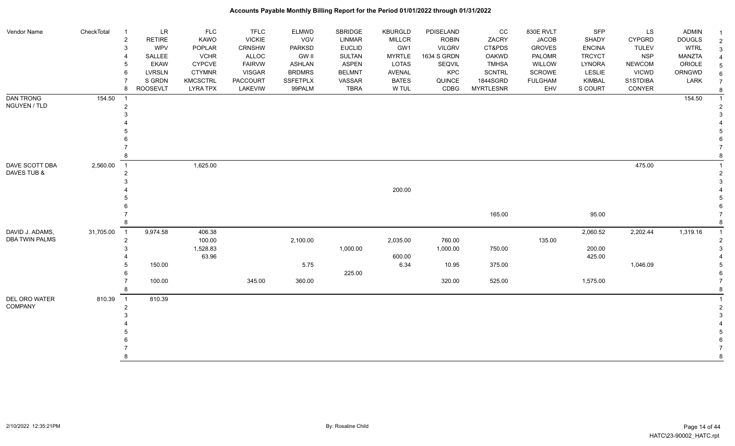# Accounts Payable Monthly Billing Report for the Period 01/01/2022 through 01/31/2022

| Vendor Name | CheckTotal | | | | | | | | | | | | | |
|---|---|---|---|---|---|---|---|---|---|---|---|---|---|---|
| | | 1 | LR | FLC | TFLC | ELMWD | SBRIDGE | KBURGLD | PDISELAND | CC | 830E RVLT | SFP | LS | ADMIN |
| | | 2 | RETIRE | KAWO | VICKIE | VGV | LINMAR | MILLCR | ROBIN | ZACRY | JACOB | SHADY | CYPGRD | DOUGLS |
| | | 3 | WPV | POPLAR | CRNSHW | PARKSD | EUCLID | GW1 | VILGRV | CT&PDS | GROVES | ENCINA | TULEV | WTRL |
| | | 4 | SALLEE | VCHR | ALLOC | GW II | SULTAN | MYRTLE | 1634 S GRDN | OAKWD | PALOMR | TRCYCT | NSP | MANZTA |
| | | 5 | EKAW | CYPCVE | FAIRVW | ASHLAN | ASPEN | LOTAS | SEQVIL | TMHSA | WILLOW | LYNORA | NEWCOM | ORIOLE |
| | | 6 | LVRSLN | CTYMNR | VISGAR | BRDMRS | BELMNT | AVENAL | KPC | SCNTRL | SCROWE | LESLIE | VICWD | ORNGWD |
| | | 7 | S GRDN | KMCSTCTRL | PACCOURT | SSFETPLX | VASSAR | BATES | QUINCE | 1844SGRD | FULGHAM | KIMBAL | S1STDIBA | LARK |
| | | 8 | ROOSEVLT | LYRA TPX | LAKEVIW | 99PALM | TBRA | W TUL | CDBG | MYRTLESNR | EHV | S COURT | CONYER | |
| DAN TRONG | 154.50 | 1 | | | | | | | | | | | | 154.50 |
| NGUYEN / TLD | | 2 | | | | | | | | | | | | |
| | | 3 | | | | | | | | | | | | |
| | | 4 | | | | | | | | | | | | |
| | | 5 | | | | | | | | | | | | |
| | | 6 | | | | | | | | | | | | |
| | | 7 | | | | | | | | | | | | |
| | | 8 | | | | | | | | | | | | |
| DAVE SCOTT DBA | 2,560.00 | 1 | | 1,625.00 | | | | | | | | | 475.00 | |
| DAVES TUB & | | 2 | | | | | | | | | | | | |
| | | 3 | | | | | | | | | | | | |
| | | 4 | | | | | | 200.00 | | | | | | |
| | | 5 | | | | | | | | | | | | |
| | | 6 | | | | | | | | | | | | |
| | | 7 | | | | | | | | 165.00 | | 95.00 | | |
| | | 8 | | | | | | | | | | | | |
| DAVID J. ADAMS, | 31,705.00 | 1 | 9,974.58 | 406.38 | | | | | | | | 2,060.52 | 2,202.44 | 1,319.16 |
| DBA TWIN PALMS | | 2 | | 100.00 | | 2,100.00 | | 2,035.00 | 760.00 | | 135.00 | | | |
| | | 3 | | 1,528.83 | | | 1,000.00 | | 1,000.00 | 750.00 | | 200.00 | | |
| | | 4 | | 63.96 | | | | 600.00 | | | | 425.00 | | |
| | | 5 | 150.00 | | | 5.75 | | 6.34 | 10.95 | 375.00 | | | 1,046.09 | |
| | | 6 | | | | | 225.00 | | | | | | | |
| | | 7 | 100.00 | | 345.00 | 360.00 | | | 320.00 | 525.00 | | 1,575.00 | | |
| | | 8 | | | | | | | | | | | | |
| DEL ORO WATER | 810.39 | 1 | 810.39 | | | | | | | | | | | |
| COMPANY | | 2 | | | | | | | | | | | | |
| | | 3 | | | | | | | | | | | | |
| | | 4 | | | | | | | | | | | | |
| | | 5 | | | | | | | | | | | | |
| | | 6 | | | | | | | | | | | | |
| | | 7 | | | | | | | | | | | | |
| | | 8 | | | | | | | | | | | | |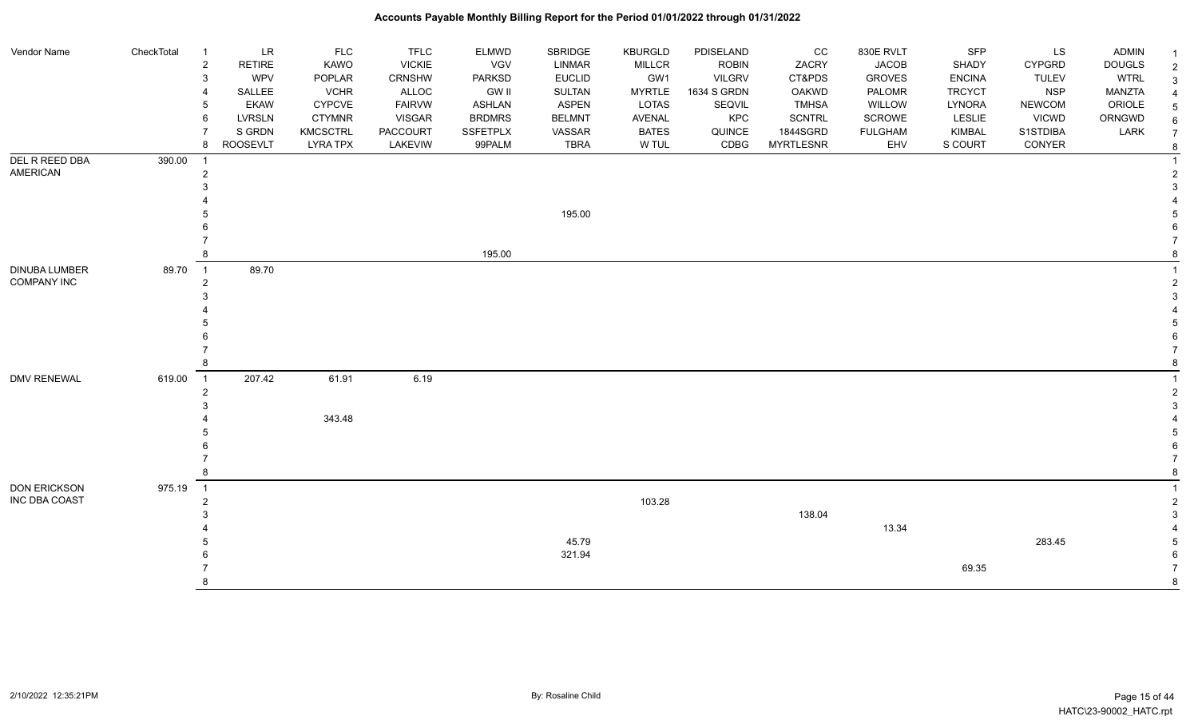# Accounts Payable Monthly Billing Report for the Period 01/01/2022 through 01/31/2022

| Vendor Name | CheckTotal | | | | | | | | | | | | | | |
|---|---|---|---|---|---|---|---|---|---|---|---|---|---|---|---|
| | | 1 | LR | FLC | TFLC | ELMWD | SBRIDGE | KBURGLD | PDISELAND | CC | 830E RVLT | SFP | LS | ADMIN | 1 |
| | | 2 | RETIRE | KAWO | VICKIE | VGV | LINMAR | MILLCR | ROBIN | ZACRY | JACOB | SHADY | CYPGRD | DOUGLS | 2 |
| | | 3 | WPV | POPLAR | CRNSHW | PARKSD | EUCLID | GW1 | VILGRV | CT&PDS | GROVES | ENCINA | TULEV | WTRL | 3 |
| | | 4 | SALLEE | VCHR | ALLOC | GW II | SULTAN | MYRTLE | 1634 S GRDN | OAKWD | PALOMR | TRCYCT | NSP | MANZTA | 4 |
| | | 5 | EKAW | CYPCVE | FAIRVW | ASHLAN | ASPEN | LOTAS | SEQVIL | TMHSA | WILLOW | LYNORA | NEWCOM | ORIOLE | 5 |
| | | 6 | LVRSLN | CTYMNR | VISGAR | BRDMRS | BELMNT | AVENAL | KPC | SCNTRL | SCROWE | LESLIE | VICWD | ORNGWD | 6 |
| | | 7 | S GRDN | KMCSCTRL | PACCOURT | SSFETPLX | VASSAR | BATES | QUINCE | 1844SGRD | FULGHAM | KIMBAL | S1STDIBA | LARK | 7 |
| | | 8 | ROOSEVLT | LYRA TPX | LAKEVIW | 99PALM | TBRA | W TUL | CDBG | MYRTLESNR | EHV | S COURT | CONYER | | 8 |
| DEL R REED DBA AMERICAN | 390.00 | 1 | | | | | | | | | | | | | 1 |
| | | 2 | | | | | | | | | | | | | 2 |
| | | 3 | | | | | | | | | | | | | 3 |
| | | 4 | | | | | | | | | | | | | 4 |
| | | 5 | | | | | 195.00 | | | | | | | | 5 |
| | | 6 | | | | | | | | | | | | | 6 |
| | | 7 | | | | | | | | | | | | | 7 |
| | | 8 | | | | 195.00 | | | | | | | | | 8 |
| DINUBA LUMBER COMPANY INC | 89.70 | 1 | 89.70 | | | | | | | | | | | | 1 |
| | | 2 | | | | | | | | | | | | | 2 |
| | | 3 | | | | | | | | | | | | | 3 |
| | | 4 | | | | | | | | | | | | | 4 |
| | | 5 | | | | | | | | | | | | | 5 |
| | | 6 | | | | | | | | | | | | | 6 |
| | | 7 | | | | | | | | | | | | | 7 |
| | | 8 | | | | | | | | | | | | | 8 |
| DMV RENEWAL | 619.00 | 1 | 207.42 | 61.91 | 6.19 | | | | | | | | | | 1 |
| | | 2 | | | | | | | | | | | | | 2 |
| | | 3 | | | | | | | | | | | | | 3 |
| | | 4 | | 343.48 | | | | | | | | | | | 4 |
| | | 5 | | | | | | | | | | | | | 5 |
| | | 6 | | | | | | | | | | | | | 6 |
| | | 7 | | | | | | | | | | | | | 7 |
| | | 8 | | | | | | | | | | | | | 8 |
| DON ERICKSON INC DBA COAST | 975.19 | 1 | | | | | | | | | | | | | 1 |
| | | 2 | | | | | | 103.28 | | | | | | | 2 |
| | | 3 | | | | | | | | 138.04 | | | | | 3 |
| | | 4 | | | | | | | | | 13.34 | | | | 4 |
| | | 5 | | | | | 45.79 | | | | | | 283.45 | | 5 |
| | | 6 | | | | | 321.94 | | | | | | | | 6 |
| | | 7 | | | | | | | | | | 69.35 | | | 7 |
| | | 8 | | | | | | | | | | | | | 8 |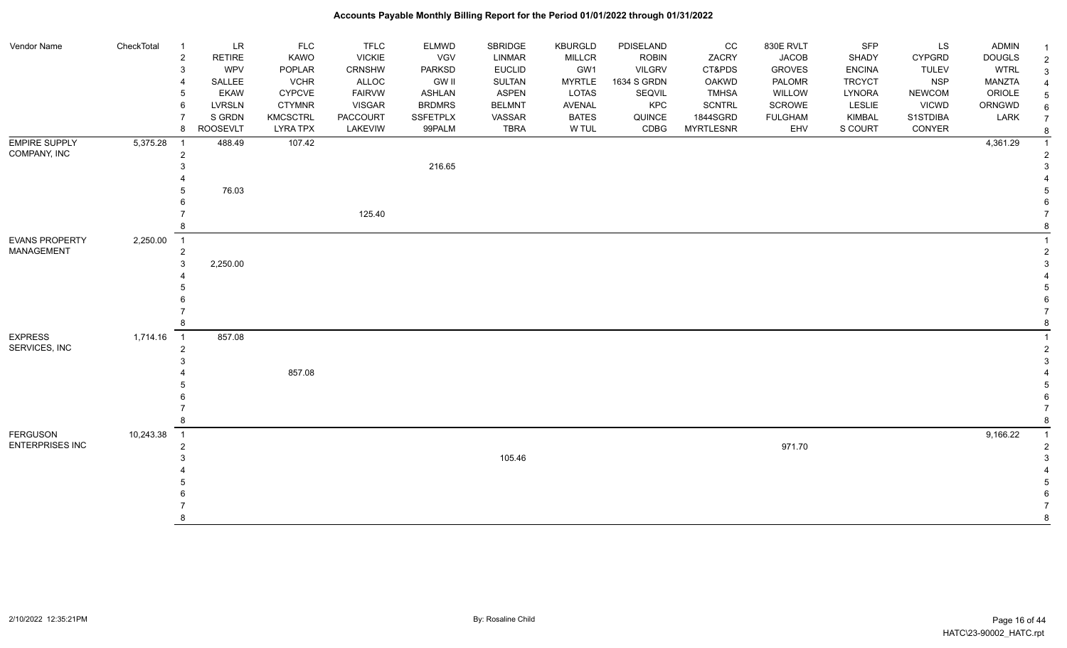# Accounts Payable Monthly Billing Report for the Period 01/01/2022 through 01/31/2022

| Vendor Name | CheckTotal | | | | | | | | | | | | | | |
|---|---|---|---|---|---|---|---|---|---|---|---|---|---|---|---|
| | | 1 | LR | FLC | TFLC | ELMWD | SBRIDGE | KBURGLD | PDISELAND | CC | 830E RVLT | SFP | LS | ADMIN | 1 |
| | | 2 | RETIRE | KAWO | VICKIE | VGV | LINMAR | MILLCR | ROBIN | ZACRY | JACOB | SHADY | CYPGRD | DOUGLS | 2 |
| | | 3 | WPV | POPLAR | CRNSHW | PARKSD | EUCLID | GW1 | VILGRV | CT&PDS | GROVES | ENCINA | TULEV | WTRL | 3 |
| | | 4 | SALLEE | VCHR | ALLOC | GW II | SULTAN | MYRTLE | 1634 S GRDN | OAKWD | PALOMR | TRCYCT | NSP | MANZTA | 4 |
| | | 5 | EKAW | CYPCVE | FAIRVW | ASHLAN | ASPEN | LOTAS | SEQVIL | TMHSA | WILLOW | LYNORA | NEWCOM | ORIOLE | 5 |
| | | 6 | LVRSLN | CTYMNR | VISGAR | BRDMRS | BELMNT | AVENAL | KPC | SCNTRL | SCROWE | LESLIE | VICWD | ORNGWD | 6 |
| | | 7 | S GRDN | KMCSCTRL | PACCOURT | SSFETPLX | VASSAR | BATES | QUINCE | 1844SGRD | FULGHAM | KIMBAL | S1STDIBA | LARK | 7 |
| | | 8 | ROOSEVLT | LYRA TPX | LAKEVIW | 99PALM | TBRA | W TUL | CDBG | MYRTLESNR | EHV | S COURT | CONYER | | 8 |
| EMPIRE SUPPLY COMPANY, INC | 5,375.28 | 1 | 488.49 | 107.42 | | | | | | | | | | 4,361.29 | 1 |
| | | 2 | | | | | | | | | | | | | 2 |
| | | 3 | | | | 216.65 | | | | | | | | | 3 |
| | | 4 | | | | | | | | | | | | | 4 |
| | | 5 | 76.03 | | | | | | | | | | | | 5 |
| | | 6 | | | | | | | | | | | | | 6 |
| | | 7 | | | 125.40 | | | | | | | | | | 7 |
| | | 8 | | | | | | | | | | | | | 8 |
| EVANS PROPERTY MANAGEMENT | 2,250.00 | 1 | | | | | | | | | | | | | 1 |
| | | 2 | | | | | | | | | | | | | 2 |
| | | 3 | 2,250.00 | | | | | | | | | | | | 3 |
| | | 4 | | | | | | | | | | | | | 4 |
| | | 5 | | | | | | | | | | | | | 5 |
| | | 6 | | | | | | | | | | | | | 6 |
| | | 7 | | | | | | | | | | | | | 7 |
| | | 8 | | | | | | | | | | | | | 8 |
| EXPRESS SERVICES, INC | 1,714.16 | 1 | 857.08 | | | | | | | | | | | | 1 |
| | | 2 | | | | | | | | | | | | | 2 |
| | | 3 | | | | | | | | | | | | | 3 |
| | | 4 | | 857.08 | | | | | | | | | | | 4 |
| | | 5 | | | | | | | | | | | | | 5 |
| | | 6 | | | | | | | | | | | | | 6 |
| | | 7 | | | | | | | | | | | | | 7 |
| | | 8 | | | | | | | | | | | | | 8 |
| FERGUSON ENTERPRISES INC | 10,243.38 | 1 | | | | | | | | | | | | 9,166.22 | 1 |
| | | 2 | | | | | | | | | 971.70 | | | | 2 |
| | | 3 | | | | | 105.46 | | | | | | | | 3 |
| | | 4 | | | | | | | | | | | | | 4 |
| | | 5 | | | | | | | | | | | | | 5 |
| | | 6 | | | | | | | | | | | | | 6 |
| | | 7 | | | | | | | | | | | | | 7 |
| | | 8 | | | | | | | | | | | | | 8 |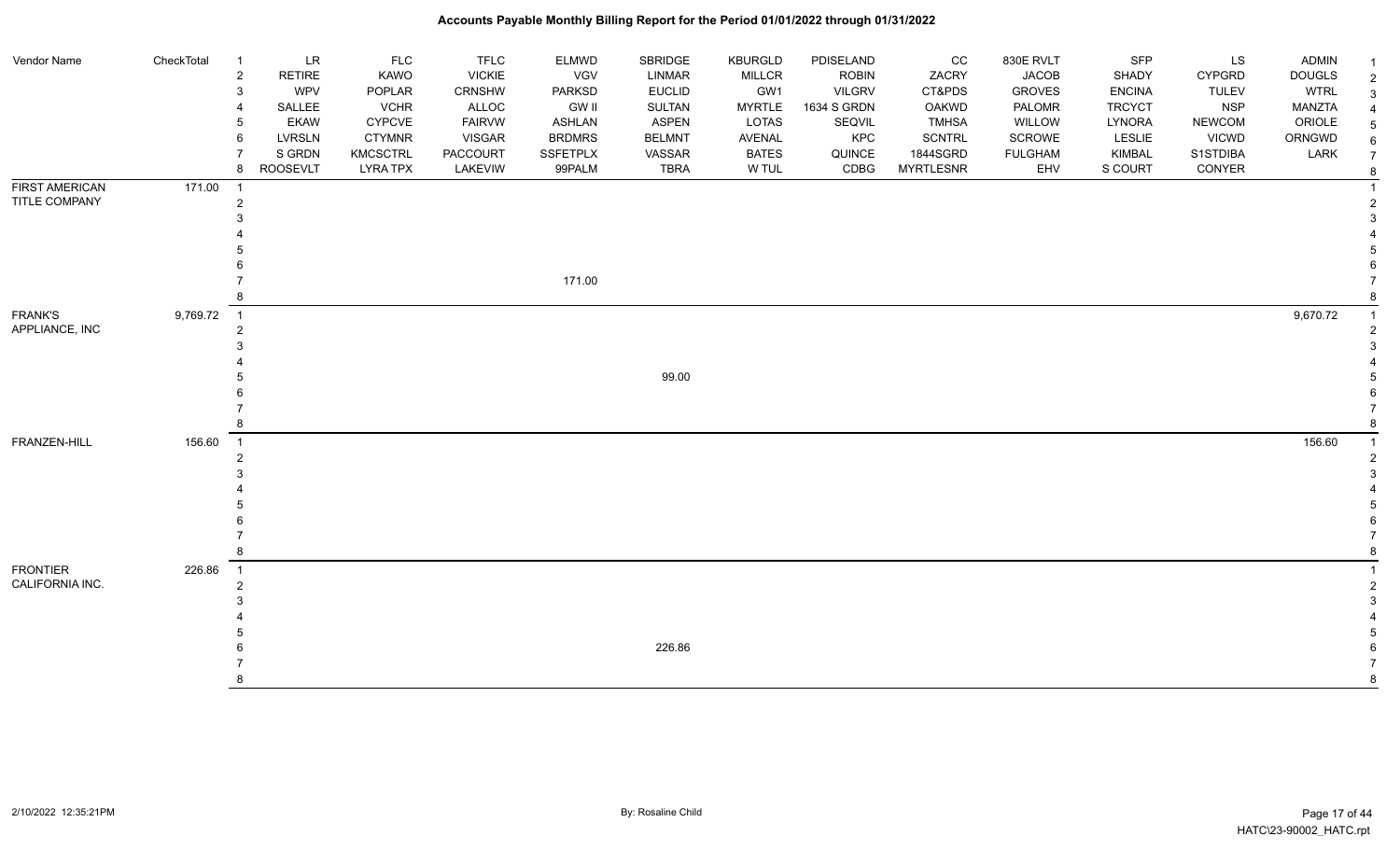# Accounts Payable Monthly Billing Report for the Period 01/01/2022 through 01/31/2022

| Vendor Name | CheckTotal | # | LR | FLC | TFLC | ELMWD | SBRIDGE | KBURGLD | PDISELAND | CC | 830E RVLT | SFP | LS | ADMIN |
|---|---|---|---|---|---|---|---|---|---|---|---|---|---|---|
| | | 2 | RETIRE | KAWO | VICKIE | VGV | LINMAR | MILLCR | ROBIN | ZACRY | JACOB | SHADY | CYPGRD | DOUGLS |
| | | 3 | WPV | POPLAR | CRNSHW | PARKSD | EUCLID | GW1 | VILGRV | CT&PDS | GROVES | ENCINA | TULEV | WTRL |
| | | 4 | SALLEE | VCHR | ALLOC | GW II | SULTAN | MYRTLE | 1634 S GRDN | OAKWD | PALOMR | TRCYCT | NSP | MANZTA |
| | | 5 | EKAW | CYPCVE | FAIRVW | ASHLAN | ASPEN | LOTAS | SEQVIL | TMHSA | WILLOW | LYNORA | NEWCOM | ORIOLE |
| | | 6 | LVRSLN | CTYMNR | VISGAR | BRDMRS | BELMNT | AVENAL | KPC | SCNTRL | SCROWE | LESLIE | VICWD | ORNGWD |
| | | 7 | S GRDN | KMCSCTRL | PACCOURT | SSFETPLX | VASSAR | BATES | QUINCE | 1844SGRD | FULGHAM | KIMBAL | S1STDIBA | LARK |
| | | 8 | ROOSEVLT | LYRA TPX | LAKEVIW | 99PALM | TBRA | W TUL | CDBG | MYRTLESNR | EHV | S COURT | CONYER | |
| FIRST AMERICAN TITLE COMPANY | 171.00 | 1 | | | | | | | | | | | | |
| | | 2 | | | | | | | | | | | | |
| | | 3 | | | | | | | | | | | | |
| | | 4 | | | | | | | | | | | | |
| | | 5 | | | | | | | | | | | | |
| | | 6 | | | | | | | | | | | | |
| | | 7 | | | | 171.00 | | | | | | | | |
| | | 8 | | | | | | | | | | | | |
| FRANK'S APPLIANCE, INC | 9,769.72 | 1 | | | | | | | | | | | | 9,670.72 |
| | | 2 | | | | | | | | | | | | |
| | | 3 | | | | | | | | | | | | |
| | | 4 | | | | | | | | | | | | |
| | | 5 | | | | | 99.00 | | | | | | | |
| | | 6 | | | | | | | | | | | | |
| | | 7 | | | | | | | | | | | | |
| | | 8 | | | | | | | | | | | | |
| FRANZEN-HILL | 156.60 | 1 | | | | | | | | | | | | 156.60 |
| | | 2 | | | | | | | | | | | | |
| | | 3 | | | | | | | | | | | | |
| | | 4 | | | | | | | | | | | | |
| | | 5 | | | | | | | | | | | | |
| | | 6 | | | | | | | | | | | | |
| | | 7 | | | | | | | | | | | | |
| | | 8 | | | | | | | | | | | | |
| FRONTIER CALIFORNIA INC. | 226.86 | 1 | | | | | | | | | | | | |
| | | 2 | | | | | | | | | | | | |
| | | 3 | | | | | | | | | | | | |
| | | 4 | | | | | | | | | | | | |
| | | 5 | | | | | | | | | | | | |
| | | 6 | | | | | 226.86 | | | | | | | |
| | | 7 | | | | | | | | | | | | |
| | | 8 | | | | | | | | | | | | |

2/10/2022 12:35:21PM — By: Rosaline Child — HATC\23-90002_HATC.rpt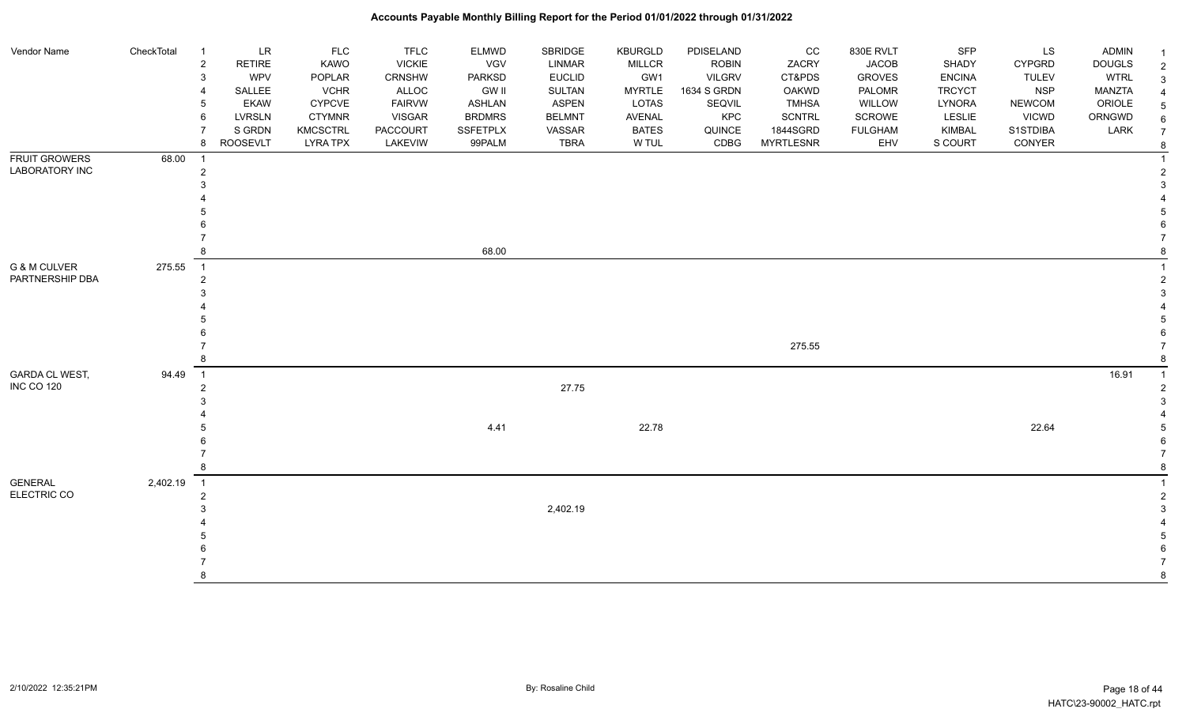# Accounts Payable Monthly Billing Report for the Period 01/01/2022 through 01/31/2022

| Vendor Name | CheckTotal | | LR | FLC | TFLC | ELMWD | SBRIDGE | KBURGLD | PDISELAND | CC | 830E RVLT | SFP | LS | ADMIN | |
|---|---|---|---|---|---|---|---|---|---|---|---|---|---|---|---|
| | | 1 | LR | FLC | TFLC | ELMWD | SBRIDGE | KBURGLD | PDISELAND | CC | 830E RVLT | SFP | LS | ADMIN | 1 |
| | | 2 | RETIRE | KAWO | VICKIE | VGV | LINMAR | MILLCR | ROBIN | ZACRY | JACOB | SHADY | CYPGRD | DOUGLS | 2 |
| | | 3 | WPV | POPLAR | CRNSHW | PARKSD | EUCLID | GW1 | VILGRV | CT&PDS | GROVES | ENCINA | TULEV | WTRL | 3 |
| | | 4 | SALLEE | VCHR | ALLOC | GW II | SULTAN | MYRTLE | 1634 S GRDN | OAKWD | PALOMR | TRCYCT | NSP | MANZTA | 4 |
| | | 5 | EKAW | CYPCVE | FAIRVW | ASHLAN | ASPEN | LOTAS | SEQVIL | TMHSA | WILLOW | LYNORA | NEWCOM | ORIOLE | 5 |
| | | 6 | LVRSLN | CTYMNR | VISGAR | BRDMRS | BELMNT | AVENAL | KPC | SCNTRL | SCROWE | LESLIE | VICWD | ORNGWD | 6 |
| | | 7 | S GRDN | KMCSCTRL | PACCOURT | SSFETPLX | VASSAR | BATES | QUINCE | 1844SGRD | FULGHAM | KIMBAL | S1STDIBA | LARK | 7 |
| | | 8 | ROOSEVLT | LYRA TPX | LAKEVIW | 99PALM | TBRA | W TUL | CDBG | MYRTLESNR | EHV | S COURT | CONYER | | 8 |
| FRUIT GROWERS LABORATORY INC | 68.00 | 1 | | | | | | | | | | | | | 1 |
| | | 2 | | | | | | | | | | | | | 2 |
| | | 3 | | | | | | | | | | | | | 3 |
| | | 4 | | | | | | | | | | | | | 4 |
| | | 5 | | | | | | | | | | | | | 5 |
| | | 6 | | | | | | | | | | | | | 6 |
| | | 7 | | | | | | | | | | | | | 7 |
| | | 8 | | | | 68.00 | | | | | | | | | 8 |
| G & M CULVER PARTNERSHIP DBA | 275.55 | 1 | | | | | | | | | | | | | 1 |
| | | 2 | | | | | | | | | | | | | 2 |
| | | 3 | | | | | | | | | | | | | 3 |
| | | 4 | | | | | | | | | | | | | 4 |
| | | 5 | | | | | | | | | | | | | 5 |
| | | 6 | | | | | | | | | | | | | 6 |
| | | 7 | | | | | | | | 275.55 | | | | | 7 |
| | | 8 | | | | | | | | | | | | | 8 |
| GARDA CL WEST, INC CO 120 | 94.49 | 1 | | | | | | | | | | | | 16.91 | 1 |
| | | 2 | | | | | 27.75 | | | | | | | | 2 |
| | | 3 | | | | | | | | | | | | | 3 |
| | | 4 | | | | | | | | | | | | | 4 |
| | | 5 | | | | 4.41 | | 22.78 | | | | | 22.64 | | 5 |
| | | 6 | | | | | | | | | | | | | 6 |
| | | 7 | | | | | | | | | | | | | 7 |
| | | 8 | | | | | | | | | | | | | 8 |
| GENERAL ELECTRIC CO | 2,402.19 | 1 | | | | | | | | | | | | | 1 |
| | | 2 | | | | | | | | | | | | | 2 |
| | | 3 | | | | | 2,402.19 | | | | | | | | 3 |
| | | 4 | | | | | | | | | | | | | 4 |
| | | 5 | | | | | | | | | | | | | 5 |
| | | 6 | | | | | | | | | | | | | 6 |
| | | 7 | | | | | | | | | | | | | 7 |
| | | 8 | | | | | | | | | | | | | 8 |

2/10/2022 12:35:21PM By: Rosaline Child HATC\23-90002_HATC.rpt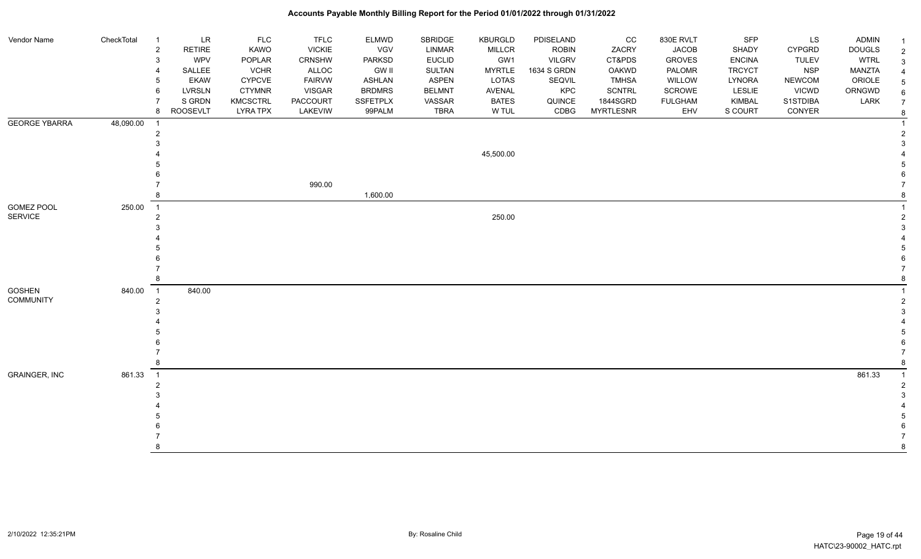# Accounts Payable Monthly Billing Report for the Period 01/01/2022 through 01/31/2022

| Vendor Name | CheckTotal | # | Col 1 | Col 2 | Col 3 | Col 4 | Col 5 | Col 6 | Col 7 | Col 8 | Col 9 | Col 10 | Col 11 | Col 12 | # |
|---|---|---|---|---|---|---|---|---|---|---|---|---|---|---|---|
| | | 1 | LR | FLC | TFLC | ELMWD | SBRIDGE | KBURGLD | PDISELAND | CC | 830E RVLT | SFP | LS | ADMIN | 1 |
| | | 2 | RETIRE | KAWO | VICKIE | VGV | LINMAR | MILLCR | ROBIN | ZACRY | JACOB | SHADY | CYPGRD | DOUGLS | 2 |
| | | 3 | WPV | POPLAR | CRNSHW | PARKSD | EUCLID | GW1 | VILGRV | CT&PDS | GROVES | ENCINA | TULEV | WTRL | 3 |
| | | 4 | SALLEE | VCHR | ALLOC | GW II | SULTAN | MYRTLE | 1634 S GRDN | OAKWD | PALOMR | TRCYCT | NSP | MANZTA | 4 |
| | | 5 | EKAW | CYPCVE | FAIRVW | ASHLAN | ASPEN | LOTAS | SEQVIL | TMHSA | WILLOW | LYNORA | NEWCOM | ORIOLE | 5 |
| | | 6 | LVRSLN | CTYMNR | VISGAR | BRDMRS | BELMNT | AVENAL | KPC | SCNTRL | SCROWE | LESLIE | VICWD | ORNGWD | 6 |
| | | 7 | S GRDN | KMCSCTRL | PACCOURT | SSFETPLX | VASSAR | BATES | QUINCE | 1844SGRD | FULGHAM | KIMBAL | S1STDIBA | LARK | 7 |
| | | 8 | ROOSEVLT | LYRA TPX | LAKEVIW | 99PALM | TBRA | W TUL | CDBG | MYRTLESNR | EHV | S COURT | CONYER | | 8 |
| GEORGE YBARRA | 48,090.00 | 1 | | | | | | | | | | | | | 1 |
| | | 2 | | | | | | | | | | | | | 2 |
| | | 3 | | | | | | | | | | | | | 3 |
| | | 4 | | | | | | 45,500.00 | | | | | | | 4 |
| | | 5 | | | | | | | | | | | | | 5 |
| | | 6 | | | | | | | | | | | | | 6 |
| | | 7 | | | 990.00 | | | | | | | | | | 7 |
| | | 8 | | | | 1,600.00 | | | | | | | | | 8 |
| GOMEZ POOL SERVICE | 250.00 | 1 | | | | | | | | | | | | | 1 |
| | | 2 | | | | | | 250.00 | | | | | | | 2 |
| | | 3 | | | | | | | | | | | | | 3 |
| | | 4 | | | | | | | | | | | | | 4 |
| | | 5 | | | | | | | | | | | | | 5 |
| | | 6 | | | | | | | | | | | | | 6 |
| | | 7 | | | | | | | | | | | | | 7 |
| | | 8 | | | | | | | | | | | | | 8 |
| GOSHEN COMMUNITY | 840.00 | 1 | 840.00 | | | | | | | | | | | | 1 |
| | | 2 | | | | | | | | | | | | | 2 |
| | | 3 | | | | | | | | | | | | | 3 |
| | | 4 | | | | | | | | | | | | | 4 |
| | | 5 | | | | | | | | | | | | | 5 |
| | | 6 | | | | | | | | | | | | | 6 |
| | | 7 | | | | | | | | | | | | | 7 |
| | | 8 | | | | | | | | | | | | | 8 |
| GRAINGER, INC | 861.33 | 1 | | | | | | | | | | | | 861.33 | 1 |
| | | 2 | | | | | | | | | | | | | 2 |
| | | 3 | | | | | | | | | | | | | 3 |
| | | 4 | | | | | | | | | | | | | 4 |
| | | 5 | | | | | | | | | | | | | 5 |
| | | 6 | | | | | | | | | | | | | 6 |
| | | 7 | | | | | | | | | | | | | 7 |
| | | 8 | | | | | | | | | | | | | 8 |

2/10/2022 12:35:21PM — By: Rosaline Child — HATC\23-90002_HATC.rpt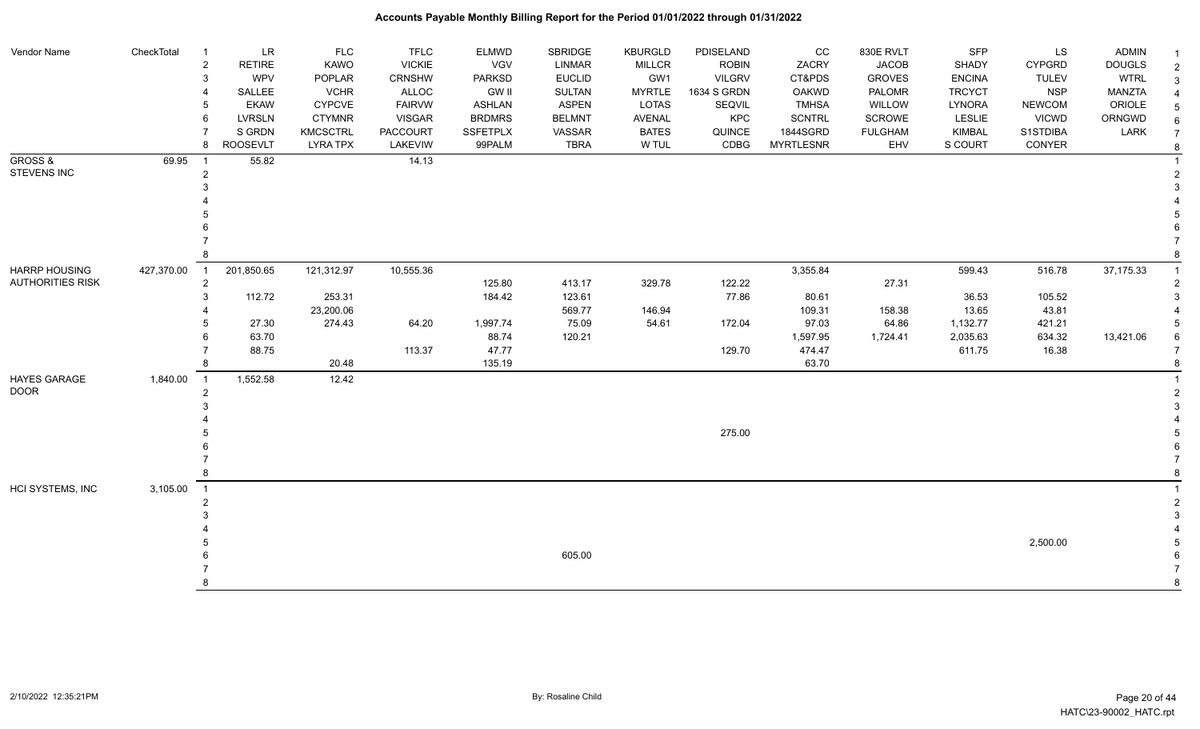| Vendor Name | CheckTotal | | | | | | | | | | | | | | |
|---|---|---|---|---|---|---|---|---|---|---|---|---|---|---|---|
| | | 1 | LR | FLC | TFLC | ELMWD | SBRIDGE | KBURGLD | PDISELAND | CC | 830E RVLT | SFP | LS | ADMIN | 1 |
| | | 2 | RETIRE | KAWO | VICKIE | VGV | LINMAR | MILLCR | ROBIN | ZACRY | JACOB | SHADY | CYPGRD | DOUGLS | 2 |
| | | 3 | WPV | POPLAR | CRNSHW | PARKSD | EUCLID | GW1 | VILGRV | CT&PDS | GROVES | ENCINA | TULEV | WTRL | 3 |
| | | 4 | SALLEE | VCHR | ALLOC | GW II | SULTAN | MYRTLE | 1634 S GRDN | OAKWD | PALOMR | TRCYCT | NSP | MANZTA | 4 |
| | | 5 | EKAW | CYPCVE | FAIRVW | ASHLAN | ASPEN | LOTAS | SEQVIL | TMHSA | WILLOW | LYNORA | NEWCOM | ORIOLE | 5 |
| | | 6 | LVRSLN | CTYMNR | VISGAR | BRDMRS | BELMNT | AVENAL | KPC | SCNTRL | SCROWE | LESLIE | VICWD | ORNGWD | 6 |
| | | 7 | S GRDN | KMCSCTRL | PACCOURT | SSFETPLX | VASSAR | BATES | QUINCE | 1844SGRD | FULGHAM | KIMBAL | S1STDIBA | LARK | 7 |
| | | 8 | ROOSEVELT | LYRA TPX | LAKEVIW | 99PALM | TBRA | W TUL | CDBG | MYRTLESNR | EHV | S COURT | CONYER | | 8 |
| GROSS & STEVENS INC | 69.95 | 1 | 55.82 | | 14.13 | | | | | | | | | | 1 |
| | | 2 | | | | | | | | | | | | | 2 |
| | | 3 | | | | | | | | | | | | | 3 |
| | | 4 | | | | | | | | | | | | | 4 |
| | | 5 | | | | | | | | | | | | | 5 |
| | | 6 | | | | | | | | | | | | | 6 |
| | | 7 | | | | | | | | | | | | | 7 |
| | | 8 | | | | | | | | | | | | | 8 |
| HARRP HOUSING AUTHORITIES RISK | 427,370.00 | 1 | 201,850.65 | 121,312.97 | 10,555.36 | | | | | 3,355.84 | | 599.43 | 516.78 | 37,175.33 | 1 |
| | | 2 | | | | 125.80 | 413.17 | 329.78 | 122.22 | | 27.31 | | | | 2 |
| | | 3 | 112.72 | 253.31 | | 184.42 | 123.61 | | 77.86 | 80.61 | | 36.53 | 105.52 | | 3 |
| | | 4 | | 23,200.06 | | | 569.77 | 146.94 | | 109.31 | 158.38 | 13.65 | 43.81 | | 4 |
| | | 5 | 27.30 | 274.43 | 64.20 | 1,997.74 | 75.09 | 54.61 | 172.04 | 97.03 | 64.86 | 1,132.77 | 421.21 | | 5 |
| | | 6 | 63.70 | | | 88.74 | 120.21 | | | 1,597.95 | 1,724.41 | 2,035.63 | 634.32 | 13,421.06 | 6 |
| | | 7 | 88.75 | | 113.37 | 47.77 | | | 129.70 | 474.47 | | 611.75 | 16.38 | | 7 |
| | | 8 | | 20.48 | | 135.19 | | | | 63.70 | | | | | 8 |
| HAYES GARAGE DOOR | 1,840.00 | 1 | 1,552.58 | 12.42 | | | | | | | | | | | 1 |
| | | 2 | | | | | | | | | | | | | 2 |
| | | 3 | | | | | | | | | | | | | 3 |
| | | 4 | | | | | | | | | | | | | 4 |
| | | 5 | | | | | | | 275.00 | | | | | | 5 |
| | | 6 | | | | | | | | | | | | | 6 |
| | | 7 | | | | | | | | | | | | | 7 |
| | | 8 | | | | | | | | | | | | | 8 |
| HCI SYSTEMS, INC | 3,105.00 | 1 | | | | | | | | | | | | | 1 |
| | | 2 | | | | | | | | | | | | | 2 |
| | | 3 | | | | | | | | | | | | | 3 |
| | | 4 | | | | | | | | | | | | | 4 |
| | | 5 | | | | | | | | | | | 2,500.00 | | 5 |
| | | 6 | | | | | 605.00 | | | | | | | | 6 |
| | | 7 | | | | | | | | | | | | | 7 |
| | | 8 | | | | | | | | | | | | | 8 |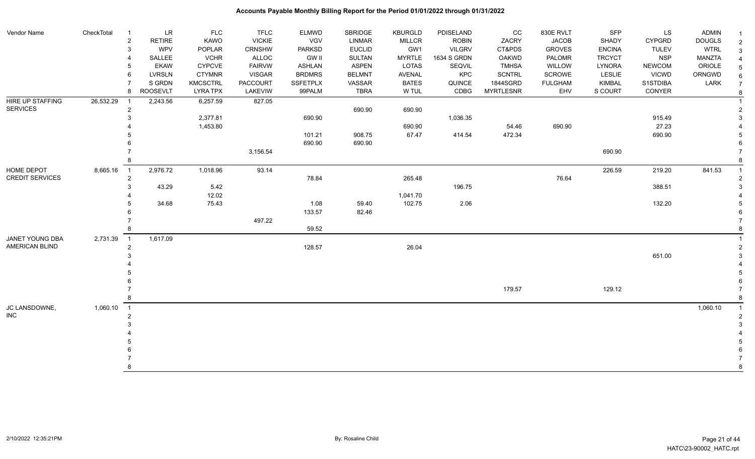# Accounts Payable Monthly Billing Report for the Period 01/01/2022 through 01/31/2022

| Vendor Name | CheckTotal | # | | | | | | | | | | | | | # |
|---|---|---|---|---|---|---|---|---|---|---|---|---|---|---|---|
| | | 1 | LR | FLC | TFLC | ELMWD | SBRIDGE | KBURGLD | PDISELAND | CC | 830E RVLT | SFP | LS | ADMIN | 1 |
| | | 2 | RETIRE | KAWO | VICKIE | VGV | LINMAR | MILLCR | ROBIN | ZACRY | JACOB | SHADY | CYPGRD | DOUGLS | 2 |
| | | 3 | WPV | POPLAR | CRNSHW | PARKSD | EUCLID | GW1 | VILGRV | CT&PDS | GROVES | ENCINA | TULEV | WTRL | 3 |
| | | 4 | SALLEE | VCHR | ALLOC | GW II | SULTAN | MYRTLE | 1634 S GRDN | OAKWD | PALOMR | TRCYCT | NSP | MANZTA | 4 |
| | | 5 | EKAW | CYPCVE | FAIRVW | ASHLAN | ASPEN | LOTAS | SEQVIL | TMHSA | WILLOW | LYNORA | NEWCOM | ORIOLE | 5 |
| | | 6 | LVRSLN | CTYMNR | VISGAR | BRDMRS | BELMNT | AVENAL | KPC | SCNTRL | SCROWE | LESLIE | VICWD | ORNGWD | 6 |
| | | 7 | S GRDN | KMCSCTRL | PACCOURT | SSFETPLX | VASSAR | BATES | QUINCE | 1844SGRD | FULGHAM | KIMBAL | S1STDIBA | LARK | 7 |
| | | 8 | ROOSEVLT | LYRA TPX | LAKEVIW | 99PALM | TBRA | W TUL | CDBG | MYRTLESNR | EHV | S COURT | CONYER | | 8 |
| HIRE UP STAFFING SERVICES | 26,532.29 | 1 | 2,243.56 | 6,257.59 | 827.05 | | | | | | | | | | 1 |
| | | 2 | | | | | 690.90 | 690.90 | | | | | | | 2 |
| | | 3 | | 2,377.81 | | 690.90 | | | 1,036.35 | | | | 915.49 | | 3 |
| | | 4 | | 1,453.80 | | | | 690.90 | | 54.46 | 690.90 | | 27.23 | | 4 |
| | | 5 | | | | 101.21 | 908.75 | 67.47 | 414.54 | 472.34 | | | 690.90 | | 5 |
| | | 6 | | | | 690.90 | 690.90 | | | | | | | | 6 |
| | | 7 | | | 3,156.54 | | | | | | | 690.90 | | | 7 |
| | | 8 | | | | | | | | | | | | | 8 |
| HOME DEPOT CREDIT SERVICES | 8,665.16 | 1 | 2,976.72 | 1,018.96 | 93.14 | | | | | | | 226.59 | 219.20 | 841.53 | 1 |
| | | 2 | | | | 78.84 | | 265.48 | | | 76.64 | | | | 2 |
| | | 3 | 43.29 | 5.42 | | | | | 196.75 | | | | 388.51 | | 3 |
| | | 4 | | 12.02 | | | | 1,041.70 | | | | | | | 4 |
| | | 5 | 34.68 | 75.43 | | 1.08 | 59.40 | 102.75 | 2.06 | | | | 132.20 | | 5 |
| | | 6 | | | | 133.57 | 82.46 | | | | | | | | 6 |
| | | 7 | | | 497.22 | | | | | | | | | | 7 |
| | | 8 | | | | 59.52 | | | | | | | | | 8 |
| JANET YOUNG DBA AMERICAN BLIND | 2,731.39 | 1 | 1,617.09 | | | | | | | | | | | | 1 |
| | | 2 | | | | 128.57 | | 26.04 | | | | | | | 2 |
| | | 3 | | | | | | | | | | | 651.00 | | 3 |
| | | 4 | | | | | | | | | | | | | 4 |
| | | 5 | | | | | | | | | | | | | 5 |
| | | 6 | | | | | | | | | | | | | 6 |
| | | 7 | | | | | | | | 179.57 | | 129.12 | | | 7 |
| | | 8 | | | | | | | | | | | | | 8 |
| JC LANSDOWNE, INC | 1,060.10 | 1 | | | | | | | | | | | | 1,060.10 | 1 |
| | | 2 | | | | | | | | | | | | | 2 |
| | | 3 | | | | | | | | | | | | | 3 |
| | | 4 | | | | | | | | | | | | | 4 |
| | | 5 | | | | | | | | | | | | | 5 |
| | | 6 | | | | | | | | | | | | | 6 |
| | | 7 | | | | | | | | | | | | | 7 |
| | | 8 | | | | | | | | | | | | | 8 |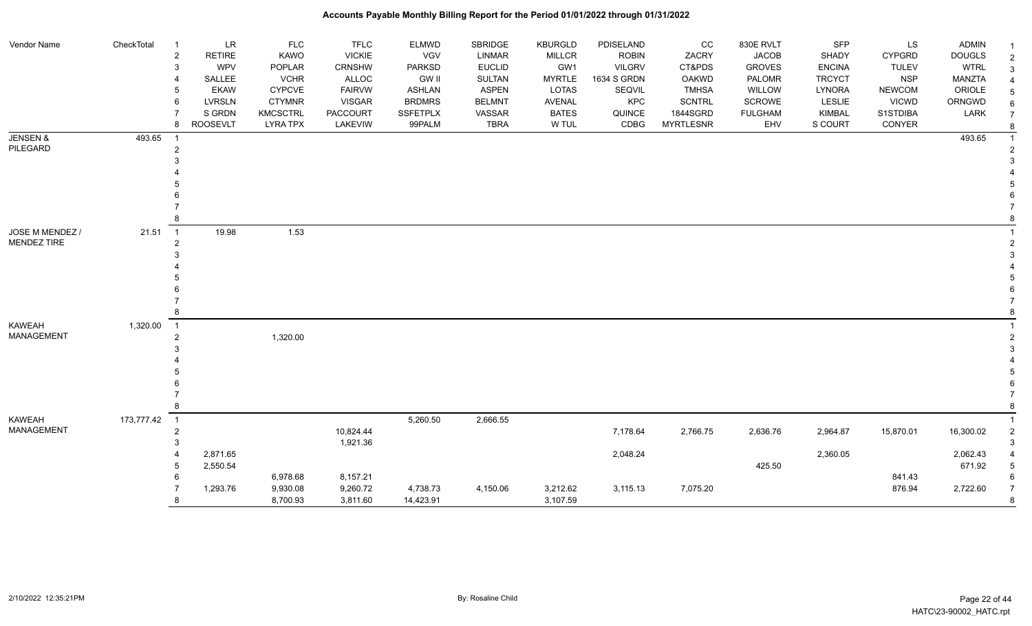# Accounts Payable Monthly Billing Report for the Period 01/01/2022 through 01/31/2022

| Vendor Name | CheckTotal | | LR | FLC | TFLC | ELMWD | SBRIDGE | KBURGLD | PDISELAND | CC | 830E RVLT | SFP | LS | ADMIN |
|---|---|---|---|---|---|---|---|---|---|---|---|---|---|---|
| | | 2 | RETIRE | KAWO | VICKIE | VGV | LINMAR | MILLCR | ROBIN | ZACRY | JACOB | SHADY | CYPGRD | DOUGLS |
| | | 3 | WPV | POPLAR | CRNSHW | PARKSD | EUCLID | GW1 | VILGRV | CT&PDS | GROVES | ENCINA | TULEV | WTRL |
| | | 4 | SALLEE | VCHR | ALLOC | GW II | SULTAN | MYRTLE | 1634 S GRDN | OAKWD | PALOMR | TRCYCT | NSP | MANZTA |
| | | 5 | EKAW | CYPCVE | FAIRVW | ASHLAN | ASPEN | LOTAS | SEQVIL | TMHSA | WILLOW | LYNORA | NEWCOM | ORIOLE |
| | | 6 | LVRSLN | CTYMNR | VISGAR | BRDMRS | BELMNT | AVENAL | KPC | SCNTRL | SCROWE | LESLIE | VICWD | ORNGWD |
| | | 7 | S GRDN | KMCSCTRL | PACCOURT | SSFETPLX | VASSAR | BATES | QUINCE | 1844SGRD | FULGHAM | KIMBAL | S1STDIBA | LARK |
| | | 8 | ROOSEVLT | LYRA TPX | LAKEVIW | 99PALM | TBRA | W TUL | CDBG | MYRTLESNR | EHV | S COURT | CONYER | |
| JENSEN & PILEGARD | 493.65 | 1 | | | | | | | | | | | | 493.65 |
| JOSE M MENDEZ / MENDEZ TIRE | 21.51 | 1 | 19.98 | 1.53 | | | | | | | | | | |
| KAWEAH MANAGEMENT | 1,320.00 | 1 | | | | | | | | | | | | |
| | | 2 | | 1,320.00 | | | | | | | | | | |
| KAWEAH MANAGEMENT | 173,777.42 | 1 | | | | 5,260.50 | 2,666.55 | | | | | | | |
| | | 2 | | | 10,824.44 | | | | 7,178.64 | 2,766.75 | 2,636.76 | 2,964.87 | 15,870.01 | 16,300.02 |
| | | 3 | | | 1,921.36 | | | | | | | | | |
| | | 4 | 2,871.65 | | | | | | 2,048.24 | | | 2,360.05 | | 2,062.43 |
| | | 5 | 2,550.54 | | | | | | | | 425.50 | | | 671.92 |
| | | 6 | | 6,978.68 | 8,157.21 | | | | | | | | 841.43 | |
| | | 7 | 1,293.76 | 9,930.08 | 9,260.72 | 4,738.73 | 4,150.06 | 3,212.62 | 3,115.13 | 7,075.20 | | | 876.94 | 2,722.60 |
| | | 8 | | 8,700.93 | 3,811.60 | 14,423.91 | | 3,107.59 | | | | | | |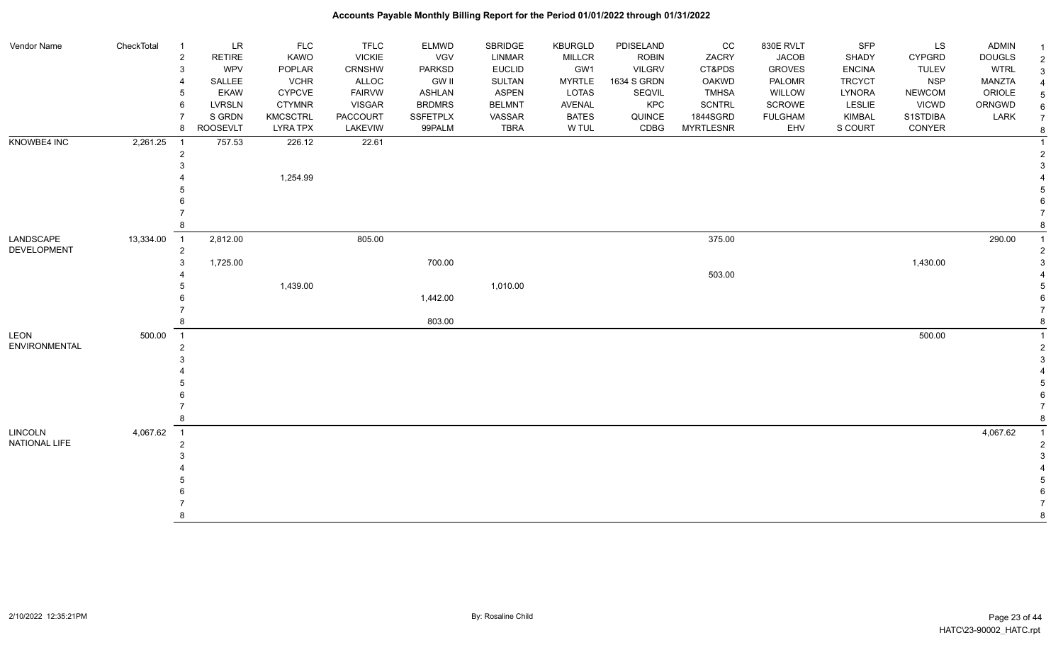# Accounts Payable Monthly Billing Report for the Period 01/01/2022 through 01/31/2022

| Vendor Name | CheckTotal | | | | | | | | | | | | | |
|---|---|---|---|---|---|---|---|---|---|---|---|---|---|---|
| | | 1 | LR | FLC | TFLC | ELMWD | SBRIDGE | KBURGLD | PDISELAND | CC | 830E RVLT | SFP | LS | ADMIN |
| | | 2 | RETIRE | KAWO | VICKIE | VGV | LINMAR | MILLCR | ROBIN | ZACRY | JACOB | SHADY | CYPGRD | DOUGLS |
| | | 3 | WPV | POPLAR | CRNSHW | PARKSD | EUCLID | GW1 | VILGRV | CT&PDS | GROVES | ENCINA | TULEV | WTRL |
| | | 4 | SALLEE | VCHR | ALLOC | GW II | SULTAN | MYRTLE | 1634 S GRDN | OAKWD | PALOMR | TRCYCT | NSP | MANZTA |
| | | 5 | EKAW | CYPCVE | FAIRVW | ASHLAN | ASPEN | LOTAS | SEQVIL | TMHSA | WILLOW | LYNORA | NEWCOM | ORIOLE |
| | | 6 | LVRSLN | CTYMNR | VISGAR | BRDMRS | BELMNT | AVENAL | KPC | SCNTRL | SCROWE | LESLIE | VICWD | ORNGWD |
| | | 7 | S GRDN | KMCSCTRL | PACCOURT | SSFETPLX | VASSAR | BATES | QUINCE | 1844SGRD | FULGHAM | KIMBAL | S1STDIBA | LARK |
| | | 8 | ROOSEVLT | LYRA TPX | LAKEVIW | 99PALM | TBRA | W TUL | CDBG | MYRTLESNR | EHV | S COURT | CONYER | |
| KNOWBE4 INC | 2,261.25 | 1 | 757.53 | 226.12 | 22.61 | | | | | | | | | |
| | | 2 | | | | | | | | | | | | |
| | | 3 | | | | | | | | | | | | |
| | | 4 | | 1,254.99 | | | | | | | | | | |
| | | 5 | | | | | | | | | | | | |
| | | 6 | | | | | | | | | | | | |
| | | 7 | | | | | | | | | | | | |
| | | 8 | | | | | | | | | | | | |
| LANDSCAPE DEVELOPMENT | 13,334.00 | 1 | 2,812.00 | | 805.00 | | | | | 375.00 | | | | 290.00 |
| | | 2 | | | | | | | | | | | | |
| | | 3 | 1,725.00 | | | 700.00 | | | | | | | 1,430.00 | |
| | | 4 | | | | | | | | 503.00 | | | | |
| | | 5 | | 1,439.00 | | | 1,010.00 | | | | | | | |
| | | 6 | | | | 1,442.00 | | | | | | | | |
| | | 7 | | | | | | | | | | | | |
| | | 8 | | | | 803.00 | | | | | | | | |
| LEON ENVIRONMENTAL | 500.00 | 1 | | | | | | | | | | | 500.00 | |
| | | 2 | | | | | | | | | | | | |
| | | 3 | | | | | | | | | | | | |
| | | 4 | | | | | | | | | | | | |
| | | 5 | | | | | | | | | | | | |
| | | 6 | | | | | | | | | | | | |
| | | 7 | | | | | | | | | | | | |
| | | 8 | | | | | | | | | | | | |
| LINCOLN NATIONAL LIFE | 4,067.62 | 1 | | | | | | | | | | | | 4,067.62 |
| | | 2 | | | | | | | | | | | | |
| | | 3 | | | | | | | | | | | | |
| | | 4 | | | | | | | | | | | | |
| | | 5 | | | | | | | | | | | | |
| | | 6 | | | | | | | | | | | | |
| | | 7 | | | | | | | | | | | | |
| | | 8 | | | | | | | | | | | | |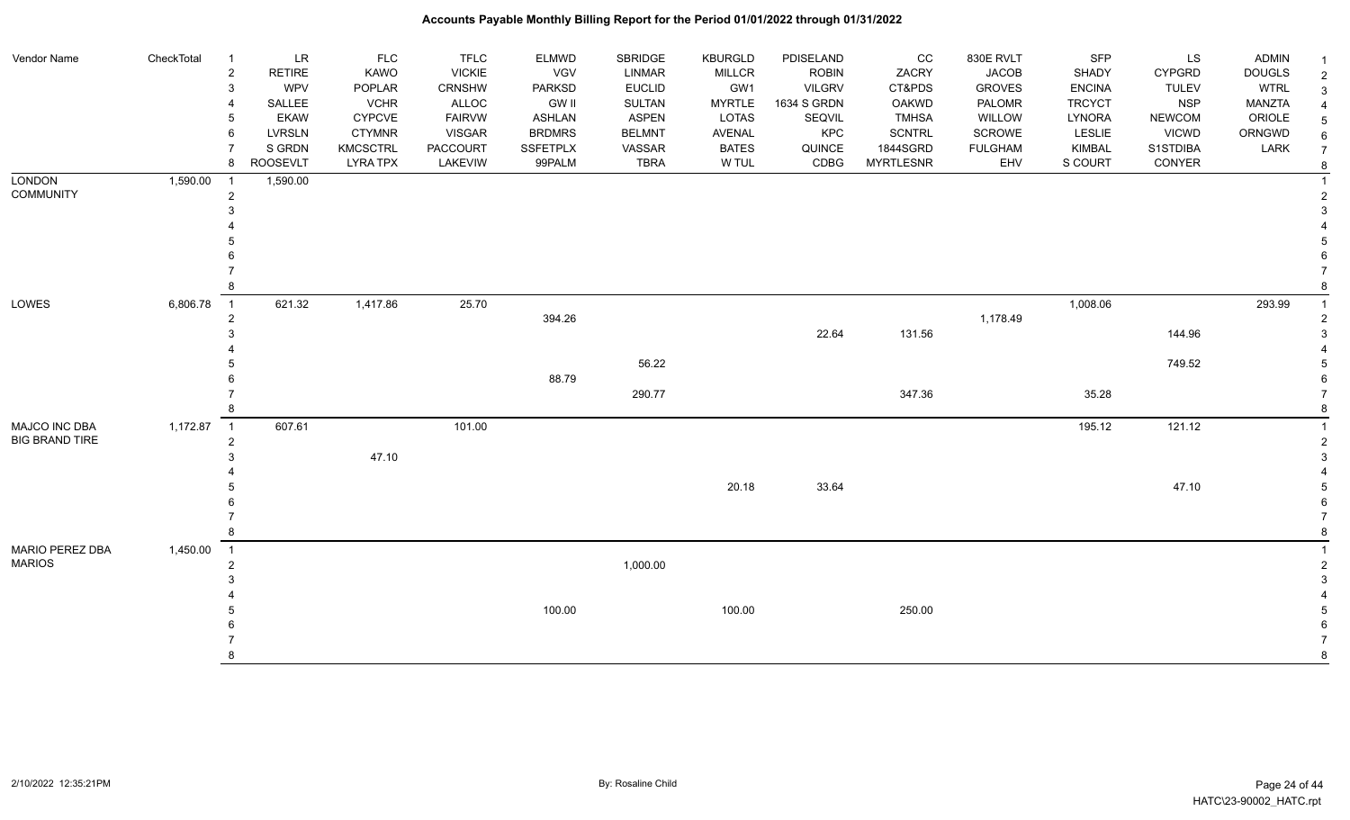# Accounts Payable Monthly Billing Report for the Period 01/01/2022 through 01/31/2022

| Vendor Name | CheckTotal | | | | | | | | | | | | | | |
|---|---|---|---|---|---|---|---|---|---|---|---|---|---|---|---|
| | | 1 | LR | FLC | TFLC | ELMWD | SBRIDGE | KBURGLD | PDISELAND | CC | 830E RVLT | SFP | LS | ADMIN | 1 |
| | | 2 | RETIRE | KAWO | VICKIE | VGV | LINMAR | MILLCR | ROBIN | ZACRY | JACOB | SHADY | CYPGRD | DOUGLS | 2 |
| | | 3 | WPV | POPLAR | CRNSHW | PARKSD | EUCLID | GW1 | VILGRV | CT&PDS | GROVES | ENCINA | TULEV | WTRL | 3 |
| | | 4 | SALLEE | VCHR | ALLOC | GW II | SULTAN | MYRTLE | 1634 S GRDN | OAKWD | PALOMR | TRCYCT | NSP | MANZTA | 4 |
| | | 5 | EKAW | CYPCVE | FAIRVW | ASHLAN | ASPEN | LOTAS | SEQVIL | TMHSA | WILLOW | LYNORA | NEWCOM | ORIOLE | 5 |
| | | 6 | LVRSLN | CTYMNR | VISGAR | BRDMRS | BELMNT | AVENAL | KPC | SCNTRL | SCROWE | LESLIE | VICWD | ORNGWD | 6 |
| | | 7 | S GRDN | KMCSTCTRL | PACCOURT | SSFETPLX | VASSAR | BATES | QUINCE | 1844SGRD | FULGHAM | KIMBAL | S1STDIBA | LARK | 7 |
| | | 8 | ROOSEVLT | LYRA TPX | LAKEVIW | 99PALM | TBRA | W TUL | CDBG | MYRTLESNR | EHV | S COURT | CONYER | | 8 |
| LONDON COMMUNITY | 1,590.00 | 1 | 1,590.00 | | | | | | | | | | | | 1 |
| | | 2 | | | | | | | | | | | | | 2 |
| | | 3 | | | | | | | | | | | | | 3 |
| | | 4 | | | | | | | | | | | | | 4 |
| | | 5 | | | | | | | | | | | | | 5 |
| | | 6 | | | | | | | | | | | | | 6 |
| | | 7 | | | | | | | | | | | | | 7 |
| | | 8 | | | | | | | | | | | | | 8 |
| LOWES | 6,806.78 | 1 | 621.32 | 1,417.86 | 25.70 | | | | | | | 1,008.06 | | 293.99 | 1 |
| | | 2 | | | | 394.26 | | | | | 1,178.49 | | | | 2 |
| | | 3 | | | | | | | 22.64 | 131.56 | | | 144.96 | | 3 |
| | | 4 | | | | | | | | | | | | | 4 |
| | | 5 | | | | | 56.22 | | | | | | 749.52 | | 5 |
| | | 6 | | | | 88.79 | | | | | | | | | 6 |
| | | 7 | | | | | 290.77 | | | 347.36 | | 35.28 | | | 7 |
| | | 8 | | | | | | | | | | | | | 8 |
| MAJCO INC DBA BIG BRAND TIRE | 1,172.87 | 1 | 607.61 | | 101.00 | | | | | | | 195.12 | 121.12 | | 1 |
| | | 2 | | | | | | | | | | | | | 2 |
| | | 3 | | 47.10 | | | | | | | | | | | 3 |
| | | 4 | | | | | | | | | | | | | 4 |
| | | 5 | | | | | | 20.18 | 33.64 | | | | 47.10 | | 5 |
| | | 6 | | | | | | | | | | | | | 6 |
| | | 7 | | | | | | | | | | | | | 7 |
| | | 8 | | | | | | | | | | | | | 8 |
| MARIO PEREZ DBA MARIOS | 1,450.00 | 1 | | | | | | | | | | | | | 1 |
| | | 2 | | | | | 1,000.00 | | | | | | | | 2 |
| | | 3 | | | | | | | | | | | | | 3 |
| | | 4 | | | | | | | | | | | | | 4 |
| | | 5 | | | | 100.00 | | 100.00 | | 250.00 | | | | | 5 |
| | | 6 | | | | | | | | | | | | | 6 |
| | | 7 | | | | | | | | | | | | | 7 |
| | | 8 | | | | | | | | | | | | | 8 |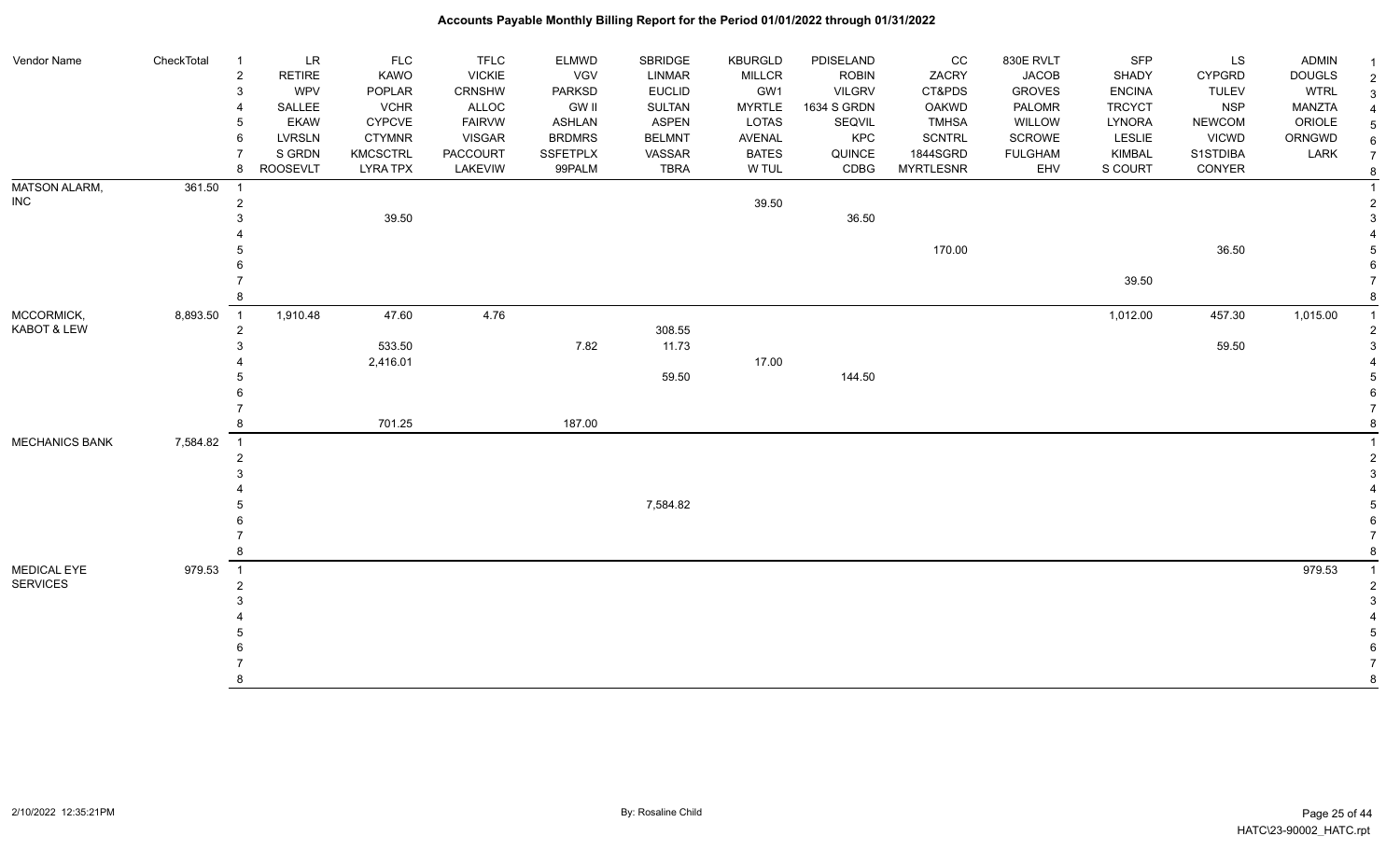# Accounts Payable Monthly Billing Report for the Period 01/01/2022 through 01/31/2022

| Vendor Name | CheckTotal | | | | | | | | | | | | | | |
|---|---|---|---|---|---|---|---|---|---|---|---|---|---|---|---|
| | | 1 | LR | FLC | TFLC | ELMWD | SBRIDGE | KBURGLD | PDISELAND | CC | 830E RVLT | SFP | LS | ADMIN | 1 |
| | | 2 | RETIRE | KAWO | VICKIE | VGV | LINMAR | MILLCR | ROBIN | ZACRY | JACOB | SHADY | CYPGRD | DOUGLS | 2 |
| | | 3 | WPV | POPLAR | CRNSHW | PARKSD | EUCLID | GW1 | VILGRV | CT&PDS | GROVES | ENCINA | TULEV | WTRL | 3 |
| | | 4 | SALLEE | VCHR | ALLOC | GW II | SULTAN | MYRTLE | 1634 S GRDN | OAKWD | PALOMR | TRCYCT | NSP | MANZTA | 4 |
| | | 5 | EKAW | CYPCVE | FAIRVW | ASHLAN | ASPEN | LOTAS | SEQVIL | TMHSA | WILLOW | LYNORA | NEWCOM | ORIOLE | 5 |
| | | 6 | LVRSLN | CTYMNR | VISGAR | BRDMRS | BELMNT | AVENAL | KPC | SCNTRL | SCROWE | LESLIE | VICWD | ORNGWD | 6 |
| | | 7 | S GRDN | KMCSCTRL | PACCOURT | SSFETPLX | VASSAR | BATES | QUINCE | 1844SGRDN | FULGHAM | KIMBAL | S1STDIBA | LARK | 7 |
| | | 8 | ROOSEVLT | LYRA TPX | LAKEVIW | 99PALM | TBRA | W TUL | CDBG | MYRTLESNR | EHV | S COURT | CONYER | | 8 |
| MATSON ALARM, INC | 361.50 | 1 | | | | | | | | | | | | | 1 |
| | | 2 | | | | | | 39.50 | | | | | | | 2 |
| | | 3 | | 39.50 | | | | | 36.50 | | | | | | 3 |
| | | 4 | | | | | | | | | | | | | 4 |
| | | 5 | | | | | | | | 170.00 | | | 36.50 | | 5 |
| | | 6 | | | | | | | | | | | | | 6 |
| | | 7 | | | | | | | | | | 39.50 | | | 7 |
| | | 8 | | | | | | | | | | | | | 8 |
| MCCORMICK, KABOT & LEW | 8,893.50 | 1 | 1,910.48 | 47.60 | 4.76 | | | | | | | 1,012.00 | 457.30 | 1,015.00 | 1 |
| | | 2 | | | | | 308.55 | | | | | | | | 2 |
| | | 3 | | 533.50 | | 7.82 | 11.73 | | | | | | 59.50 | | 3 |
| | | 4 | | 2,416.01 | | | | 17.00 | | | | | | | 4 |
| | | 5 | | | | | 59.50 | | 144.50 | | | | | | 5 |
| | | 6 | | | | | | | | | | | | | 6 |
| | | 7 | | | | | | | | | | | | | 7 |
| | | 8 | | 701.25 | | 187.00 | | | | | | | | | 8 |
| MECHANICS BANK | 7,584.82 | 1 | | | | | | | | | | | | | 1 |
| | | 2 | | | | | | | | | | | | | 2 |
| | | 3 | | | | | | | | | | | | | 3 |
| | | 4 | | | | | | | | | | | | | 4 |
| | | 5 | | | | | 7,584.82 | | | | | | | | 5 |
| | | 6 | | | | | | | | | | | | | 6 |
| | | 7 | | | | | | | | | | | | | 7 |
| | | 8 | | | | | | | | | | | | | 8 |
| MEDICAL EYE SERVICES | 979.53 | 1 | | | | | | | | | | | | 979.53 | 1 |
| | | 2 | | | | | | | | | | | | | 2 |
| | | 3 | | | | | | | | | | | | | 3 |
| | | 4 | | | | | | | | | | | | | 4 |
| | | 5 | | | | | | | | | | | | | 5 |
| | | 6 | | | | | | | | | | | | | 6 |
| | | 7 | | | | | | | | | | | | | 7 |
| | | 8 | | | | | | | | | | | | | 8 |

2/10/2022 12:35:21PM — By: Rosaline Child — HATC\23-90002_HATC.rpt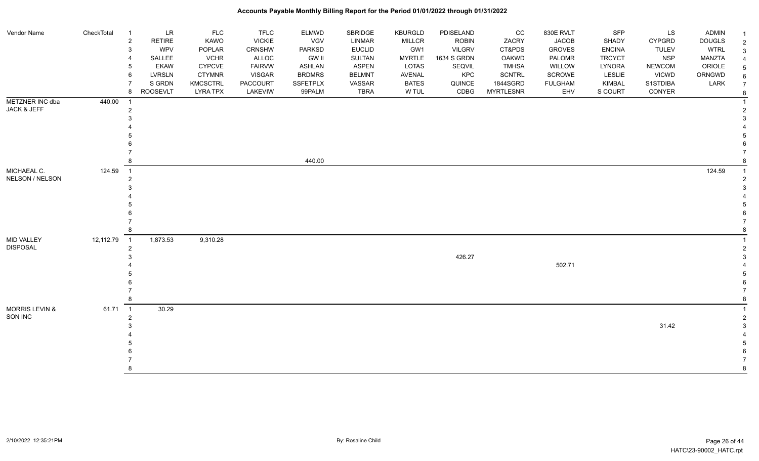| Vendor Name | CheckTotal | # | LR / RETIRE / WPV / SALLEE / EKAW / LVRSLN / S GRDN / ROOSEVLT | FLC / KAWO / POPLAR / VCHR / CYPCVE / CTYMNR / KMCSCTRL / LYRA TPX | TFLC / VICKIE / CRNSHW / ALLOC / FAIRVW / VISGAR / PACCOURT / LAKEVIW | ELMWD / VGV / PARKSD / GW II / ASHLAN / BRDMRS / SSFETPLX / 99PALM | SBRIDGE / LINMAR / EUCLID / SULTAN / ASPEN / BELMNT / VASSAR / TBRA | KBURGLD / MILLCR / GW1 / MYRTLE / LOTAS / AVENAL / BATES / W TUL | PDISELAND / ROBIN / VILGRV / 1634 S GRDN / SEQVIL / KPC / QUINCE / CDBG | CC / ZACRY / CT&PDS / OAKWD / TMHSA / SCNTRL / 1844SGRD / MYRTLESNR | 830E RVLT / JACOB / GROVES / PALOMR / WILLOW / SCROWE / FULGHAM / EHV | SFP / SHADY / ENCINA / TRCYCT / LYNORA / LESLIE / KIMBAL / S COURT | LS / CYPGRD / TULEV / NSP / NEWCOM / VICWD / S1STDIBA / CONYER | ADMIN / DOUGLS / WTRL / MANZTA / ORIOLE / ORNGWD / LARK |
|---|---|---|---|---|---|---|---|---|---|---|---|---|---|---|
| METZNER INC dba JACK & JEFF | 440.00 | 1 | | | | | | | | | | | | |
| | | 2 | | | | | | | | | | | | |
| | | 3 | | | | | | | | | | | | |
| | | 4 | | | | | | | | | | | | |
| | | 5 | | | | | | | | | | | | |
| | | 6 | | | | | | | | | | | | |
| | | 7 | | | | | | | | | | | | |
| | | 8 | | | | 440.00 | | | | | | | | |
| MICHAEAL C. NELSON / NELSON | 124.59 | 1 | | | | | | | | | | | | 124.59 |
| | | 2 | | | | | | | | | | | | |
| | | 3 | | | | | | | | | | | | |
| | | 4 | | | | | | | | | | | | |
| | | 5 | | | | | | | | | | | | |
| | | 6 | | | | | | | | | | | | |
| | | 7 | | | | | | | | | | | | |
| | | 8 | | | | | | | | | | | | |
| MID VALLEY DISPOSAL | 12,112.79 | 1 | 1,873.53 | 9,310.28 | | | | | | | | | | |
| | | 2 | | | | | | | | | | | | |
| | | 3 | | | | | | | 426.27 | | | | | |
| | | 4 | | | | | | | | | 502.71 | | | |
| | | 5 | | | | | | | | | | | | |
| | | 6 | | | | | | | | | | | | |
| | | 7 | | | | | | | | | | | | |
| | | 8 | | | | | | | | | | | | |
| MORRIS LEVIN & SON INC | 61.71 | 1 | 30.29 | | | | | | | | | | | |
| | | 2 | | | | | | | | | | | | |
| | | 3 | | | | | | | | | | | 31.42 | |
| | | 4 | | | | | | | | | | | | |
| | | 5 | | | | | | | | | | | | |
| | | 6 | | | | | | | | | | | | |
| | | 7 | | | | | | | | | | | | |
| | | 8 | | | | | | | | | | | | |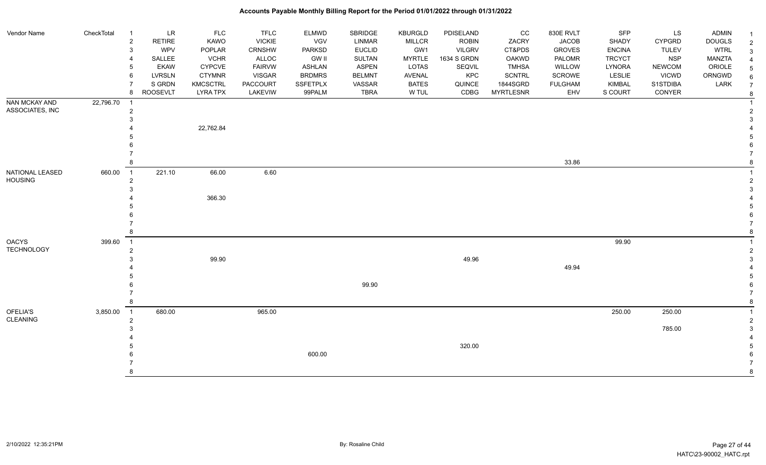# Accounts Payable Monthly Billing Report for the Period 01/01/2022 through 01/31/2022

| Vendor Name | CheckTotal | | | | | | | | | | | | | | |
|---|---|---|---|---|---|---|---|---|---|---|---|---|---|---|---|
| | | 1 | LR | FLC | TFLC | ELMWD | SBRIDGE | KBURGLD | PDISELAND | CC | 830E RVLT | SFP | LS | ADMIN | 1 |
| | | 2 | RETIRE | KAWO | VICKIE | VGV | LINMAR | MILLCR | ROBIN | ZACRY | JACOB | SHADY | CYPGRD | DOUGLS | 2 |
| | | 3 | WPV | POPLAR | CRNSHW | PARKSD | EUCLID | GW1 | VILGRV | CT&PDS | GROVES | ENCINA | TULEV | WTRL | 3 |
| | | 4 | SALLEE | VCHR | ALLOC | GW II | SULTAN | MYRTLE | 1634 S GRDN | OAKWD | PALOMR | TRCYCT | NSP | MANZTA | 4 |
| | | 5 | EKAW | CYPCVE | FAIRVW | ASHLAN | ASPEN | LOTAS | SEQVIL | TMHSA | WILLOW | LYNORA | NEWCOM | ORIOLE | 5 |
| | | 6 | LVRSLN | CTYMNR | VISGAR | BRDMRS | BELMNT | AVENAL | KPC | SCNTRL | SCROWE | LESLIE | VICWD | ORNGWD | 6 |
| | | 7 | S GRDN | KMCSCTRL | PACCOURT | SSFETPLX | VASSAR | BATES | QUINCE | 1844SGRD | FULGHAM | KIMBAL | S1STDIBA | LARK | 7 |
| | | 8 | ROOSEVLT | LYRA TPX | LAKEVIW | 99PALM | TBRA | W TUL | CDBG | MYRTLESNR | EHV | S COURT | CONYER | | 8 |
| NAN MCKAY AND ASSOCIATES, INC | 22,796.70 | 1 | | | | | | | | | | | | | 1 |
| | | 2 | | | | | | | | | | | | | 2 |
| | | 3 | | | | | | | | | | | | | 3 |
| | | 4 | | 22,762.84 | | | | | | | | | | | 4 |
| | | 5 | | | | | | | | | | | | | 5 |
| | | 6 | | | | | | | | | | | | | 6 |
| | | 7 | | | | | | | | | | | | | 7 |
| | | 8 | | | | | | | | | 33.86 | | | | 8 |
| NATIONAL LEASED HOUSING | 660.00 | 1 | 221.10 | 66.00 | 6.60 | | | | | | | | | | 1 |
| | | 2 | | | | | | | | | | | | | 2 |
| | | 3 | | | | | | | | | | | | | 3 |
| | | 4 | | 366.30 | | | | | | | | | | | 4 |
| | | 5 | | | | | | | | | | | | | 5 |
| | | 6 | | | | | | | | | | | | | 6 |
| | | 7 | | | | | | | | | | | | | 7 |
| | | 8 | | | | | | | | | | | | | 8 |
| OACYS TECHNOLOGY | 399.60 | 1 | | | | | | | | | | 99.90 | | | 1 |
| | | 2 | | | | | | | | | | | | | 2 |
| | | 3 | | 99.90 | | | | | 49.96 | | | | | | 3 |
| | | 4 | | | | | | | | | 49.94 | | | | 4 |
| | | 5 | | | | | | | | | | | | | 5 |
| | | 6 | | | | | 99.90 | | | | | | | | 6 |
| | | 7 | | | | | | | | | | | | | 7 |
| | | 8 | | | | | | | | | | | | | 8 |
| OFELIA'S CLEANING | 3,850.00 | 1 | 680.00 | | 965.00 | | | | | | | 250.00 | 250.00 | | 1 |
| | | 2 | | | | | | | | | | | | | 2 |
| | | 3 | | | | | | | | | | | 785.00 | | 3 |
| | | 4 | | | | | | | | | | | | | 4 |
| | | 5 | | | | | | | 320.00 | | | | | | 5 |
| | | 6 | | | | 600.00 | | | | | | | | | 6 |
| | | 7 | | | | | | | | | | | | | 7 |
| | | 8 | | | | | | | | | | | | | 8 |

2/10/2022 12:35:21PM — By: Rosaline Child — HATC\23-90002_HATC.rpt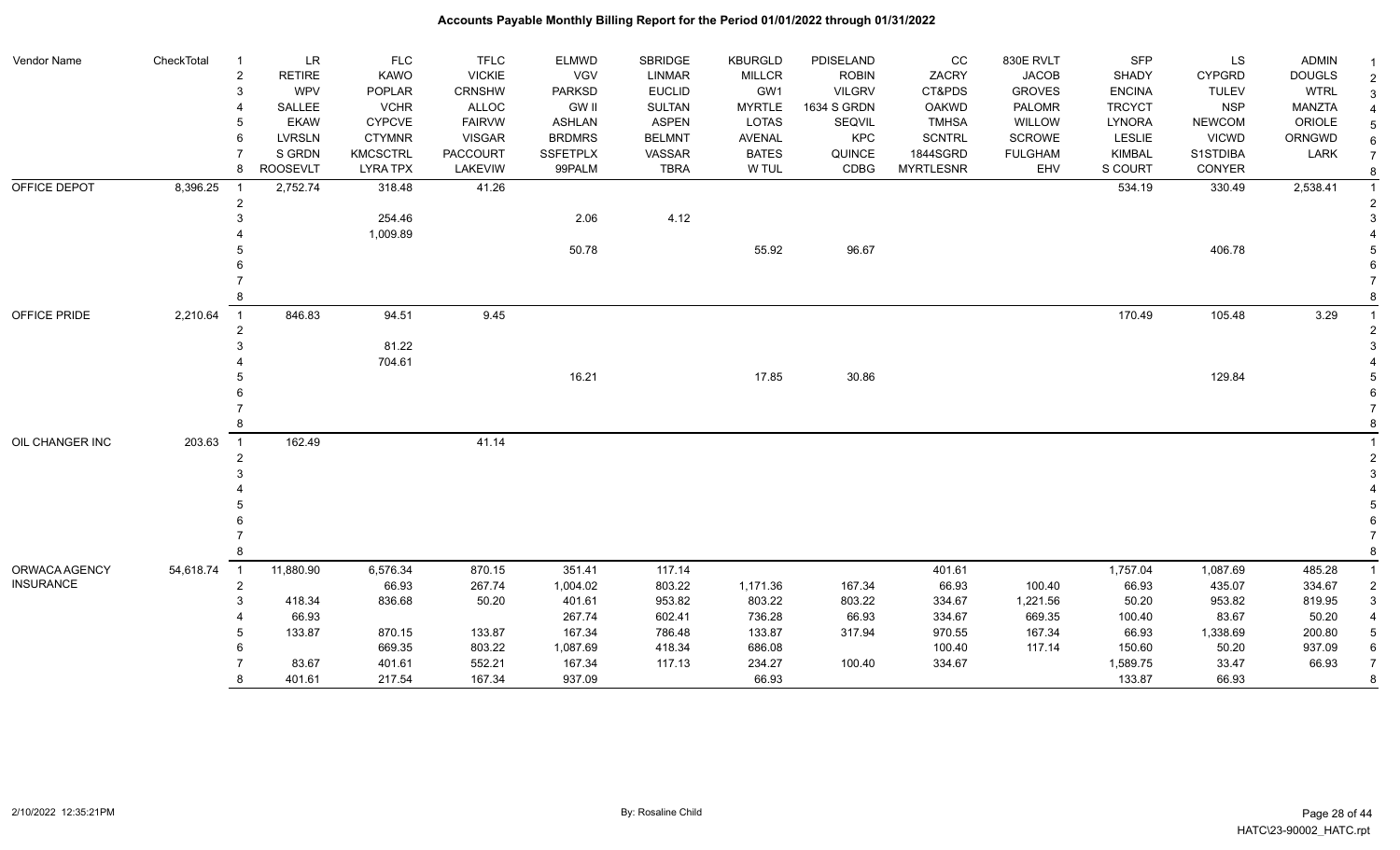# Accounts Payable Monthly Billing Report for the Period 01/01/2022 through 01/31/2022

| Vendor Name | CheckTotal | | | | | | | | | | | | | | |
|---|---|---|---|---|---|---|---|---|---|---|---|---|---|---|---|
| | | 1 | LR | FLC | TFLC | ELMWD | SBRIDGE | KBURGLD | PDISELAND | CC | 830E RVLT | SFP | LS | ADMIN | 1 |
| | | 2 | RETIRE | KAWO | VICKIE | VGV | LINMAR | MILLCR | ROBIN | ZACRY | JACOB | SHADY | CYPGRD | DOUGLS | 2 |
| | | 3 | WPV | POPLAR | CRNSHW | PARKSD | EUCLID | GW1 | VILGRV | CT&PDS | GROVES | ENCINA | TULEV | WTRL | 3 |
| | | 4 | SALLEE | VCHR | ALLOC | GW II | SULTAN | MYRTLE | 1634 S GRDN | OAKWD | PALOMR | TRCYCT | NSP | MANZTA | 4 |
| | | 5 | EKAW | CYPCVE | FAIRVW | ASHLAN | ASPEN | LOTAS | SEQVIL | TMHSA | WILLOW | LYNORA | NEWCOM | ORIOLE | 5 |
| | | 6 | LVRSLN | CTYMNR | VISGAR | BRDMRS | BELMNT | AVENAL | KPC | SCNTRL | SCROWE | LESLIE | VICWD | ORNGWD | 6 |
| | | 7 | S GRDN | KMCSCTRL | PACCOURT | SSFETPLX | VASSAR | BATES | QUINCE | 1844SGRD | FULGHAM | KIMBAL | S1STDIBA | LARK | 7 |
| | | 8 | ROOSEVLT | LYRA TPX | LAKEVIW | 99PALM | TBRA | W TUL | CDBG | MYRTLESNR | EHV | S COURT | CONYER | | 8 |
| OFFICE DEPOT | 8,396.25 | 1 | 2,752.74 | 318.48 | 41.26 | | | | | | | 534.19 | 330.49 | 2,538.41 | 1 |
| | | 2 | | | | | | | | | | | | | 2 |
| | | 3 | | 254.46 | | 2.06 | 4.12 | | | | | | | | 3 |
| | | 4 | | 1,009.89 | | | | | | | | | | | 4 |
| | | 5 | | | | 50.78 | | 55.92 | 96.67 | | | | 406.78 | | 5 |
| | | 6 | | | | | | | | | | | | | 6 |
| | | 7 | | | | | | | | | | | | | 7 |
| | | 8 | | | | | | | | | | | | | 8 |
| OFFICE PRIDE | 2,210.64 | 1 | 846.83 | 94.51 | 9.45 | | | | | | | 170.49 | 105.48 | 3.29 | 1 |
| | | 2 | | | | | | | | | | | | | 2 |
| | | 3 | | 81.22 | | | | | | | | | | | 3 |
| | | 4 | | 704.61 | | | | | | | | | | | 4 |
| | | 5 | | | | 16.21 | | 17.85 | 30.86 | | | | 129.84 | | 5 |
| | | 6 | | | | | | | | | | | | | 6 |
| | | 7 | | | | | | | | | | | | | 7 |
| | | 8 | | | | | | | | | | | | | 8 |
| OIL CHANGER INC | 203.63 | 1 | 162.49 | | 41.14 | | | | | | | | | | 1 |
| | | 2 | | | | | | | | | | | | | 2 |
| | | 3 | | | | | | | | | | | | | 3 |
| | | 4 | | | | | | | | | | | | | 4 |
| | | 5 | | | | | | | | | | | | | 5 |
| | | 6 | | | | | | | | | | | | | 6 |
| | | 7 | | | | | | | | | | | | | 7 |
| | | 8 | | | | | | | | | | | | | 8 |
| ORWACA AGENCY INSURANCE | 54,618.74 | 1 | 11,880.90 | 6,576.34 | 870.15 | 351.41 | 117.14 | | | 401.61 | | 1,757.04 | 1,087.69 | 485.28 | 1 |
| | | 2 | | 66.93 | 267.74 | 1,004.02 | 803.22 | 1,171.36 | 167.34 | 66.93 | 100.40 | 66.93 | 435.07 | 334.67 | 2 |
| | | 3 | 418.34 | 836.68 | 50.20 | 401.61 | 953.82 | 803.22 | 803.22 | 334.67 | 1,221.56 | 50.20 | 953.82 | 819.95 | 3 |
| | | 4 | 66.93 | | | 267.74 | 602.41 | 736.28 | 66.93 | 334.67 | 669.35 | 100.40 | 83.67 | 50.20 | 4 |
| | | 5 | 133.87 | 870.15 | 133.87 | 167.34 | 786.48 | 133.87 | 317.94 | 970.55 | 167.34 | 66.93 | 1,338.69 | 200.80 | 5 |
| | | 6 | | 669.35 | 803.22 | 1,087.69 | 418.34 | 686.08 | | 100.40 | 117.14 | 150.60 | 50.20 | 937.09 | 6 |
| | | 7 | 83.67 | 401.61 | 552.21 | 167.34 | 117.13 | 234.27 | 100.40 | 334.67 | | 1,589.75 | 33.47 | 66.93 | 7 |
| | | 8 | 401.61 | 217.54 | 167.34 | 937.09 | | 66.93 | | | | 133.87 | 66.93 | | 8 |

2/10/2022 12:35:21PM — By: Rosaline Child — HATC\23-90002_HATC.rpt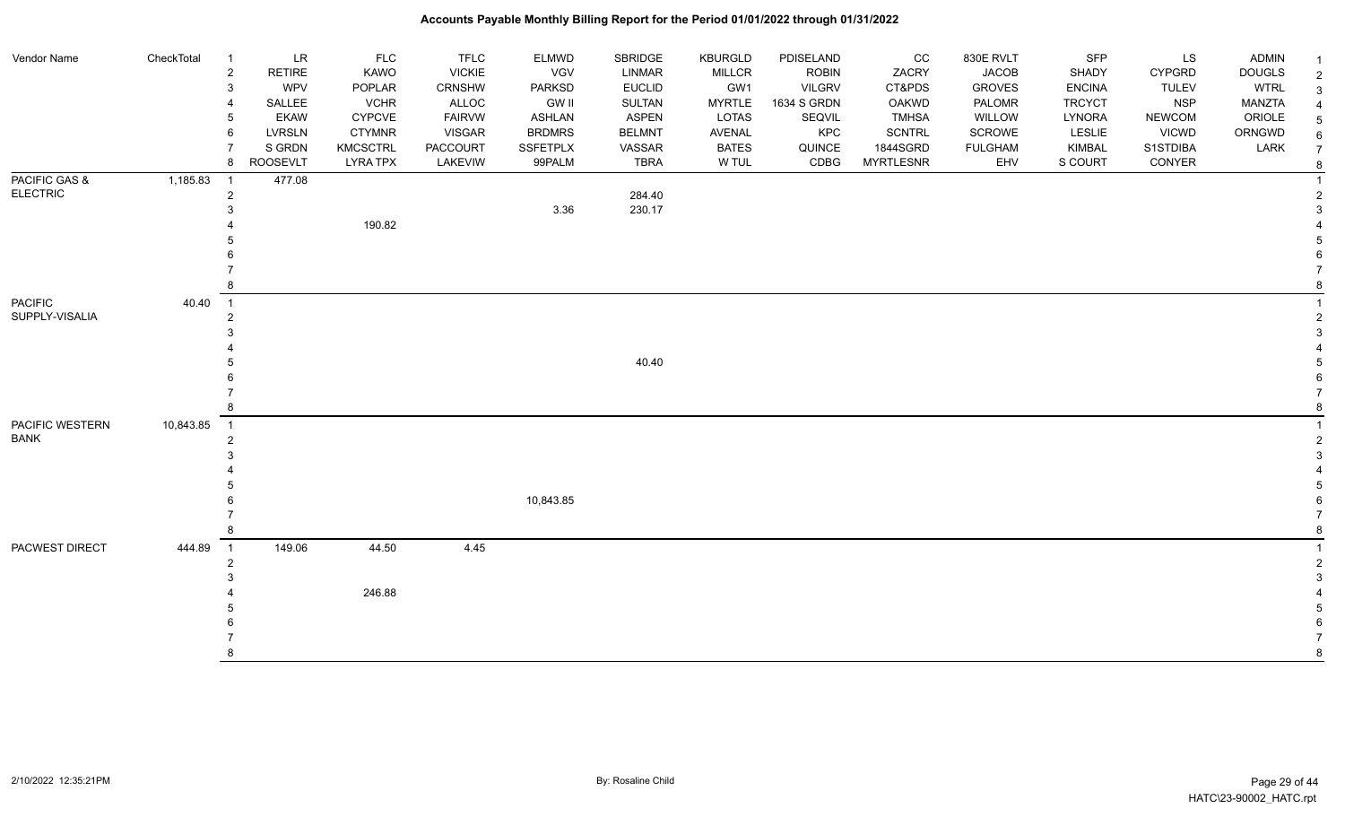# Accounts Payable Monthly Billing Report for the Period 01/01/2022 through 01/31/2022

| Vendor Name | CheckTotal | | | | | | | | | | | | | | |
|---|---|---|---|---|---|---|---|---|---|---|---|---|---|---|---|
| | | 1 | LR | FLC | TFLC | ELMWD | SBRIDGE | KBURGLD | PDISELAND | CC | 830E RVLT | SFP | LS | ADMIN | 1 |
| | | 2 | RETIRE | KAWO | VICKIE | VGV | LINMAR | MILLCR | ROBIN | ZACRY | JACOB | SHADY | CYPGRD | DOUGLS | 2 |
| | | 3 | WPV | POPLAR | CRNSHW | PARKSD | EUCLID | GW1 | VILGRV | CT&PDS | GROVES | ENCINA | TULEV | WTRL | 3 |
| | | 4 | SALLEE | VCHR | ALLOC | GW II | SULTAN | MYRTLE | 1634 S GRDN | OAKWD | PALOMR | TRCYCT | NSP | MANZTA | 4 |
| | | 5 | EKAW | CYPCVE | FAIRVW | ASHLAN | ASPEN | LOTAS | SEQVIL | TMHSA | WILLOW | LYNORA | NEWCOM | ORIOLE | 5 |
| | | 6 | LVRSLN | CTYMNR | VISGAR | BRDMRS | BELMNT | AVENAL | KPC | SCNTRL | SCROWE | LESLIE | VICWD | ORNGWD | 6 |
| | | 7 | S GRDN | KMCSCTRL | PACCOURT | SSFETPLX | VASSAR | BATES | QUINCE | 1844SGRD | FULGHAM | KIMBAL | S1STDIBA | LARK | 7 |
| | | 8 | ROOSEVLT | LYRA TPX | LAKEVIW | 99PALM | TBRA | W TUL | CDBG | MYRTLESNR | EHV | S COURT | CONYER | | 8 |
| PACIFIC GAS & ELECTRIC | 1,185.83 | 1 | 477.08 | | | | | | | | | | | | 1 |
| | | 2 | | | | | 284.40 | | | | | | | | 2 |
| | | 3 | | | | 3.36 | 230.17 | | | | | | | | 3 |
| | | 4 | | 190.82 | | | | | | | | | | | 4 |
| | | 5 | | | | | | | | | | | | | 5 |
| | | 6 | | | | | | | | | | | | | 6 |
| | | 7 | | | | | | | | | | | | | 7 |
| | | 8 | | | | | | | | | | | | | 8 |
| PACIFIC SUPPLY-VISALIA | 40.40 | 1 | | | | | | | | | | | | | 1 |
| | | 2 | | | | | | | | | | | | | 2 |
| | | 3 | | | | | | | | | | | | | 3 |
| | | 4 | | | | | | | | | | | | | 4 |
| | | 5 | | | | | 40.40 | | | | | | | | 5 |
| | | 6 | | | | | | | | | | | | | 6 |
| | | 7 | | | | | | | | | | | | | 7 |
| | | 8 | | | | | | | | | | | | | 8 |
| PACIFIC WESTERN BANK | 10,843.85 | 1 | | | | | | | | | | | | | 1 |
| | | 2 | | | | | | | | | | | | | 2 |
| | | 3 | | | | | | | | | | | | | 3 |
| | | 4 | | | | | | | | | | | | | 4 |
| | | 5 | | | | | | | | | | | | | 5 |
| | | 6 | | | | 10,843.85 | | | | | | | | | 6 |
| | | 7 | | | | | | | | | | | | | 7 |
| | | 8 | | | | | | | | | | | | | 8 |
| PACWEST DIRECT | 444.89 | 1 | 149.06 | 44.50 | 4.45 | | | | | | | | | | 1 |
| | | 2 | | | | | | | | | | | | | 2 |
| | | 3 | | | | | | | | | | | | | 3 |
| | | 4 | | 246.88 | | | | | | | | | | | 4 |
| | | 5 | | | | | | | | | | | | | 5 |
| | | 6 | | | | | | | | | | | | | 6 |
| | | 7 | | | | | | | | | | | | | 7 |
| | | 8 | | | | | | | | | | | | | 8 |

2/10/2022 12:35:21PM — By: Rosaline Child — HATC\23-90002_HATC.rpt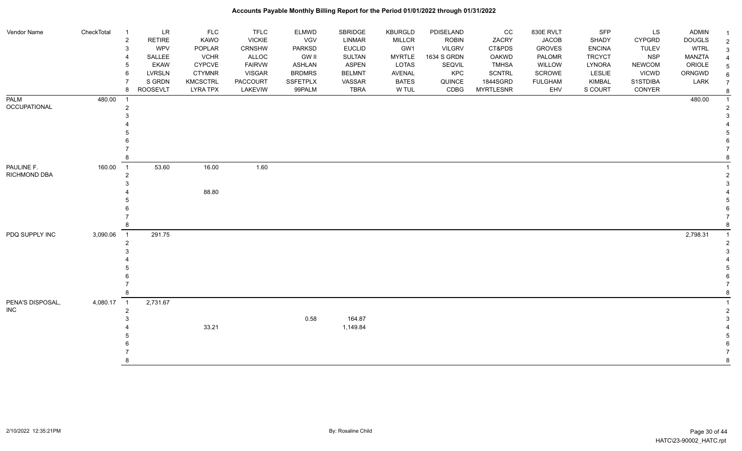| Vendor Name | CheckTotal | | LR | FLC | TFLC | ELMWD | SBRIDGE | KBURGLD | PDISELAND | CC | 830E RVLT | SFP | LS | ADMIN | |
|---|---|---|---|---|---|---|---|---|---|---|---|---|---|---|---|
| | | 1 | LR | FLC | TFLC | ELMWD | SBRIDGE | KBURGLD | PDISELAND | CC | 830E RVLT | SFP | LS | ADMIN | 1 |
| | | 2 | RETIRE | KAWO | VICKIE | VGV | LINMAR | MILLCR | ROBIN | ZACRY | JACOB | SHADY | CYPGRD | DOUGLS | 2 |
| | | 3 | WPV | POPLAR | CRNSHW | PARKSD | EUCLID | GW1 | VILGRV | CT&PDS | GROVES | ENCINA | TULEV | WTRL | 3 |
| | | 4 | SALLEE | VCHR | ALLOC | GW II | SULTAN | MYRTLE | 1634 S GRDN | OAKWD | PALOMR | TRCYCT | NSP | MANZTA | 4 |
| | | 5 | EKAW | CYPCVE | FAIRVW | ASHLAN | ASPEN | LOTAS | SEQVIL | TMHSA | WILLOW | LYNORA | NEWCOM | ORIOLE | 5 |
| | | 6 | LVRSLN | CTYMNR | VISGAR | BRDMRS | BELMNT | AVENAL | KPC | SCNTRL | SCROWE | LESLIE | VICWD | ORNGWD | 6 |
| | | 7 | S GRDN | KMCSCTRL | PACCOURT | SSFETPLX | VASSAR | BATES | QUINCE | 1844SGRD | FULGHAM | KIMBAL | S1STDIBA | LARK | 7 |
| | | 8 | ROOSEVLT | LYRA TPX | LAKEVIW | 99PALM | TBRA | W TUL | CDBG | MYRTLESNR | EHV | S COURT | CONYER | | 8 |
| PALM OCCUPATIONAL | 480.00 | 1 | | | | | | | | | | | | 480.00 | 1 |
| | | 2 | | | | | | | | | | | | | 2 |
| | | 3 | | | | | | | | | | | | | 3 |
| | | 4 | | | | | | | | | | | | | 4 |
| | | 5 | | | | | | | | | | | | | 5 |
| | | 6 | | | | | | | | | | | | | 6 |
| | | 7 | | | | | | | | | | | | | 7 |
| | | 8 | | | | | | | | | | | | | 8 |
| PAULINE F. RICHMOND DBA | 160.00 | 1 | 53.60 | 16.00 | 1.60 | | | | | | | | | | 1 |
| | | 2 | | | | | | | | | | | | | 2 |
| | | 3 | | | | | | | | | | | | | 3 |
| | | 4 | | 88.80 | | | | | | | | | | | 4 |
| | | 5 | | | | | | | | | | | | | 5 |
| | | 6 | | | | | | | | | | | | | 6 |
| | | 7 | | | | | | | | | | | | | 7 |
| | | 8 | | | | | | | | | | | | | 8 |
| PDQ SUPPLY INC | 3,090.06 | 1 | 291.75 | | | | | | | | | | | 2,798.31 | 1 |
| | | 2 | | | | | | | | | | | | | 2 |
| | | 3 | | | | | | | | | | | | | 3 |
| | | 4 | | | | | | | | | | | | | 4 |
| | | 5 | | | | | | | | | | | | | 5 |
| | | 6 | | | | | | | | | | | | | 6 |
| | | 7 | | | | | | | | | | | | | 7 |
| | | 8 | | | | | | | | | | | | | 8 |
| PENA'S DISPOSAL, INC | 4,080.17 | 1 | 2,731.67 | | | | | | | | | | | | 1 |
| | | 2 | | | | | | | | | | | | | 2 |
| | | 3 | | | | 0.58 | 164.87 | | | | | | | | 3 |
| | | 4 | | 33.21 | | | 1,149.84 | | | | | | | | 4 |
| | | 5 | | | | | | | | | | | | | 5 |
| | | 6 | | | | | | | | | | | | | 6 |
| | | 7 | | | | | | | | | | | | | 7 |
| | | 8 | | | | | | | | | | | | | 8 |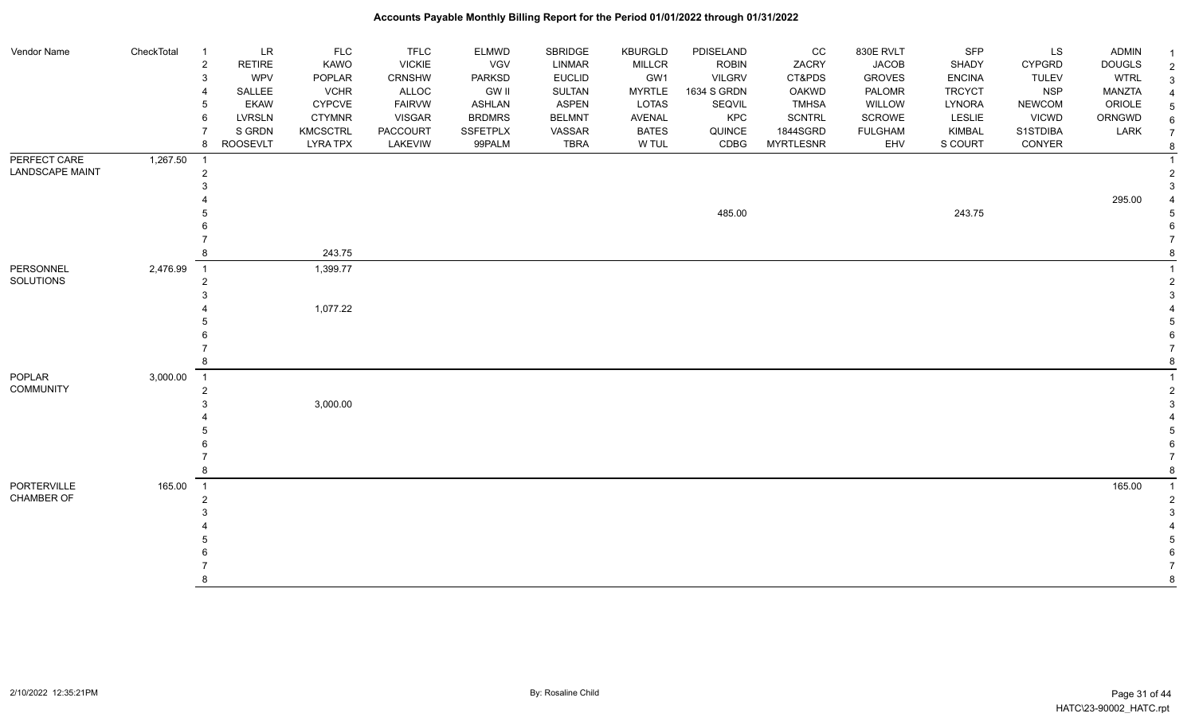# Accounts Payable Monthly Billing Report for the Period 01/01/2022 through 01/31/2022

| Vendor Name | CheckTotal | | | | | | | | | | | | | |
|---|---|---|---|---|---|---|---|---|---|---|---|---|---|---|
| | | 1 | LR | FLC | TFLC | ELMWD | SBRIDGE | KBURGLD | PDISELAND | CC | 830E RVLT | SFP | LS | ADMIN |
| | | 2 | RETIRE | KAWO | VICKIE | VGV | LINMAR | MILLCR | ROBIN | ZACRY | JACOB | SHADY | CYPGRD | DOUGLS |
| | | 3 | WPV | POPLAR | CRNSHW | PARKSD | EUCLID | GW1 | VILGRV | CT&PDS | GROVES | ENCINA | TULEV | WTRL |
| | | 4 | SALLEE | VCHR | ALLOC | GW II | SULTAN | MYRTLE | 1634 S GRDN | OAKWD | PALOMR | TRCYCT | NSP | MANZTA |
| | | 5 | EKAW | CYPCVE | FAIRVW | ASHLAN | ASPEN | LOTAS | SEQVIL | TMHSA | WILLOW | LYNORA | NEWCOM | ORIOLE |
| | | 6 | LVRSLN | CTYMNR | VISGAR | BRDMRS | BELMNT | AVENAL | KPC | SCNTRL | SCROWE | LESLIE | VICWD | ORNGWD |
| | | 7 | S GRDN | KMCSCTRL | PACCOURT | SSFETPLX | VASSAR | BATES | QUINCE | 1844SGRD | FULGHAM | KIMBAL | S1STDIBA | LARK |
| | | 8 | ROOSEVLT | LYRA TPX | LAKEVIW | 99PALM | TBRA | W TUL | CDBG | MYRTLESNR | EHV | S COURT | CONYER | |
| PERFECT CARE LANDSCAPE MAINT | 1,267.50 | 1 | | | | | | | | | | | | |
| | | 2 | | | | | | | | | | | | |
| | | 3 | | | | | | | | | | | | |
| | | 4 | | | | | | | | | | | | 295.00 |
| | | 5 | | | | | | | 485.00 | | | 243.75 | | |
| | | 6 | | | | | | | | | | | | |
| | | 7 | | | | | | | | | | | | |
| | | 8 | | 243.75 | | | | | | | | | | |
| PERSONNEL SOLUTIONS | 2,476.99 | 1 | | 1,399.77 | | | | | | | | | | |
| | | 2 | | | | | | | | | | | | |
| | | 3 | | | | | | | | | | | | |
| | | 4 | | 1,077.22 | | | | | | | | | | |
| | | 5 | | | | | | | | | | | | |
| | | 6 | | | | | | | | | | | | |
| | | 7 | | | | | | | | | | | | |
| | | 8 | | | | | | | | | | | | |
| POPLAR COMMUNITY | 3,000.00 | 1 | | | | | | | | | | | | |
| | | 2 | | | | | | | | | | | | |
| | | 3 | | 3,000.00 | | | | | | | | | | |
| | | 4 | | | | | | | | | | | | |
| | | 5 | | | | | | | | | | | | |
| | | 6 | | | | | | | | | | | | |
| | | 7 | | | | | | | | | | | | |
| | | 8 | | | | | | | | | | | | |
| PORTERVILLE CHAMBER OF | 165.00 | 1 | | | | | | | | | | | | 165.00 |
| | | 2 | | | | | | | | | | | | |
| | | 3 | | | | | | | | | | | | |
| | | 4 | | | | | | | | | | | | |
| | | 5 | | | | | | | | | | | | |
| | | 6 | | | | | | | | | | | | |
| | | 7 | | | | | | | | | | | | |
| | | 8 | | | | | | | | | | | | |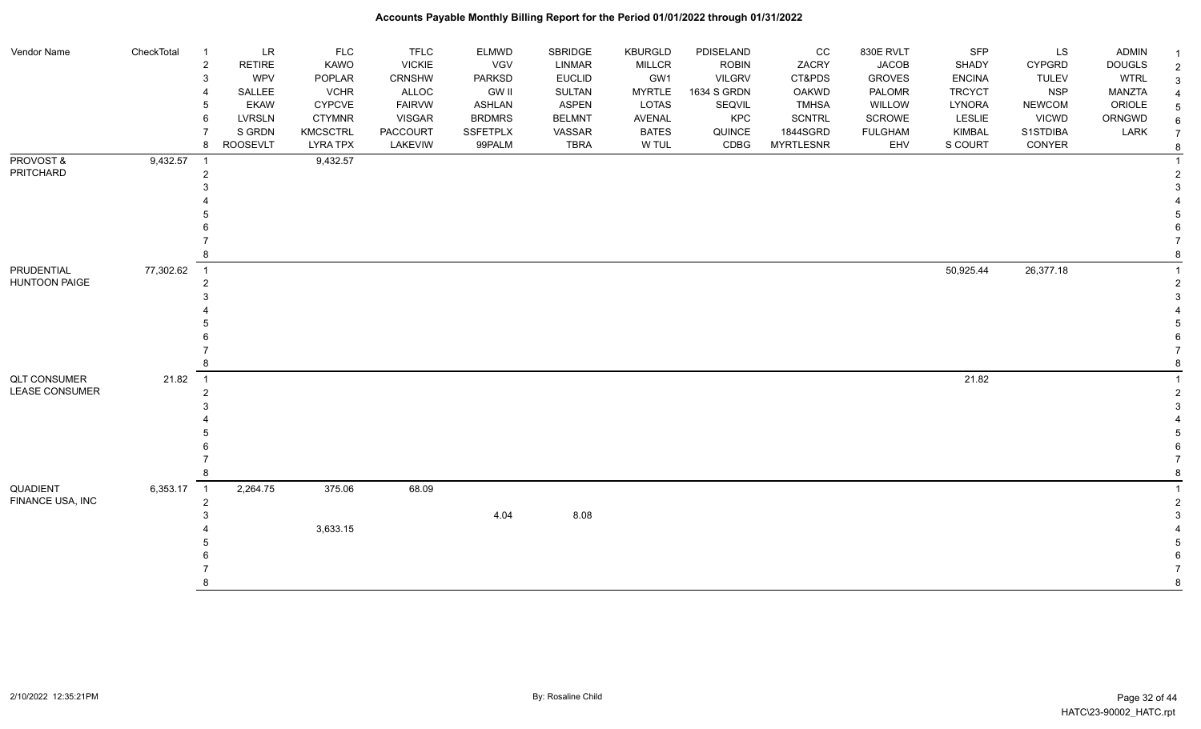# Accounts Payable Monthly Billing Report for the Period 01/01/2022 through 01/31/2022

| Vendor Name | CheckTotal | | | | | | | | | | | | | |
|---|---|---|---|---|---|---|---|---|---|---|---|---|---|---|
| | | 1 | LR | FLC | TFLC | ELMWD | SBRIDGE | KBURGLD | PDISELAND | CC | 830E RVLT | SFP | LS | ADMIN |
| | | 2 | RETIRE | KAWO | VICKIE | VGV | LINMAR | MILLCR | ROBIN | ZACRY | JACOB | SHADY | CYPGRD | DOUGLS |
| | | 3 | WPV | POPLAR | CRNSHW | PARKSD | EUCLID | GW1 | VILGRV | CT&PDS | GROVES | ENCINA | TULEV | WTRL |
| | | 4 | SALLEE | VCHR | ALLOC | GW II | SULTAN | MYRTLE | 1634 S GRDN | OAKWD | PALOMR | TRCYCT | NSP | MANZTA |
| | | 5 | EKAW | CYPCVE | FAIRVW | ASHLAN | ASPEN | LOTAS | SEQVIL | TMHSA | WILLOW | LYNORA | NEWCOM | ORIOLE |
| | | 6 | LVRSLN | CTYMNR | VISGAR | BRDMRS | BELMNT | AVENAL | KPC | SCNTRL | SCROWE | LESLIE | VICWD | ORNGWD |
| | | 7 | S GRDN | KMCSCTRL | PACCOURT | SSFETPLX | VASSAR | BATES | QUINCE | 1844SGRD | FULGHAM | KIMBAL | S1STDIBA | LARK |
| | | 8 | ROOSEVLT | LYRA TPX | LAKEVIW | 99PALM | TBRA | W TUL | CDBG | MYRTLESNR | EHV | S COURT | CONYER | |
| PROVOST & PRITCHARD | 9,432.57 | 1 | | 9,432.57 | | | | | | | | | | |
| | | 2 | | | | | | | | | | | | |
| | | 3 | | | | | | | | | | | | |
| | | 4 | | | | | | | | | | | | |
| | | 5 | | | | | | | | | | | | |
| | | 6 | | | | | | | | | | | | |
| | | 7 | | | | | | | | | | | | |
| | | 8 | | | | | | | | | | | | |
| PRUDENTIAL HUNTOON PAIGE | 77,302.62 | 1 | | | | | | | | | | 50,925.44 | 26,377.18 | |
| | | 2 | | | | | | | | | | | | |
| | | 3 | | | | | | | | | | | | |
| | | 4 | | | | | | | | | | | | |
| | | 5 | | | | | | | | | | | | |
| | | 6 | | | | | | | | | | | | |
| | | 7 | | | | | | | | | | | | |
| | | 8 | | | | | | | | | | | | |
| QLT CONSUMER LEASE CONSUMER | 21.82 | 1 | | | | | | | | | | 21.82 | | |
| | | 2 | | | | | | | | | | | | |
| | | 3 | | | | | | | | | | | | |
| | | 4 | | | | | | | | | | | | |
| | | 5 | | | | | | | | | | | | |
| | | 6 | | | | | | | | | | | | |
| | | 7 | | | | | | | | | | | | |
| | | 8 | | | | | | | | | | | | |
| QUADIENT FINANCE USA, INC | 6,353.17 | 1 | 2,264.75 | 375.06 | 68.09 | | | | | | | | | |
| | | 2 | | | | | | | | | | | | |
| | | 3 | | | | 4.04 | 8.08 | | | | | | | |
| | | 4 | | 3,633.15 | | | | | | | | | | |
| | | 5 | | | | | | | | | | | | |
| | | 6 | | | | | | | | | | | | |
| | | 7 | | | | | | | | | | | | |
| | | 8 | | | | | | | | | | | | |

2/10/2022 12:35:21PM By: Rosaline Child HATC\23-90002_HATC.rpt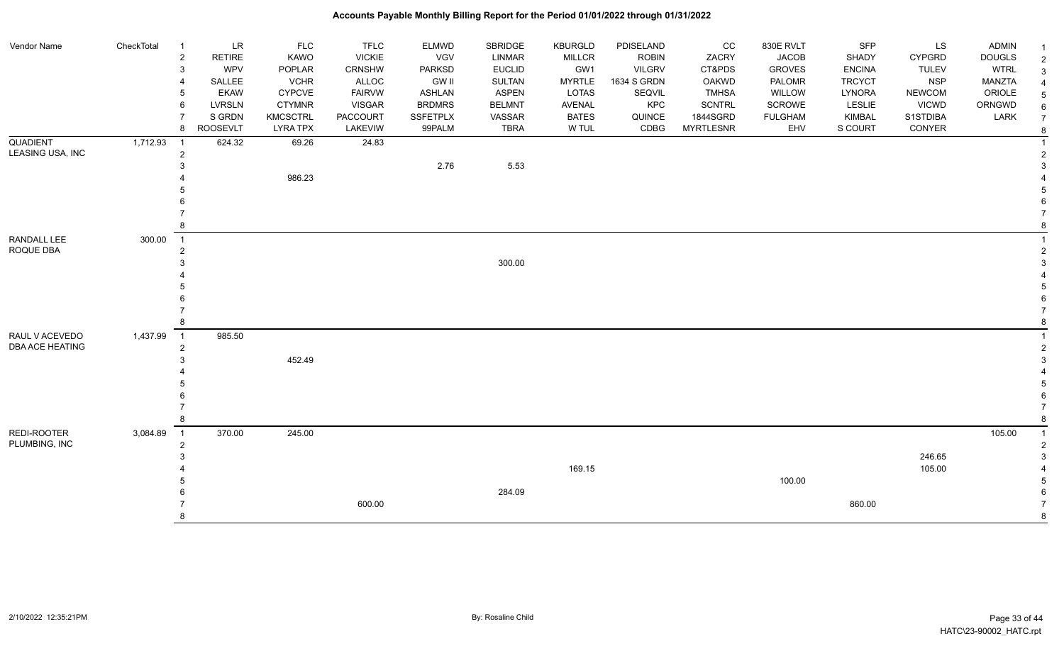# Accounts Payable Monthly Billing Report for the Period 01/01/2022 through 01/31/2022

| Vendor Name | CheckTotal | # | LR | FLC | TFLC | ELMWD | SBRIDGE | KBURGLD | PDISELAND | CC | 830E RVLT | SFP | LS | ADMIN | # |
|---|---|---|---|---|---|---|---|---|---|---|---|---|---|---|---|
| | | 2 | RETIRE | KAWO | VICKIE | VGV | LINMAR | MILLCR | ROBIN | ZACRY | JACOB | SHADY | CYPGRD | DOUGLS | 2 |
| | | 3 | WPV | POPLAR | CRNSHW | PARKSD | EUCLID | GW1 | VILGRV | CT&PDS | GROVES | ENCINA | TULEV | WTRL | 3 |
| | | 4 | SALLEE | VCHR | ALLOC | GW II | SULTAN | MYRTLE | 1634 S GRDN | OAKWD | PALOMR | TRCYCT | NSP | MANZTA | 4 |
| | | 5 | EKAW | CYPCVE | FAIRVW | ASHLAN | ASPEN | LOTAS | SEQVIL | TMHSA | WILLOW | LYNORA | NEWCOM | ORIOLE | 5 |
| | | 6 | LVRSLN | CTYMNR | VISGAR | BRDMRS | BELMNT | AVENAL | KPC | SCNTRL | SCROWE | LESLIE | VICWD | ORNGWD | 6 |
| | | 7 | S GRDN | KMCSCTRL | PACCOURT | SSFETPLX | VASSAR | BATES | QUINCE | 1844SGRD | FULGHAM | KIMBAL | S1STDIBA | LARK | 7 |
| | | 8 | ROOSEVLT | LYRA TPX | LAKEVIEW | 99PALM | TBRA | W TUL | CDBG | MYRTLESNR | EHV | S COURT | CONYER | | 8 |
| QUADIENT LEASING USA, INC | 1,712.93 | 1 | 624.32 | 69.26 | 24.83 | | | | | | | | | | 1 |
| | | 2 | | | | | | | | | | | | | 2 |
| | | 3 | | | | 2.76 | 5.53 | | | | | | | | 3 |
| | | 4 | | 986.23 | | | | | | | | | | | 4 |
| | | 5 | | | | | | | | | | | | | 5 |
| | | 6 | | | | | | | | | | | | | 6 |
| | | 7 | | | | | | | | | | | | | 7 |
| | | 8 | | | | | | | | | | | | | 8 |
| RANDALL LEE ROQUE DBA | 300.00 | 1 | | | | | | | | | | | | | 1 |
| | | 2 | | | | | | | | | | | | | 2 |
| | | 3 | | | | | 300.00 | | | | | | | | 3 |
| | | 4 | | | | | | | | | | | | | 4 |
| | | 5 | | | | | | | | | | | | | 5 |
| | | 6 | | | | | | | | | | | | | 6 |
| | | 7 | | | | | | | | | | | | | 7 |
| | | 8 | | | | | | | | | | | | | 8 |
| RAUL V ACEVEDO DBA ACE HEATING | 1,437.99 | 1 | 985.50 | | | | | | | | | | | | 1 |
| | | 2 | | | | | | | | | | | | | 2 |
| | | 3 | | 452.49 | | | | | | | | | | | 3 |
| | | 4 | | | | | | | | | | | | | 4 |
| | | 5 | | | | | | | | | | | | | 5 |
| | | 6 | | | | | | | | | | | | | 6 |
| | | 7 | | | | | | | | | | | | | 7 |
| | | 8 | | | | | | | | | | | | | 8 |
| REDI-ROOTER PLUMBING, INC | 3,084.89 | 1 | 370.00 | 245.00 | | | | | | | | | | 105.00 | 1 |
| | | 2 | | | | | | | | | | | | | 2 |
| | | 3 | | | | | | | | | | | 246.65 | | 3 |
| | | 4 | | | | | | 169.15 | | | | | 105.00 | | 4 |
| | | 5 | | | | | | | | | 100.00 | | | | 5 |
| | | 6 | | | | | 284.09 | | | | | | | | 6 |
| | | 7 | | | 600.00 | | | | | | | 860.00 | | | 7 |
| | | 8 | | | | | | | | | | | | | 8 |

2/10/2022 12:35:21PM — By: Rosaline Child — HATC\23-90002_HATC.rpt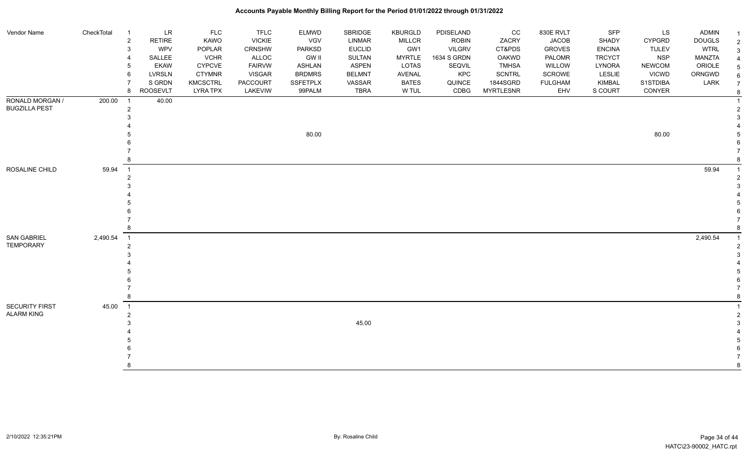# Accounts Payable Monthly Billing Report for the Period 01/01/2022 through 01/31/2022

| Vendor Name | CheckTotal | | | | | | | | | | | | | | |
|---|---|---|---|---|---|---|---|---|---|---|---|---|---|---|---|
| | | 1 | LR | FLC | TFLC | ELMWD | SBRIDGE | KBURGLD | PDISELAND | CC | 830E RVLT | SFP | LS | ADMIN | 1 |
| | | 2 | RETIRE | KAWO | VICKIE | VGV | LINMAR | MILLCR | ROBIN | ZACRY | JACOB | SHADY | CYPGRD | DOUGLS | 2 |
| | | 3 | WPV | POPLAR | CRNSHW | PARKSD | EUCLID | GW1 | VILGRV | CT&PDS | GROVES | ENCINA | TULEV | WTRL | 3 |
| | | 4 | SALLEE | VCHR | ALLOC | GW II | SULTAN | MYRTLE | 1634 S GRDN | OAKWD | PALOMR | TRCYCT | NSP | MANZTA | 4 |
| | | 5 | EKAW | CYPCVE | FAIRVW | ASHLAN | ASPEN | LOTAS | SEQVIL | TMHSA | WILLOW | LYNORA | NEWCOM | ORIOLE | 5 |
| | | 6 | LVRSLN | CTYMNR | VISGAR | BRDMRS | BELMNT | AVENAL | KPC | SCNTRL | SCROWE | LESLIE | VICWD | ORNGWD | 6 |
| | | 7 | S GRDN | KMCSCTRL | PACCOURT | SSFETPLX | VASSAR | BATES | QUINCE | 1844SGRD | FULGHAM | KIMBAL | S1STDIBA | LARK | 7 |
| | | 8 | ROOSEVLT | LYRA TPX | LAKEVIW | 99PALM | TBRA | W TUL | CDBG | MYRTLESNR | EHV | S COURT | CONYER | | 8 |
| RONALD MORGAN / BUGZILLA PEST | 200.00 | 1 | 40.00 | | | | | | | | | | | | 1 |
| | | 2 | | | | | | | | | | | | | 2 |
| | | 3 | | | | | | | | | | | | | 3 |
| | | 4 | | | | | | | | | | | | | 4 |
| | | 5 | | | | 80.00 | | | | | | | 80.00 | | 5 |
| | | 6 | | | | | | | | | | | | | 6 |
| | | 7 | | | | | | | | | | | | | 7 |
| | | 8 | | | | | | | | | | | | | 8 |
| ROSALINE CHILD | 59.94 | 1 | | | | | | | | | | | | 59.94 | 1 |
| | | 2 | | | | | | | | | | | | | 2 |
| | | 3 | | | | | | | | | | | | | 3 |
| | | 4 | | | | | | | | | | | | | 4 |
| | | 5 | | | | | | | | | | | | | 5 |
| | | 6 | | | | | | | | | | | | | 6 |
| | | 7 | | | | | | | | | | | | | 7 |
| | | 8 | | | | | | | | | | | | | 8 |
| SAN GABRIEL TEMPORARY | 2,490.54 | 1 | | | | | | | | | | | | 2,490.54 | 1 |
| | | 2 | | | | | | | | | | | | | 2 |
| | | 3 | | | | | | | | | | | | | 3 |
| | | 4 | | | | | | | | | | | | | 4 |
| | | 5 | | | | | | | | | | | | | 5 |
| | | 6 | | | | | | | | | | | | | 6 |
| | | 7 | | | | | | | | | | | | | 7 |
| | | 8 | | | | | | | | | | | | | 8 |
| SECURITY FIRST ALARM KING | 45.00 | 1 | | | | | | | | | | | | | 1 |
| | | 2 | | | | | | | | | | | | | 2 |
| | | 3 | | | | | 45.00 | | | | | | | | 3 |
| | | 4 | | | | | | | | | | | | | 4 |
| | | 5 | | | | | | | | | | | | | 5 |
| | | 6 | | | | | | | | | | | | | 6 |
| | | 7 | | | | | | | | | | | | | 7 |
| | | 8 | | | | | | | | | | | | | 8 |

2/10/2022 12:35:21PM — By: Rosaline Child — HATC\23-90002_HATC.rpt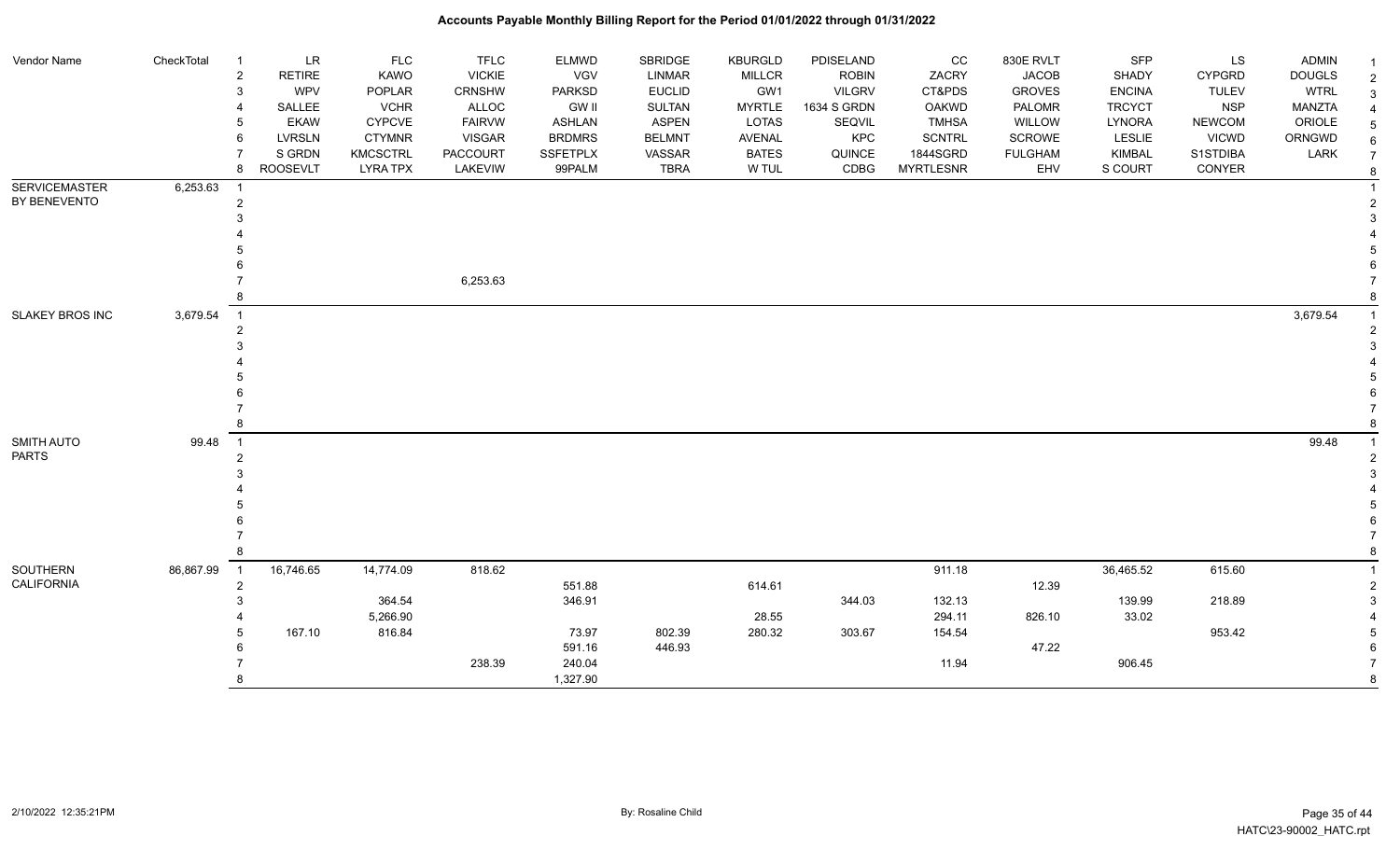| Vendor Name | CheckTotal | # | | | | | | | | | | | | |
|---|---|---|---|---|---|---|---|---|---|---|---|---|---|---|
| | | 1 | LR | FLC | TFLC | ELMWD | SBRIDGE | KBURGLD | PDISELAND | CC | 830E RVLT | SFP | LS | ADMIN |
| | | 2 | RETIRE | KAWO | VICKIE | VGV | LINMAR | MILLCR | ROBIN | ZACRY | JACOB | SHADY | CYPGRD | DOUGLS |
| | | 3 | WPV | POPLAR | CRNSHW | PARKSD | EUCLID | GW1 | VILGRV | CT&PDS | GROVES | ENCINA | TULEV | WTRL |
| | | 4 | SALLEE | VCHR | ALLOC | GW II | SULTAN | MYRTLE | 1634 S GRDN | OAKWD | PALOMR | TRCYCT | NSP | MANZTA |
| | | 5 | EKAW | CYPCVE | FAIRVW | ASHLAN | ASPEN | LOTAS | SEQVIL | TMHSA | WILLOW | LYNORA | NEWCOM | ORIOLE |
| | | 6 | LVRSLN | CTYMNR | VISGAR | BRDMRS | BELMNT | AVENAL | KPC | SCNTRL | SCROWE | LESLIE | VICWD | ORNGWD |
| | | 7 | S GRDN | KMCSCTRL | PACCOURT | SSFETPLX | VASSAR | BATES | QUINCE | 1844SGRD | FULGHAM | KIMBAL | S1STDIBA | LARK |
| | | 8 | ROOSEVLT | LYRA TPX | LAKEVIW | 99PALM | TBRA | W TUL | CDBG | MYRTLESNR | EHV | S COURT | CONYER | |
| SERVICEMASTER BY BENEVENTO | 6,253.63 | 1 | | | | | | | | | | | | |
| | | 2 | | | | | | | | | | | | |
| | | 3 | | | | | | | | | | | | |
| | | 4 | | | | | | | | | | | | |
| | | 5 | | | | | | | | | | | | |
| | | 6 | | | | | | | | | | | | |
| | | 7 | | | 6,253.63 | | | | | | | | | |
| | | 8 | | | | | | | | | | | | |
| SLAKEY BROS INC | 3,679.54 | 1 | | | | | | | | | | | | 3,679.54 |
| | | 2 | | | | | | | | | | | | |
| | | 3 | | | | | | | | | | | | |
| | | 4 | | | | | | | | | | | | |
| | | 5 | | | | | | | | | | | | |
| | | 6 | | | | | | | | | | | | |
| | | 7 | | | | | | | | | | | | |
| | | 8 | | | | | | | | | | | | |
| SMITH AUTO PARTS | 99.48 | 1 | | | | | | | | | | | | 99.48 |
| | | 2 | | | | | | | | | | | | |
| | | 3 | | | | | | | | | | | | |
| | | 4 | | | | | | | | | | | | |
| | | 5 | | | | | | | | | | | | |
| | | 6 | | | | | | | | | | | | |
| | | 7 | | | | | | | | | | | | |
| | | 8 | | | | | | | | | | | | |
| SOUTHERN CALIFORNIA | 86,867.99 | 1 | 16,746.65 | 14,774.09 | 818.62 | | | | | 911.18 | | 36,465.52 | 615.60 | |
| | | 2 | | | | 551.88 | | 614.61 | | | 12.39 | | | |
| | | 3 | | 364.54 | | 346.91 | | | 344.03 | 132.13 | | 139.99 | 218.89 | |
| | | 4 | | 5,266.90 | | | | 28.55 | | 294.11 | 826.10 | 33.02 | | |
| | | 5 | 167.10 | 816.84 | | 73.97 | 802.39 | 280.32 | 303.67 | 154.54 | | | 953.42 | |
| | | 6 | | | | 591.16 | 446.93 | | | | 47.22 | | | |
| | | 7 | | | 238.39 | 240.04 | | | | 11.94 | | 906.45 | | |
| | | 8 | | | | 1,327.90 | | | | | | | | |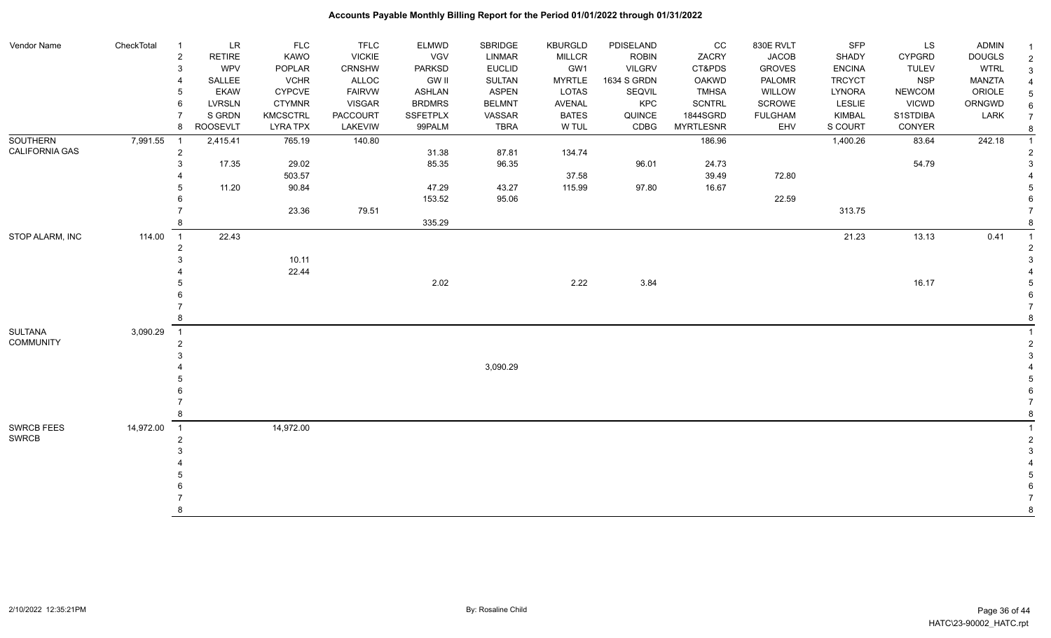# Accounts Payable Monthly Billing Report for the Period 01/01/2022 through 01/31/2022

| Vendor Name | CheckTotal | | | | | | | | | | | | | | | |
|---|---|---|---|---|---|---|---|---|---|---|---|---|---|---|---|---|
| | | 1 | LR | FLC | TFLC | ELMWD | SBRIDGE | KBURGLD | PDISELAND | CC | 830E RVLT | SFP | LS | ADMIN | 1 |
| | | 2 | RETIRE | KAWO | VICKIE | VGV | LINMAR | MILLCR | ROBIN | ZACRY | JACOB | SHADY | CYPGRD | DOUGLS | 2 |
| | | 3 | WPV | POPLAR | CRNSHW | PARKSD | EUCLID | GW1 | VILGRV | CT&PDS | GROVES | ENCINA | TULEV | WTRL | 3 |
| | | 4 | SALLEE | VCHR | ALLOC | GW II | SULTAN | MYRTLE | 1634 S GRDN | OAKWD | PALOMR | TRCYCT | NSP | MANZTA | 4 |
| | | 5 | EKAW | CYPCVE | FAIRVW | ASHLAN | ASPEN | LOTAS | SEQVIL | TMHSA | WILLOW | LYNORA | NEWCOM | ORIOLE | 5 |
| | | 6 | LVRSLN | CTYMNR | VISGAR | BRDMRS | BELMNT | AVENAL | KPC | SCNTRL | SCROWE | LESLIE | VICWD | ORNGWD | 6 |
| | | 7 | S GRDN | KMCSCTRL | PACCOURT | SSFETPLX | VASSAR | BATES | QUINCE | 1844SGRD | FULGHAM | KIMBAL | S1STDIBA | LARK | 7 |
| | | 8 | ROOSEVLT | LYRA TPX | LAKEVIEW | 99PALM | TBRA | W TUL | CDBG | MYRTLESNR | EHV | S COURT | CONYER | | 8 |
| SOUTHERN CALIFORNIA GAS | 7,991.55 | 1 | 2,415.41 | 765.19 | 140.80 | | | | | 186.96 | | 1,400.26 | 83.64 | 242.18 | 1 |
| | | 2 | | | | 31.38 | 87.81 | 134.74 | | | | | | | 2 |
| | | 3 | 17.35 | 29.02 | | 85.35 | 96.35 | | 96.01 | 24.73 | | | 54.79 | | 3 |
| | | 4 | | 503.57 | | | | 37.58 | | 39.49 | 72.80 | | | | 4 |
| | | 5 | 11.20 | 90.84 | | 47.29 | 43.27 | 115.99 | 97.80 | 16.67 | | | | | 5 |
| | | 6 | | | | 153.52 | 95.06 | | | | 22.59 | | | | 6 |
| | | 7 | | 23.36 | 79.51 | | | | | | | 313.75 | | | 7 |
| | | 8 | | | | 335.29 | | | | | | | | | 8 |
| STOP ALARM, INC | 114.00 | 1 | 22.43 | | | | | | | | | 21.23 | 13.13 | 0.41 | 1 |
| | | 2 | | | | | | | | | | | | | 2 |
| | | 3 | | 10.11 | | | | | | | | | | | 3 |
| | | 4 | | 22.44 | | | | | | | | | | | 4 |
| | | 5 | | | | 2.02 | | 2.22 | 3.84 | | | | 16.17 | | 5 |
| | | 6 | | | | | | | | | | | | | 6 |
| | | 7 | | | | | | | | | | | | | 7 |
| | | 8 | | | | | | | | | | | | | 8 |
| SULTANA COMMUNITY | 3,090.29 | 1 | | | | | | | | | | | | | 1 |
| | | 2 | | | | | | | | | | | | | 2 |
| | | 3 | | | | | | | | | | | | | 3 |
| | | 4 | | | | | 3,090.29 | | | | | | | | 4 |
| | | 5 | | | | | | | | | | | | | 5 |
| | | 6 | | | | | | | | | | | | | 6 |
| | | 7 | | | | | | | | | | | | | 7 |
| | | 8 | | | | | | | | | | | | | 8 |
| SWRCB FEES SWRCB | 14,972.00 | 1 | | 14,972.00 | | | | | | | | | | | 1 |
| | | 2 | | | | | | | | | | | | | 2 |
| | | 3 | | | | | | | | | | | | | 3 |
| | | 4 | | | | | | | | | | | | | 4 |
| | | 5 | | | | | | | | | | | | | 5 |
| | | 6 | | | | | | | | | | | | | 6 |
| | | 7 | | | | | | | | | | | | | 7 |
| | | 8 | | | | | | | | | | | | | 8 |

2/10/2022 12:35:21PM

By: Rosaline Child

HATC\23-90002_HATC.rpt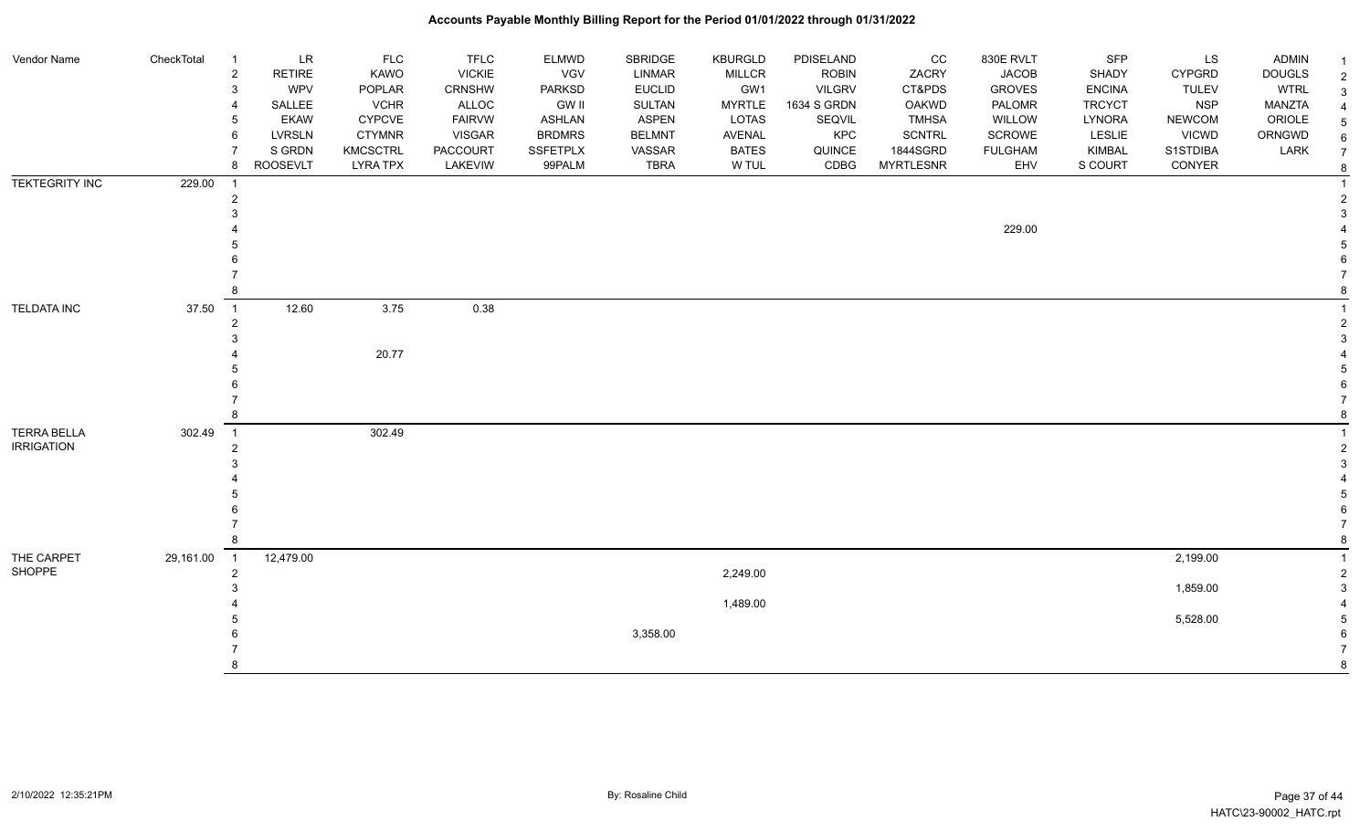# Accounts Payable Monthly Billing Report for the Period 01/01/2022 through 01/31/2022

| Vendor Name | CheckTotal | | | | | | | | | | | | | | |
|---|---|---|---|---|---|---|---|---|---|---|---|---|---|---|---|
| | | 1 | LR | FLC | TFLC | ELMWD | SBRIDGE | KBURGLD | PDISELAND | CC | 830E RVLT | SFP | LS | ADMIN | 1 |
| | | 2 | RETIRE | KAWO | VICKIE | VGV | LINMAR | MILLCR | ROBIN | ZACRY | JACOB | SHADY | CYPGRD | DOUGLS | 2 |
| | | 3 | WPV | POPLAR | CRNSHW | PARKSD | EUCLID | GW1 | VILGRV | CT&PDS | GROVES | ENCINA | TULEV | WTRL | 3 |
| | | 4 | SALLEE | VCHR | ALLOC | GW II | SULTAN | MYRTLE | 1634 S GRDN | OAKWD | PALOMR | TRCYCT | NSP | MANZTA | 4 |
| | | 5 | EKAW | CYPCVE | FAIRVW | ASHLAN | ASPEN | LOTAS | SEQVIL | TMHSA | WILLOW | LYNORA | NEWCOM | ORIOLE | 5 |
| | | 6 | LVRSLN | CTYMNR | VISGAR | BRDMRS | BELMNT | AVENAL | KPC | SCNTRL | SCROWE | LESLIE | VICWD | ORNGWD | 6 |
| | | 7 | S GRDN | KMCSCTRL | PACCOURT | SSFETPLX | VASSAR | BATES | QUINCE | 1844SGRD | FULGHAM | KIMBAL | S1STDIBA | LARK | 7 |
| | | 8 | ROOSEVLT | LYRA TPX | LAKEVIW | 99PALM | TBRA | W TUL | CDBG | MYRTLESNR | EHV | S COURT | CONYER | | 8 |
| TEKTEGRITY INC | 229.00 | 1 | | | | | | | | | | | | | 1 |
| | | 2 | | | | | | | | | | | | | 2 |
| | | 3 | | | | | | | | | | | | | 3 |
| | | 4 | | | | | | | | | 229.00 | | | | 4 |
| | | 5 | | | | | | | | | | | | | 5 |
| | | 6 | | | | | | | | | | | | | 6 |
| | | 7 | | | | | | | | | | | | | 7 |
| | | 8 | | | | | | | | | | | | | 8 |
| TELDATA INC | 37.50 | 1 | 12.60 | 3.75 | 0.38 | | | | | | | | | | 1 |
| | | 2 | | | | | | | | | | | | | 2 |
| | | 3 | | | | | | | | | | | | | 3 |
| | | 4 | | 20.77 | | | | | | | | | | | 4 |
| | | 5 | | | | | | | | | | | | | 5 |
| | | 6 | | | | | | | | | | | | | 6 |
| | | 7 | | | | | | | | | | | | | 7 |
| | | 8 | | | | | | | | | | | | | 8 |
| TERRA BELLA IRRIGATION | 302.49 | 1 | | 302.49 | | | | | | | | | | | 1 |
| | | 2 | | | | | | | | | | | | | 2 |
| | | 3 | | | | | | | | | | | | | 3 |
| | | 4 | | | | | | | | | | | | | 4 |
| | | 5 | | | | | | | | | | | | | 5 |
| | | 6 | | | | | | | | | | | | | 6 |
| | | 7 | | | | | | | | | | | | | 7 |
| | | 8 | | | | | | | | | | | | | 8 |
| THE CARPET SHOPPE | 29,161.00 | 1 | 12,479.00 | | | | | | | | | | 2,199.00 | | 1 |
| | | 2 | | | | | | 2,249.00 | | | | | | | 2 |
| | | 3 | | | | | | | | | | | 1,859.00 | | 3 |
| | | 4 | | | | | | 1,489.00 | | | | | | | 4 |
| | | 5 | | | | | | | | | | | 5,528.00 | | 5 |
| | | 6 | | | | | 3,358.00 | | | | | | | | 6 |
| | | 7 | | | | | | | | | | | | | 7 |
| | | 8 | | | | | | | | | | | | | 8 |

2/10/2022 12:35:21PM

By: Rosaline Child

HATC\23-90002_HATC.rpt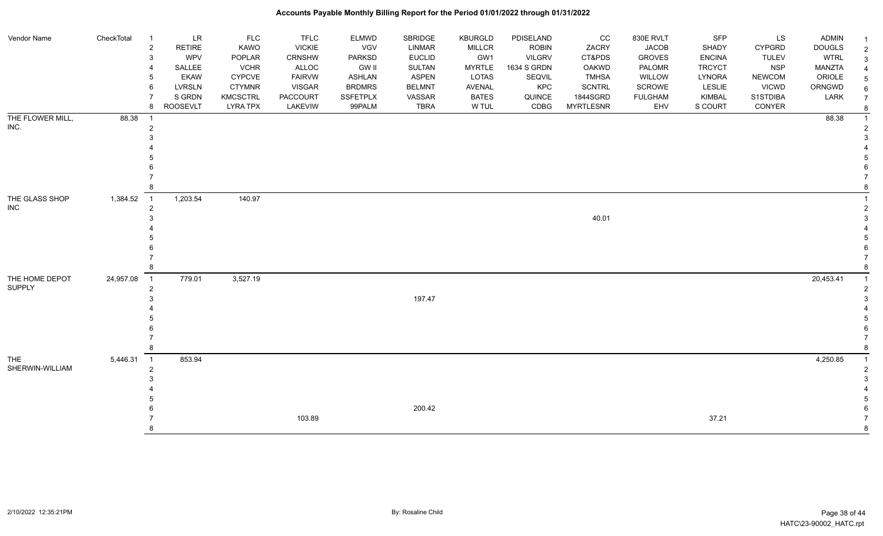# Accounts Payable Monthly Billing Report for the Period 01/01/2022 through 01/31/2022

| Vendor Name | CheckTotal | | | | | | | | | | | | | | |
|---|---|---|---|---|---|---|---|---|---|---|---|---|---|---|---|
| | | 1 | LR | FLC | TFLC | ELMWD | SBRIDGE | KBURGLD | PDISELAND | CC | 830E RVLT | SFP | LS | ADMIN | 1 |
| | | 2 | RETIRE | KAWO | VICKIE | VGV | LINMAR | MILLCR | ROBIN | ZACRY | JACOB | SHADY | CYPGRD | DOUGLS | 2 |
| | | 3 | WPV | POPLAR | CRNSHW | PARKSD | EUCLID | GW1 | VILGRV | CT&PDS | GROVES | ENCINA | TULEV | WTRL | 3 |
| | | 4 | SALLEE | VCHR | ALLOC | GW II | SULTAN | MYRTLE | 1634 S GRDN | OAKWD | PALOMR | TRCYCT | NSP | MANZTA | 4 |
| | | 5 | EKAW | CYPCVE | FAIRVW | ASHLAN | ASPEN | LOTAS | SEQVIL | TMHSA | WILLOW | LYNORA | NEWCOM | ORIOLE | 5 |
| | | 6 | LVRSLN | CTYMNR | VISGAR | BRDMRS | BELMNT | AVENAL | KPC | SCNTRL | SCROWE | LESLIE | VICWD | ORNGWD | 6 |
| | | 7 | S GRDN | KMCSCTRL | PACCOURT | SSFETPLX | VASSAR | BATES | QUINCE | 1844SGRDN | FULGHAM | KIMBAL | S1STDIBA | LARK | 7 |
| | | 8 | ROOSEVLT | LYRA TPX | LAKEVIW | 99PALM | TBRA | W TUL | CDBG | MYRTLESNR | EHV | S COURT | CONYER | | 8 |
| THE FLOWER MILL, INC. | 88.38 | 1 | | | | | | | | | | | | 88.38 | 1 |
| | | 2 | | | | | | | | | | | | | 2 |
| | | 3 | | | | | | | | | | | | | 3 |
| | | 4 | | | | | | | | | | | | | 4 |
| | | 5 | | | | | | | | | | | | | 5 |
| | | 6 | | | | | | | | | | | | | 6 |
| | | 7 | | | | | | | | | | | | | 7 |
| | | 8 | | | | | | | | | | | | | 8 |
| THE GLASS SHOP INC | 1,384.52 | 1 | 1,203.54 | 140.97 | | | | | | | | | | | 1 |
| | | 2 | | | | | | | | | | | | | 2 |
| | | 3 | | | | | | | | 40.01 | | | | | 3 |
| | | 4 | | | | | | | | | | | | | 4 |
| | | 5 | | | | | | | | | | | | | 5 |
| | | 6 | | | | | | | | | | | | | 6 |
| | | 7 | | | | | | | | | | | | | 7 |
| | | 8 | | | | | | | | | | | | | 8 |
| THE HOME DEPOT SUPPLY | 24,957.08 | 1 | 779.01 | 3,527.19 | | | | | | | | | | 20,453.41 | 1 |
| | | 2 | | | | | | | | | | | | | 2 |
| | | 3 | | | | | 197.47 | | | | | | | | 3 |
| | | 4 | | | | | | | | | | | | | 4 |
| | | 5 | | | | | | | | | | | | | 5 |
| | | 6 | | | | | | | | | | | | | 6 |
| | | 7 | | | | | | | | | | | | | 7 |
| | | 8 | | | | | | | | | | | | | 8 |
| THE SHERWIN-WILLIAM | 5,446.31 | 1 | 853.94 | | | | | | | | | | | 4,250.85 | 1 |
| | | 2 | | | | | | | | | | | | | 2 |
| | | 3 | | | | | | | | | | | | | 3 |
| | | 4 | | | | | | | | | | | | | 4 |
| | | 5 | | | | | | | | | | | | | 5 |
| | | 6 | | | | | 200.42 | | | | | | | | 6 |
| | | 7 | | | 103.89 | | | | | | | 37.21 | | | 7 |
| | | 8 | | | | | | | | | | | | | 8 |

2/10/2022 12:35:21PM — By: Rosaline Child — HATC\23-90002_HATC.rpt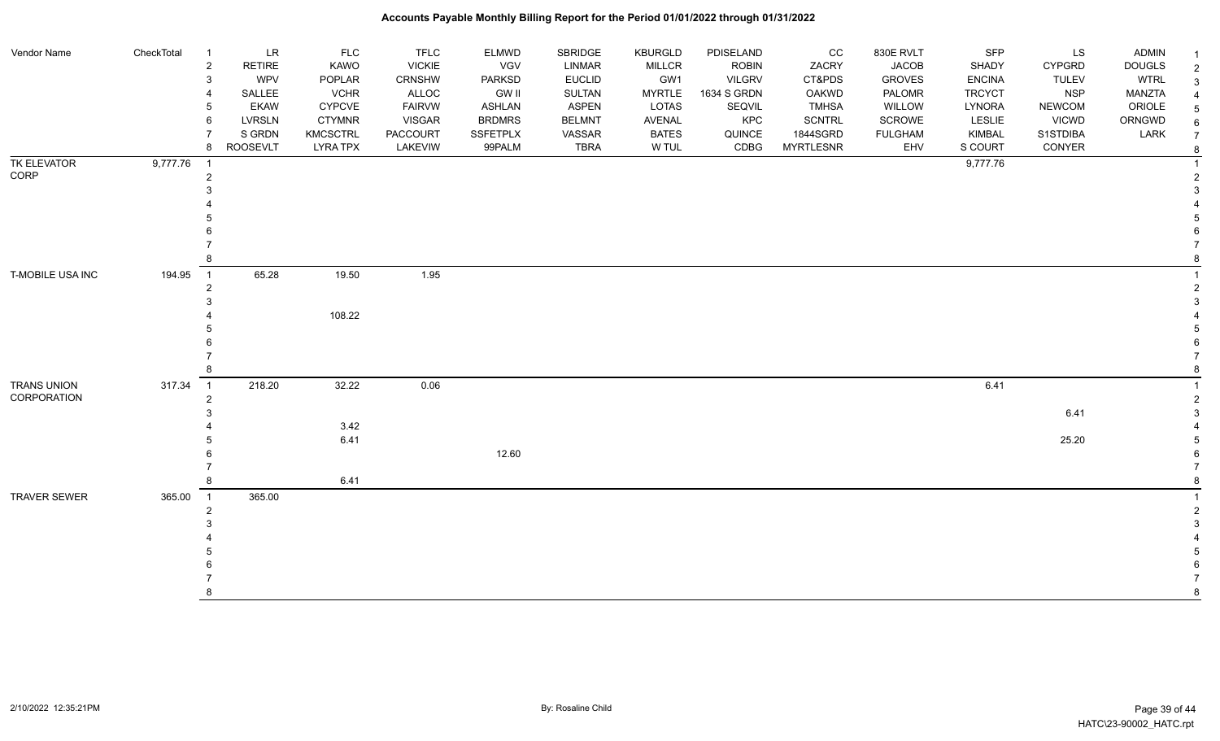| Vendor Name | CheckTotal | | | | | | | | | | | | | | |
|---|---|---|---|---|---|---|---|---|---|---|---|---|---|---|---|
| | | 1 | LR | FLC | TFLC | ELMWD | SBRIDGE | KBURGLD | PDISELAND | CC | 830E RVLT | SFP | LS | ADMIN | 1 |
| | | 2 | RETIRE | KAWO | VICKIE | VGV | LINMAR | MILLCR | ROBIN | ZACRY | JACOB | SHADY | CYPGRD | DOUGLS | 2 |
| | | 3 | WPV | POPLAR | CRNSHW | PARKSD | EUCLID | GW1 | VILGRV | CT&PDS | GROVES | ENCINA | TULEV | WTRL | 3 |
| | | 4 | SALLEE | VCHR | ALLOC | GW II | SULTAN | MYRTLE | 1634 S GRDN | OAKWD | PALOMR | TRCYCT | NSP | MANZTA | 4 |
| | | 5 | EKAW | CYPCVE | FAIRVW | ASHLAN | ASPEN | LOTAS | SEQVIL | TMHSA | WILLOW | LYNORA | NEWCOM | ORIOLE | 5 |
| | | 6 | LVRSLN | CTYMNR | VISGAR | BRDMRS | BELMNT | AVENAL | KPC | SCNTRL | SCROWE | LESLIE | VICWD | ORNGWD | 6 |
| | | 7 | S GRDN | KMCSCTRL | PACCOURT | SSFETPLX | VASSAR | BATES | QUINCE | 1844SGRD | FULGHAM | KIMBAL | S1STDIBA | LARK | 7 |
| | | 8 | ROOSEVLT | LYRA TPX | LAKEVIW | 99PALM | TBRA | W TUL | CDBG | MYRTLESNR | EHV | S COURT | CONYER | | 8 |
| TK ELEVATOR CORP | 9,777.76 | 1 | | | | | | | | | | 9,777.76 | | | 1 |
| | | 2 | | | | | | | | | | | | | 2 |
| | | 3 | | | | | | | | | | | | | 3 |
| | | 4 | | | | | | | | | | | | | 4 |
| | | 5 | | | | | | | | | | | | | 5 |
| | | 6 | | | | | | | | | | | | | 6 |
| | | 7 | | | | | | | | | | | | | 7 |
| | | 8 | | | | | | | | | | | | | 8 |
| T-MOBILE USA INC | 194.95 | 1 | 65.28 | 19.50 | 1.95 | | | | | | | | | | 1 |
| | | 2 | | | | | | | | | | | | | 2 |
| | | 3 | | | | | | | | | | | | | 3 |
| | | 4 | | 108.22 | | | | | | | | | | | 4 |
| | | 5 | | | | | | | | | | | | | 5 |
| | | 6 | | | | | | | | | | | | | 6 |
| | | 7 | | | | | | | | | | | | | 7 |
| | | 8 | | | | | | | | | | | | | 8 |
| TRANS UNION CORPORATION | 317.34 | 1 | 218.20 | 32.22 | 0.06 | | | | | | | 6.41 | | | 1 |
| | | 2 | | | | | | | | | | | | | 2 |
| | | 3 | | | | | | | | | | | 6.41 | | 3 |
| | | 4 | | 3.42 | | | | | | | | | | | 4 |
| | | 5 | | 6.41 | | | | | | | | | 25.20 | | 5 |
| | | 6 | | | | 12.60 | | | | | | | | | 6 |
| | | 7 | | | | | | | | | | | | | 7 |
| | | 8 | | 6.41 | | | | | | | | | | | 8 |
| TRAVER SEWER | 365.00 | 1 | 365.00 | | | | | | | | | | | | 1 |
| | | 2 | | | | | | | | | | | | | 2 |
| | | 3 | | | | | | | | | | | | | 3 |
| | | 4 | | | | | | | | | | | | | 4 |
| | | 5 | | | | | | | | | | | | | 5 |
| | | 6 | | | | | | | | | | | | | 6 |
| | | 7 | | | | | | | | | | | | | 7 |
| | | 8 | | | | | | | | | | | | | 8 |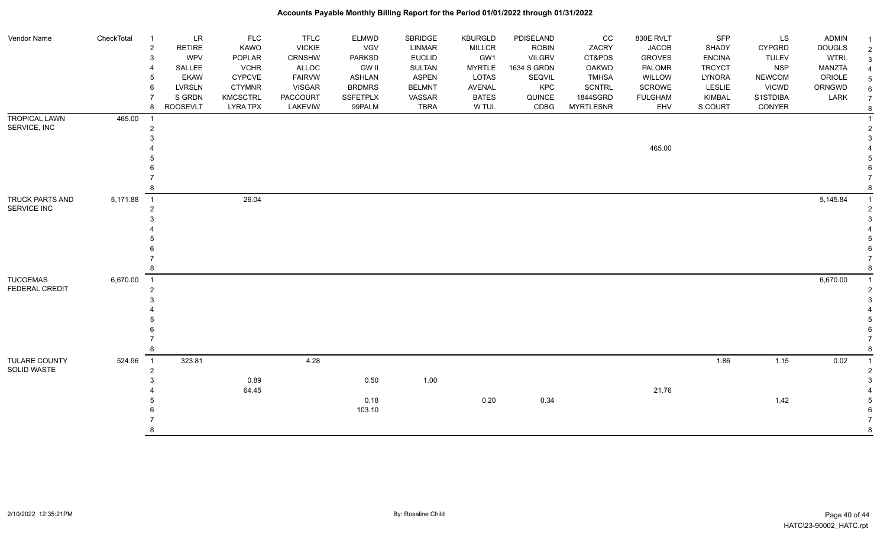# Accounts Payable Monthly Billing Report for the Period 01/01/2022 through 01/31/2022

| Vendor Name | CheckTotal | | | | | | | | | | | | | | |
|---|---|---|---|---|---|---|---|---|---|---|---|---|---|---|---|
| | | 1 | LR | FLC | TFLC | ELMWD | SBRIDGE | KBURGLD | PDISELAND | CC | 830E RVLT | SFP | LS | ADMIN | 1 |
| | | 2 | RETIRE | KAWO | VICKIE | VGV | LINMAR | MILLCR | ROBIN | ZACRY | JACOB | SHADY | CYPGRD | DOUGLS | 2 |
| | | 3 | WPV | POPLAR | CRNSHW | PARKSD | EUCLID | GW1 | VILGRV | CT&PDS | GROVES | ENCINA | TULEV | WTRL | 3 |
| | | 4 | SALLEE | VCHR | ALLOC | GW II | SULTAN | MYRTLE | 1634 S GRDN | OAKWD | PALOMR | TRCYCT | NSP | MANZTA | 4 |
| | | 5 | EKAW | CYPCVE | FAIRVW | ASHLAN | ASPEN | LOTAS | SEQVIL | TMHSA | WILLOW | LYNORA | NEWCOM | ORIOLE | 5 |
| | | 6 | LVRSLN | CTYMNR | VISGAR | BRDMRS | BELMNT | AVENAL | KPC | SCNTRL | SCROWE | LESLIE | VICWD | ORNGWD | 6 |
| | | 7 | S GRDN | KMCSCTRL | PACCOURT | SSFETPLX | VASSAR | BATES | QUINCE | 1844SGRD | FULGHAM | KIMBAL | S1STDIBA | LARK | 7 |
| | | 8 | ROOSEVLT | LYRA TPX | LAKEVIEW | 99PALM | TBRA | W TUL | CDBG | MYRTLESNR | EHV | S COURT | CONYER | | 8 |
| TROPICAL LAWN SERVICE, INC | 465.00 | 1 | | | | | | | | | | | | | 1 |
| | | 2 | | | | | | | | | | | | | 2 |
| | | 3 | | | | | | | | | | | | | 3 |
| | | 4 | | | | | | | | | 465.00 | | | | 4 |
| | | 5 | | | | | | | | | | | | | 5 |
| | | 6 | | | | | | | | | | | | | 6 |
| | | 7 | | | | | | | | | | | | | 7 |
| | | 8 | | | | | | | | | | | | | 8 |
| TRUCK PARTS AND SERVICE INC | 5,171.88 | 1 | | 26.04 | | | | | | | | | | 5,145.84 | 1 |
| | | 2 | | | | | | | | | | | | | 2 |
| | | 3 | | | | | | | | | | | | | 3 |
| | | 4 | | | | | | | | | | | | | 4 |
| | | 5 | | | | | | | | | | | | | 5 |
| | | 6 | | | | | | | | | | | | | 6 |
| | | 7 | | | | | | | | | | | | | 7 |
| | | 8 | | | | | | | | | | | | | 8 |
| TUCOEMAS FEDERAL CREDIT | 6,670.00 | 1 | | | | | | | | | | | | 6,670.00 | 1 |
| | | 2 | | | | | | | | | | | | | 2 |
| | | 3 | | | | | | | | | | | | | 3 |
| | | 4 | | | | | | | | | | | | | 4 |
| | | 5 | | | | | | | | | | | | | 5 |
| | | 6 | | | | | | | | | | | | | 6 |
| | | 7 | | | | | | | | | | | | | 7 |
| | | 8 | | | | | | | | | | | | | 8 |
| TULARE COUNTY SOLID WASTE | 524.96 | 1 | 323.81 | | 4.28 | | | | | | | 1.86 | 1.15 | 0.02 | 1 |
| | | 2 | | | | | | | | | | | | | 2 |
| | | 3 | | 0.89 | | 0.50 | 1.00 | | | | | | | | 3 |
| | | 4 | | 64.45 | | | | | | | 21.76 | | | | 4 |
| | | 5 | | | | 0.18 | | 0.20 | 0.34 | | | | 1.42 | | 5 |
| | | 6 | | | | 103.10 | | | | | | | | | 6 |
| | | 7 | | | | | | | | | | | | | 7 |
| | | 8 | | | | | | | | | | | | | 8 |

2/10/2022 12:35:21PM By: Rosaline Child HATC\23-90002_HATC.rpt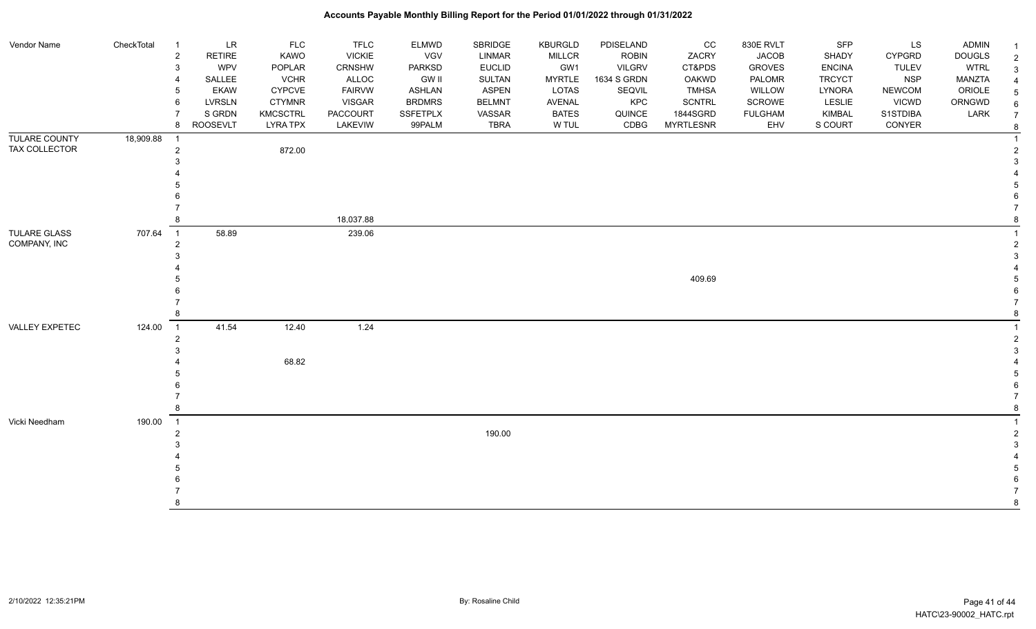# Accounts Payable Monthly Billing Report for the Period 01/01/2022 through 01/31/2022

| Vendor Name | CheckTotal | | | | | | | | | | | | | | |
|---|---|---|---|---|---|---|---|---|---|---|---|---|---|---|---|
| | | 1 | LR | FLC | TFLC | ELMWD | SBRIDGE | KBURGLD | PDISELAND | CC | 830E RVLT | SFP | LS | ADMIN | 1 |
| | | 2 | RETIRE | KAWO | VICKIE | VGV | LINMAR | MILLCR | ROBIN | ZACRY | JACOB | SHADY | CYPGRD | DOUGLS | 2 |
| | | 3 | WPV | POPLAR | CRNSHW | PARKSD | EUCLID | GW1 | VILGRV | CT&PDS | GROVES | ENCINA | TULEV | WTRL | 3 |
| | | 4 | SALLEE | VCHR | ALLOC | GW II | SULTAN | MYRTLE | 1634 S GRDN | OAKWD | PALOMR | TRCYCT | NSP | MANZTA | 4 |
| | | 5 | EKAW | CYPCVE | FAIRVW | ASHLAN | ASPEN | LOTAS | SEQVIL | TMHSA | WILLOW | LYNORA | NEWCOM | ORIOLE | 5 |
| | | 6 | LVRSLN | CTYMNR | VISGAR | BRDMRS | BELMNT | AVENAL | KPC | SCNTRL | SCROWE | LESLIE | VICWD | ORNGWD | 6 |
| | | 7 | S GRDN | KMCSCTRL | PACCOURT | SSFETPLX | VASSAR | BATES | QUINCE | 1844SGRD | FULGHAM | KIMBAL | S1STDIBA | LARK | 7 |
| | | 8 | ROOSEVLT | LYRA TPX | LAKEVIW | 99PALM | TBRA | W TUL | CDBG | MYRTLESNR | EHV | S COURT | CONYER | | 8 |
| TULARE COUNTY TAX COLLECTOR | 18,909.88 | 1 | | | | | | | | | | | | | 1 |
| | | 2 | | 872.00 | | | | | | | | | | | 2 |
| | | 3 | | | | | | | | | | | | | 3 |
| | | 4 | | | | | | | | | | | | | 4 |
| | | 5 | | | | | | | | | | | | | 5 |
| | | 6 | | | | | | | | | | | | | 6 |
| | | 7 | | | | | | | | | | | | | 7 |
| | | 8 | | | 18,037.88 | | | | | | | | | | 8 |
| TULARE GLASS COMPANY, INC | 707.64 | 1 | 58.89 | | 239.06 | | | | | | | | | | 1 |
| | | 2 | | | | | | | | | | | | | 2 |
| | | 3 | | | | | | | | | | | | | 3 |
| | | 4 | | | | | | | | | | | | | 4 |
| | | 5 | | | | | | | | 409.69 | | | | | 5 |
| | | 6 | | | | | | | | | | | | | 6 |
| | | 7 | | | | | | | | | | | | | 7 |
| | | 8 | | | | | | | | | | | | | 8 |
| VALLEY EXPETEC | 124.00 | 1 | 41.54 | 12.40 | 1.24 | | | | | | | | | | 1 |
| | | 2 | | | | | | | | | | | | | 2 |
| | | 3 | | | | | | | | | | | | | 3 |
| | | 4 | | 68.82 | | | | | | | | | | | 4 |
| | | 5 | | | | | | | | | | | | | 5 |
| | | 6 | | | | | | | | | | | | | 6 |
| | | 7 | | | | | | | | | | | | | 7 |
| | | 8 | | | | | | | | | | | | | 8 |
| Vicki Needham | 190.00 | 1 | | | | | | | | | | | | | 1 |
| | | 2 | | | | | 190.00 | | | | | | | | 2 |
| | | 3 | | | | | | | | | | | | | 3 |
| | | 4 | | | | | | | | | | | | | 4 |
| | | 5 | | | | | | | | | | | | | 5 |
| | | 6 | | | | | | | | | | | | | 6 |
| | | 7 | | | | | | | | | | | | | 7 |
| | | 8 | | | | | | | | | | | | | 8 |

2/10/2022 12:35:21PM By: Rosaline Child HATC\23-90002_HATC.rpt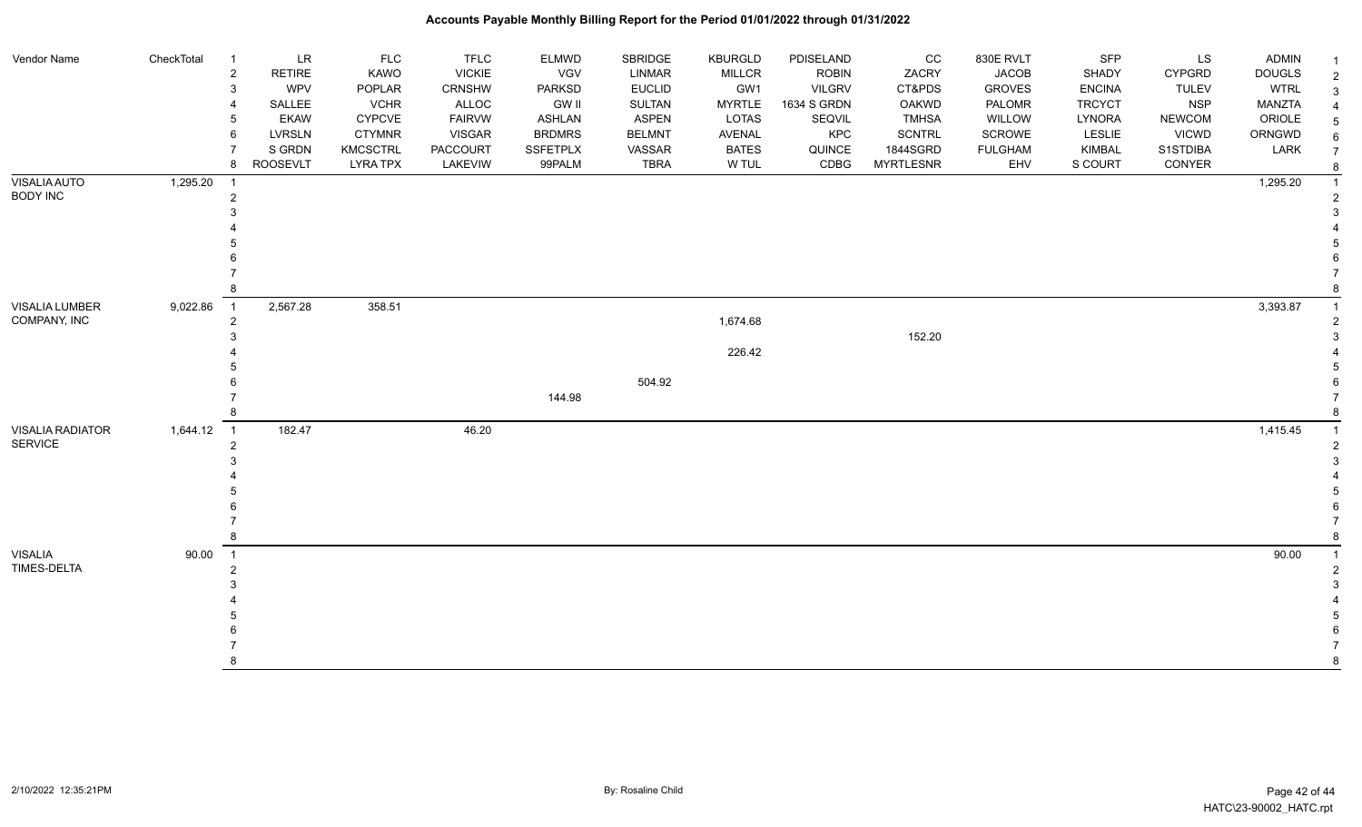# Accounts Payable Monthly Billing Report for the Period 01/01/2022 through 01/31/2022

| Vendor Name | CheckTotal | # | LR | FLC | TFLC | ELMWD | SBRIDGE | KBURGLD | PDISELAND | CC | 830E RVLT | SFP | LS | ADMIN |
|---|---|---|---|---|---|---|---|---|---|---|---|---|---|---|
| | | 2 | RETIRE | KAWO | VICKIE | VGV | LINMAR | MILLCR | ROBIN | ZACRY | JACOB | SHADY | CYPGRD | DOUGLS |
| | | 3 | WPV | POPLAR | CRNSHW | PARKSD | EUCLID | GW1 | VILGRV | CT&PDS | GROVES | ENCINA | TULEV | WTRL |
| | | 4 | SALLEE | VCHR | ALLOC | GW II | SULTAN | MYRTLE | 1634 S GRDN | OAKWD | PALOMR | TRCYCT | NSP | MANZTA |
| | | 5 | EKAW | CYPCVE | FAIRVW | ASHLAN | ASPEN | LOTAS | SEQVIL | TMHSA | WILLOW | LYNORA | NEWCOM | ORIOLE |
| | | 6 | LVRSLN | CTYMNR | VISGAR | BRDMRS | BELMNT | AVENAL | KPC | SCNTRL | SCROWE | LESLIE | VICWD | ORNGWD |
| | | 7 | S GRDN | KMCSCTRL | PACCOURT | SSFETPLX | VASSAR | BATES | QUINCE | 1844SGRDN | FULGHAM | KIMBAL | S1STDIBA | LARK |
| | | 8 | ROOSEVLT | LYRA TPX | LAKEVIW | 99PALM | TBRA | W TUL | CDBG | MYRTLESNR | EHV | S COURT | CONYER | |
| VISALIA AUTO BODY INC | 1,295.20 | 1 | | | | | | | | | | | | 1,295.20 |
| | | 2 | | | | | | | | | | | | |
| | | 3 | | | | | | | | | | | | |
| | | 4 | | | | | | | | | | | | |
| | | 5 | | | | | | | | | | | | |
| | | 6 | | | | | | | | | | | | |
| | | 7 | | | | | | | | | | | | |
| | | 8 | | | | | | | | | | | | |
| VISALIA LUMBER COMPANY, INC | 9,022.86 | 1 | 2,567.28 | 358.51 | | | | | | | | | | 3,393.87 |
| | | 2 | | | | | | 1,674.68 | | | | | | |
| | | 3 | | | | | | | | 152.20 | | | | |
| | | 4 | | | | | | 226.42 | | | | | | |
| | | 5 | | | | | | | | | | | | |
| | | 6 | | | | | 504.92 | | | | | | | |
| | | 7 | | | | 144.98 | | | | | | | | |
| | | 8 | | | | | | | | | | | | |
| VISALIA RADIATOR SERVICE | 1,644.12 | 1 | 182.47 | | 46.20 | | | | | | | | | 1,415.45 |
| | | 2 | | | | | | | | | | | | |
| | | 3 | | | | | | | | | | | | |
| | | 4 | | | | | | | | | | | | |
| | | 5 | | | | | | | | | | | | |
| | | 6 | | | | | | | | | | | | |
| | | 7 | | | | | | | | | | | | |
| | | 8 | | | | | | | | | | | | |
| VISALIA TIMES-DELTA | 90.00 | 1 | | | | | | | | | | | | 90.00 |
| | | 2 | | | | | | | | | | | | |
| | | 3 | | | | | | | | | | | | |
| | | 4 | | | | | | | | | | | | |
| | | 5 | | | | | | | | | | | | |
| | | 6 | | | | | | | | | | | | |
| | | 7 | | | | | | | | | | | | |
| | | 8 | | | | | | | | | | | | |

2/10/2022 12:35:21PM — By: Rosaline Child — HATC\23-90002_HATC.rpt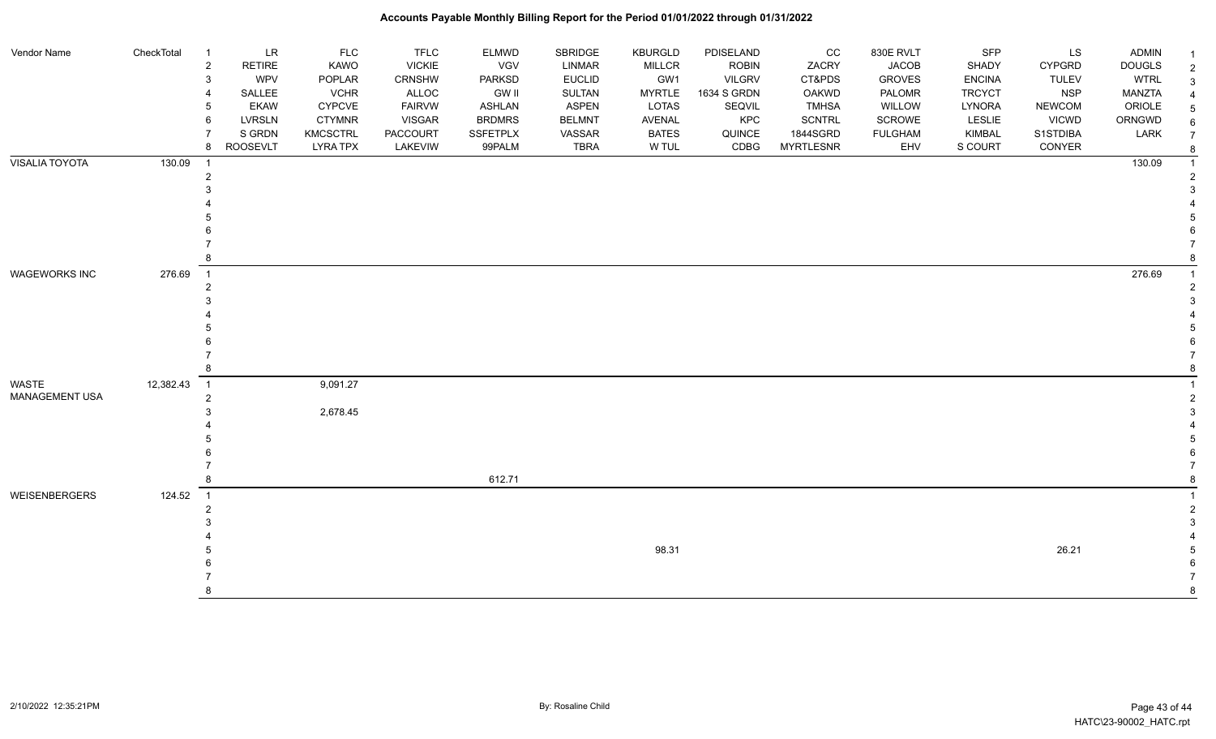# Accounts Payable Monthly Billing Report for the Period 01/01/2022 through 01/31/2022

| Vendor Name | CheckTotal | Row | LR | FLC | TFLC | ELMWD | SBRIDGE | KBURGLD | PDISELAND | CC | 830E RVLT | SFP | LS | ADMIN | Row |
|---|---|---|---|---|---|---|---|---|---|---|---|---|---|---|---|
| | | 2 | RETIRE | KAWO | VICKIE | VGV | LINMAR | MILLCR | ROBIN | ZACRY | JACOB | SHADY | CYPGRD | DOUGLS | 2 |
| | | 3 | WPV | POPLAR | CRNSHW | PARKSD | EUCLID | GW1 | VILGRV | CT&PDS | GROVES | ENCINA | TULEV | WTRL | 3 |
| | | 4 | SALLEE | VCHR | ALLOC | GW II | SULTAN | MYRTLE | 1634 S GRDN | OAKWD | PALOMR | TRCYCT | NSP | MANZTA | 4 |
| | | 5 | EKAW | CYPCVE | FAIRVW | ASHLAN | ASPEN | LOTAS | SEQVIL | TMHSA | WILLOW | LYNORA | NEWCOM | ORIOLE | 5 |
| | | 6 | LVRSLN | CTYMNR | VISGAR | BRDMRS | BELMNT | AVENAL | KPC | SCNTRL | SCROWE | LESLIE | VICWD | ORNGWD | 6 |
| | | 7 | S GRDN | KMCSCTRL | PACCOURT | SSFETPLX | VASSAR | BATES | QUINCE | 1844SGRD | FULGHAM | KIMBAL | S1STDIBA | LARK | 7 |
| | | 8 | ROOSEVLT | LYRA TPX | LAKEVIW | 99PALM | TBRA | W TUL | CDBG | MYRTLESNR | EHV | S COURT | CONYER | | 8 |
| VISALIA TOYOTA | 130.09 | 1 | | | | | | | | | | | | 130.09 | 1 |
| | | 2 | | | | | | | | | | | | | 2 |
| | | 3 | | | | | | | | | | | | | 3 |
| | | 4 | | | | | | | | | | | | | 4 |
| | | 5 | | | | | | | | | | | | | 5 |
| | | 6 | | | | | | | | | | | | | 6 |
| | | 7 | | | | | | | | | | | | | 7 |
| | | 8 | | | | | | | | | | | | | 8 |
| WAGEWORKS INC | 276.69 | 1 | | | | | | | | | | | | 276.69 | 1 |
| | | 2 | | | | | | | | | | | | | 2 |
| | | 3 | | | | | | | | | | | | | 3 |
| | | 4 | | | | | | | | | | | | | 4 |
| | | 5 | | | | | | | | | | | | | 5 |
| | | 6 | | | | | | | | | | | | | 6 |
| | | 7 | | | | | | | | | | | | | 7 |
| | | 8 | | | | | | | | | | | | | 8 |
| WASTE MANAGEMENT USA | 12,382.43 | 1 | | 9,091.27 | | | | | | | | | | | 1 |
| | | 2 | | | | | | | | | | | | | 2 |
| | | 3 | | 2,678.45 | | | | | | | | | | | 3 |
| | | 4 | | | | | | | | | | | | | 4 |
| | | 5 | | | | | | | | | | | | | 5 |
| | | 6 | | | | | | | | | | | | | 6 |
| | | 7 | | | | | | | | | | | | | 7 |
| | | 8 | | | | 612.71 | | | | | | | | | 8 |
| WEISENBERGERS | 124.52 | 1 | | | | | | | | | | | | | 1 |
| | | 2 | | | | | | | | | | | | | 2 |
| | | 3 | | | | | | | | | | | | | 3 |
| | | 4 | | | | | | | | | | | | | 4 |
| | | 5 | | | | | | 98.31 | | | | | 26.21 | | 5 |
| | | 6 | | | | | | | | | | | | | 6 |
| | | 7 | | | | | | | | | | | | | 7 |
| | | 8 | | | | | | | | | | | | | 8 |

By: Rosaline Child

HATC\23-90002_HATC.rpt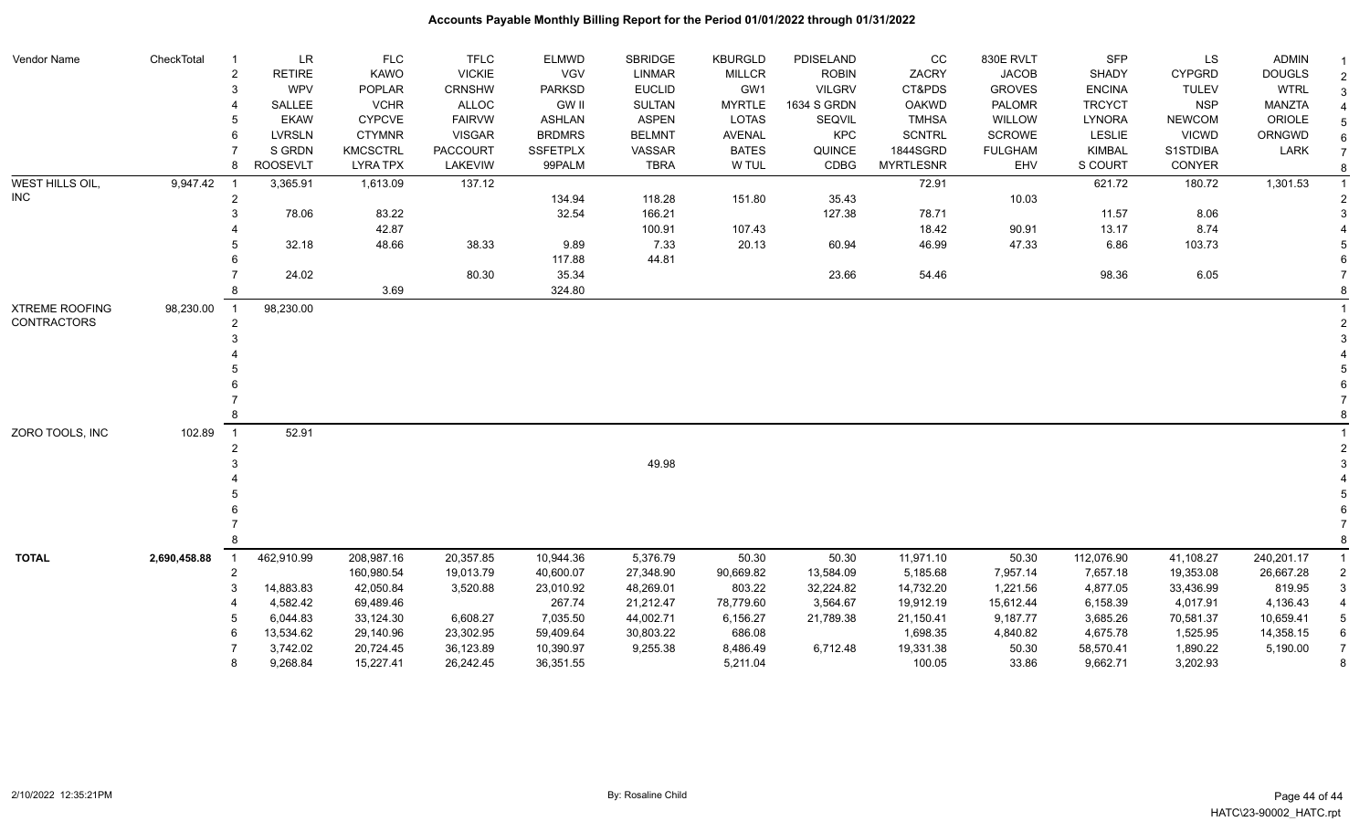| Vendor Name | CheckTotal | | | | | | | | | | | | | | |
|---|---|---|---|---|---|---|---|---|---|---|---|---|---|---|---|
| | | 1 | LR | FLC | TFLC | ELMWD | SBRIDGE | KBURGLD | PDISELAND | CC | 830E RVLT | SFP | LS | ADMIN | 1 |
| | | 2 | RETIRE | KAWO | VICKIE | VGV | LINMAR | MILLCR | ROBIN | ZACRY | JACOB | SHADY | CYPGRD | DOUGLS | 2 |
| | | 3 | WPV | POPLAR | CRNSHW | PARKSD | EUCLID | GW1 | VILGRV | CT&PDS | GROVES | ENCINA | TULEV | WTRL | 3 |
| | | 4 | SALLEE | VCHR | ALLOC | GW II | SULTAN | MYRTLE | 1634 S GRDN | OAKWD | PALOMR | TRCYCT | NSP | MANZTA | 4 |
| | | 5 | EKAW | CYPCVE | FAIRVW | ASHLAN | ASPEN | LOTAS | SEQVIL | TMHSA | WILLOW | LYNORA | NEWCOM | ORIOLE | 5 |
| | | 6 | LVRSLN | CTYMNR | VISGAR | BRDMRS | BELMNT | AVENAL | KPC | SCNTRL | SCROWE | LESLIE | VICWD | ORNGWD | 6 |
| | | 7 | S GRDN | KMCSTRL | PACCOURT | SSFETPLX | VASSAR | BATES | QUINCE | 1844SGRD | FULGHAM | KIMBAL | S1STDIBA | LARK | 7 |
| | | 8 | ROOSEVLT | LYRA TPX | LAKEVIW | 99PALM | TBRA | W TUL | CDBG | MYRTLESNR | EHV | S COURT | CONYER | | 8 |
| WEST HILLS OIL, INC | 9,947.42 | 1 | 3,365.91 | 1,613.09 | 137.12 | | | | | 72.91 | | 621.72 | 180.72 | 1,301.53 | 1 |
| | | 2 | | | | 134.94 | 118.28 | 151.80 | 35.43 | | 10.03 | | | | 2 |
| | | 3 | 78.06 | 83.22 | | 32.54 | 166.21 | | 127.38 | 78.71 | | 11.57 | 8.06 | | 3 |
| | | 4 | | 42.87 | | | 100.91 | 107.43 | | 18.42 | 90.91 | 13.17 | 8.74 | | 4 |
| | | 5 | 32.18 | 48.66 | 38.33 | 9.89 | 7.33 | 20.13 | 60.94 | 46.99 | 47.33 | 6.86 | 103.73 | | 5 |
| | | 6 | | | | 117.88 | 44.81 | | | | | | | | 6 |
| | | 7 | 24.02 | | 80.30 | 35.34 | | | 23.66 | 54.46 | | 98.36 | 6.05 | | 7 |
| | | 8 | | 3.69 | | 324.80 | | | | | | | | | 8 |
| XTREME ROOFING CONTRACTORS | 98,230.00 | 1 | 98,230.00 | | | | | | | | | | | | 1 |
| | | 2 | | | | | | | | | | | | | 2 |
| | | 3 | | | | | | | | | | | | | 3 |
| | | 4 | | | | | | | | | | | | | 4 |
| | | 5 | | | | | | | | | | | | | 5 |
| | | 6 | | | | | | | | | | | | | 6 |
| | | 7 | | | | | | | | | | | | | 7 |
| | | 8 | | | | | | | | | | | | | 8 |
| ZORO TOOLS, INC | 102.89 | 1 | 52.91 | | | | | | | | | | | | 1 |
| | | 2 | | | | | | | | | | | | | 2 |
| | | 3 | | | | | 49.98 | | | | | | | | 3 |
| | | 4 | | | | | | | | | | | | | 4 |
| | | 5 | | | | | | | | | | | | | 5 |
| | | 6 | | | | | | | | | | | | | 6 |
| | | 7 | | | | | | | | | | | | | 7 |
| | | 8 | | | | | | | | | | | | | 8 |
| **TOTAL** | **2,690,458.88** | 1 | 462,910.99 | 208,987.16 | 20,357.85 | 10,944.36 | 5,376.79 | 50.30 | 50.30 | 11,971.10 | 50.30 | 112,076.90 | 41,108.27 | 240,201.17 | 1 |
| | | 2 | | 160,980.54 | 19,013.79 | 40,600.07 | 27,348.90 | 90,669.82 | 13,584.09 | 5,185.68 | 7,957.14 | 7,657.18 | 19,353.08 | 26,667.28 | 2 |
| | | 3 | 14,883.83 | 42,050.84 | 3,520.88 | 23,010.92 | 48,269.01 | 803.22 | 32,224.82 | 14,732.20 | 1,221.56 | 4,877.05 | 33,436.99 | 819.95 | 3 |
| | | 4 | 4,582.42 | 69,489.46 | | 267.74 | 21,212.47 | 78,779.60 | 3,564.67 | 19,912.19 | 15,612.44 | 6,158.39 | 4,017.91 | 4,136.43 | 4 |
| | | 5 | 6,044.83 | 33,124.30 | 6,608.27 | 7,035.50 | 44,002.71 | 6,156.27 | 21,789.38 | 21,150.41 | 9,187.77 | 3,685.26 | 70,581.37 | 10,659.41 | 5 |
| | | 6 | 13,534.62 | 29,140.96 | 23,302.95 | 59,409.64 | 30,803.22 | 686.08 | | 1,698.35 | 4,840.82 | 4,675.78 | 1,525.95 | 14,358.15 | 6 |
| | | 7 | 3,742.02 | 20,724.45 | 36,123.89 | 10,390.97 | 9,255.38 | 8,486.49 | 6,712.48 | 19,331.38 | 50.30 | 58,570.41 | 1,890.22 | 5,190.00 | 7 |
| | | 8 | 9,268.84 | 15,227.41 | 26,242.45 | 36,351.55 | | 5,211.04 | | 100.05 | 33.86 | 9,662.71 | 3,202.93 | | 8 |

2/10/2022 12:35:21PM

By: Rosaline Child

HATC\23-90002_HATC.rpt